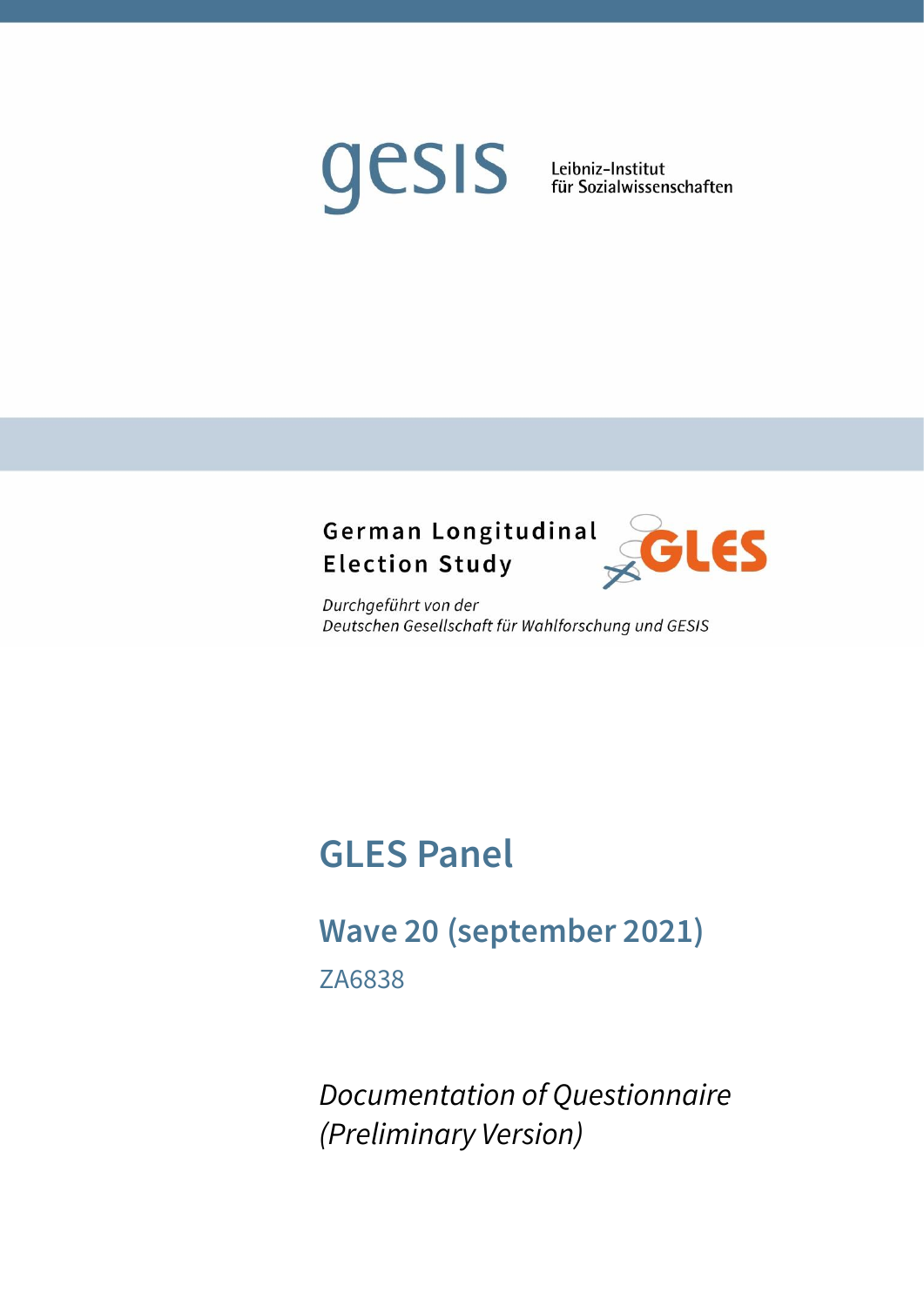gesis Leibniz-Institut für Sozialwissenschaften

German Longitudinal Election Study

GLES

*Durchgeführt von der Deutschen Gesellschaft für Wahlforschung und GESIS*

# GLES Panel

## Wave 20 (september 2021)

ZA6838

*Documentation of Questionnaire (Preliminary Version)*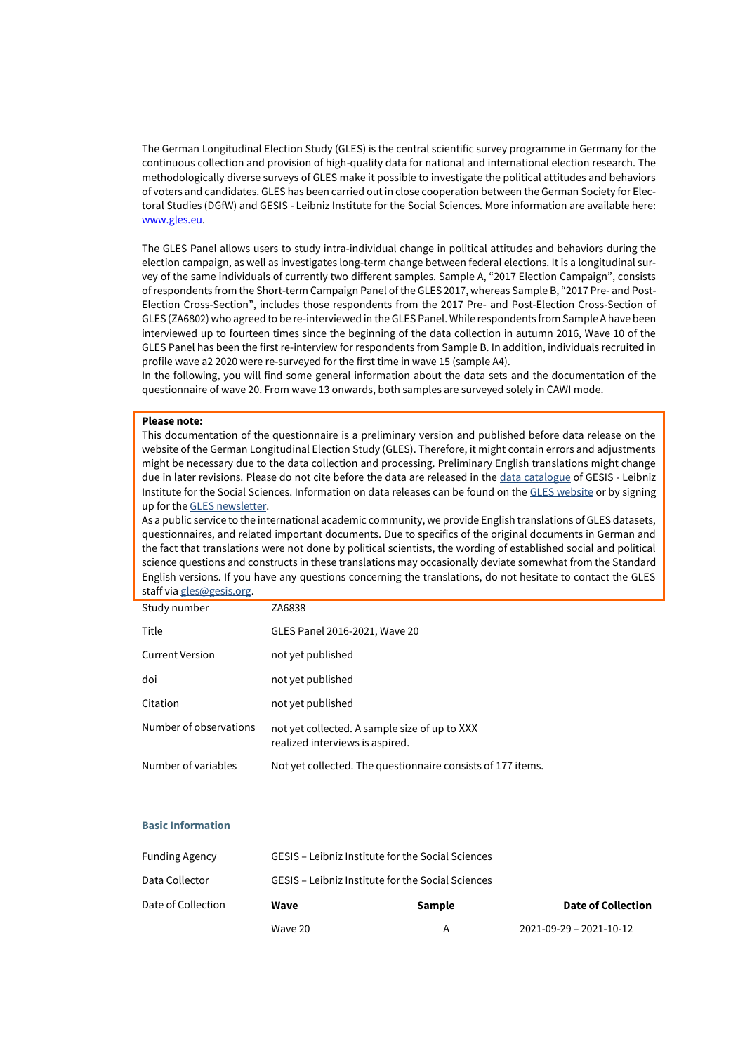The German Longitudinal Election Study (GLES) is the central scientific survey programme in Germany for the continuous collection and provision of high-quality data for national and international election research. The methodologically diverse surveys of GLES make it possible to investigate the political attitudes and behaviors of voters and candidates. GLES has been carried out in close cooperation between the German Society for Electoral Studies (DGfW) and GESIS - Leibniz Institute for the Social Sciences. More information are available here: [www.gles.eu](www.gles.eu).

The GLES Panel allows users to study intra-individual change in political attitudes and behaviors during the election campaign, as well as investigates long-term change between federal elections. It is a longitudinal survey of the same individuals of currently two different samples. Sample A, "2017 Election Campaign", consists of respondents from the Short-term Campaign Panel of the GLES 2017, whereas Sample B, "2017 Pre- and Post-Election Cross-Section", includes those respondents from the 2017 Pre- and Post-Election Cross-Section of GLES (ZA6802) who agreed to be re-interviewed in the GLES Panel. While respondents from Sample A have been interviewed up to fourteen times since the beginning of the data collection in autumn 2016, Wave 10 of the GLES Panel has been the first re-interview for respondents from Sample B. In addition, individuals recruited in profile wave a2 2020 were re-surveyed for the first time in wave 15 (sample A4).
In the following, you will find some general information about the data sets and the documentation of the questionnaire of wave 20. From wave 13 onwards, both samples are surveyed solely in CAWI mode.

**Please note:**
This documentation of the questionnaire is a preliminary version and published before data release on the website of the German Longitudinal Election Study (GLES). Therefore, it might contain errors and adjustments might be necessary due to the data collection and processing. Preliminary English translations might change due in later revisions. Please do not cite before the data are released in the data catalogue of GESIS - Leibniz Institute for the Social Sciences. Information on data releases can be found on the GLES website or by signing up for the GLES newsletter.
As a public service to the international academic community, we provide English translations of GLES datasets, questionnaires, and related important documents. Due to specifics of the original documents in German and the fact that translations were not done by political scientists, the wording of established social and political science questions and constructs in these translations may occasionally deviate somewhat from the Standard English versions. If you have any questions concerning the translations, do not hesitate to contact the GLES staff via gles@gesis.org.

| | |
|---|---|
| Study number | ZA6838 |
| Title | GLES Panel 2016-2021, Wave 20 |
| Current Version | not yet published |
| doi | not yet published |
| Citation | not yet published |
| Number of observations | not yet collected. A sample size of up to XXX realized interviews is aspired. |
| Number of variables | Not yet collected. The questionnaire consists of 177 items. |

**Basic Information**

| | | | |
|---|---|---|---|
| Funding Agency | GESIS – Leibniz Institute for the Social Sciences | | |
| Data Collector | GESIS – Leibniz Institute for the Social Sciences | | |
| Date of Collection | **Wave** | **Sample** | **Date of Collection** |
| | Wave 20 | A | 2021-09-29 – 2021-10-12 |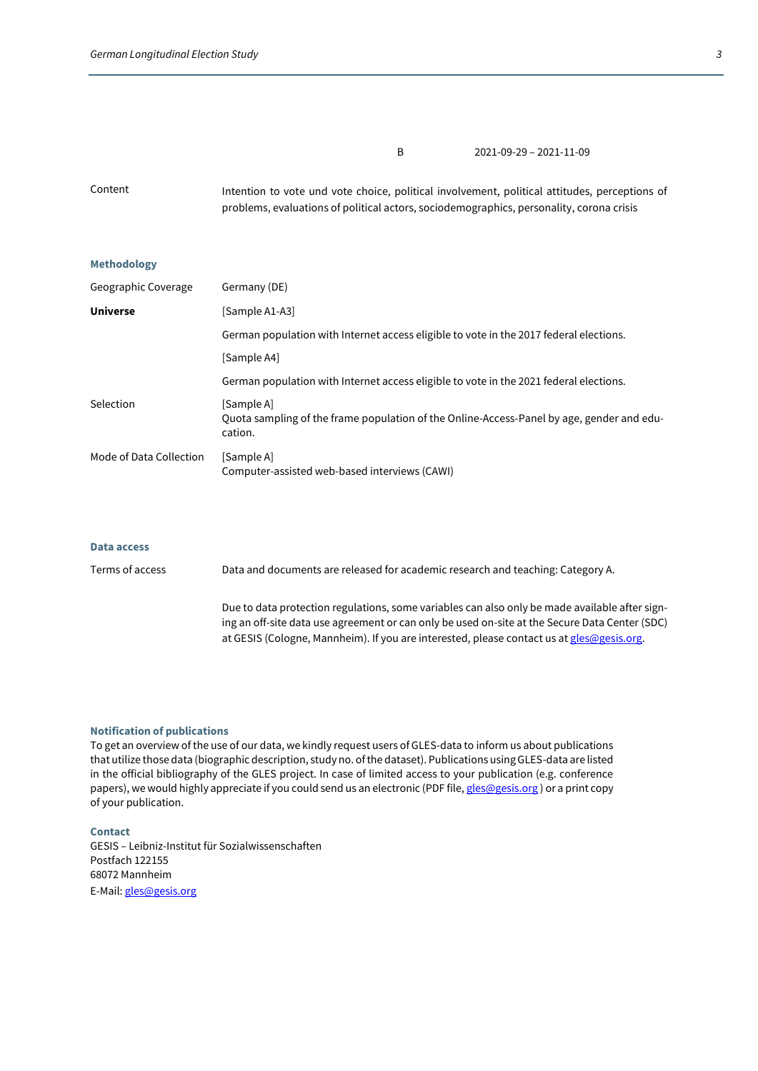| | B | 2021-09-29 – 2021-11-09 |
|---|---|---|

| | |
|---|---|
| Content | Intention to vote und vote choice, political involvement, political attitudes, perceptions of problems, evaluations of political actors, sociodemographics, personality, corona crisis |

**Methodology**

| | |
|---|---|
| Geographic Coverage | Germany (DE) |
| **Universe** | [Sample A1-A3] |
| | German population with Internet access eligible to vote in the 2017 federal elections. |
| | [Sample A4] |
| | German population with Internet access eligible to vote in the 2021 federal elections. |
| Selection | [Sample A]<br>Quota sampling of the frame population of the Online-Access-Panel by age, gender and education. |
| Mode of Data Collection | [Sample A]<br>Computer-assisted web-based interviews (CAWI) |

**Data access**

| | |
|---|---|
| Terms of access | Data and documents are released for academic research and teaching: Category A. |
| | Due to data protection regulations, some variables can also only be made available after signing an off-site data use agreement or can only be used on-site at the Secure Data Center (SDC) at GESIS (Cologne, Mannheim). If you are interested, please contact us at gles@gesis.org. |

**Notification of publications**

To get an overview of the use of our data, we kindly request users of GLES-data to inform us about publications that utilize those data (biographic description, study no. of the dataset). Publications using GLES-data are listed in the official bibliography of the GLES project. In case of limited access to your publication (e.g. conference papers), we would highly appreciate if you could send us an electronic (PDF file, gles@gesis.org ) or a print copy of your publication.

**Contact**

GESIS – Leibniz-Institut für Sozialwissenschaften
Postfach 122155
68072 Mannheim
E-Mail: gles@gesis.org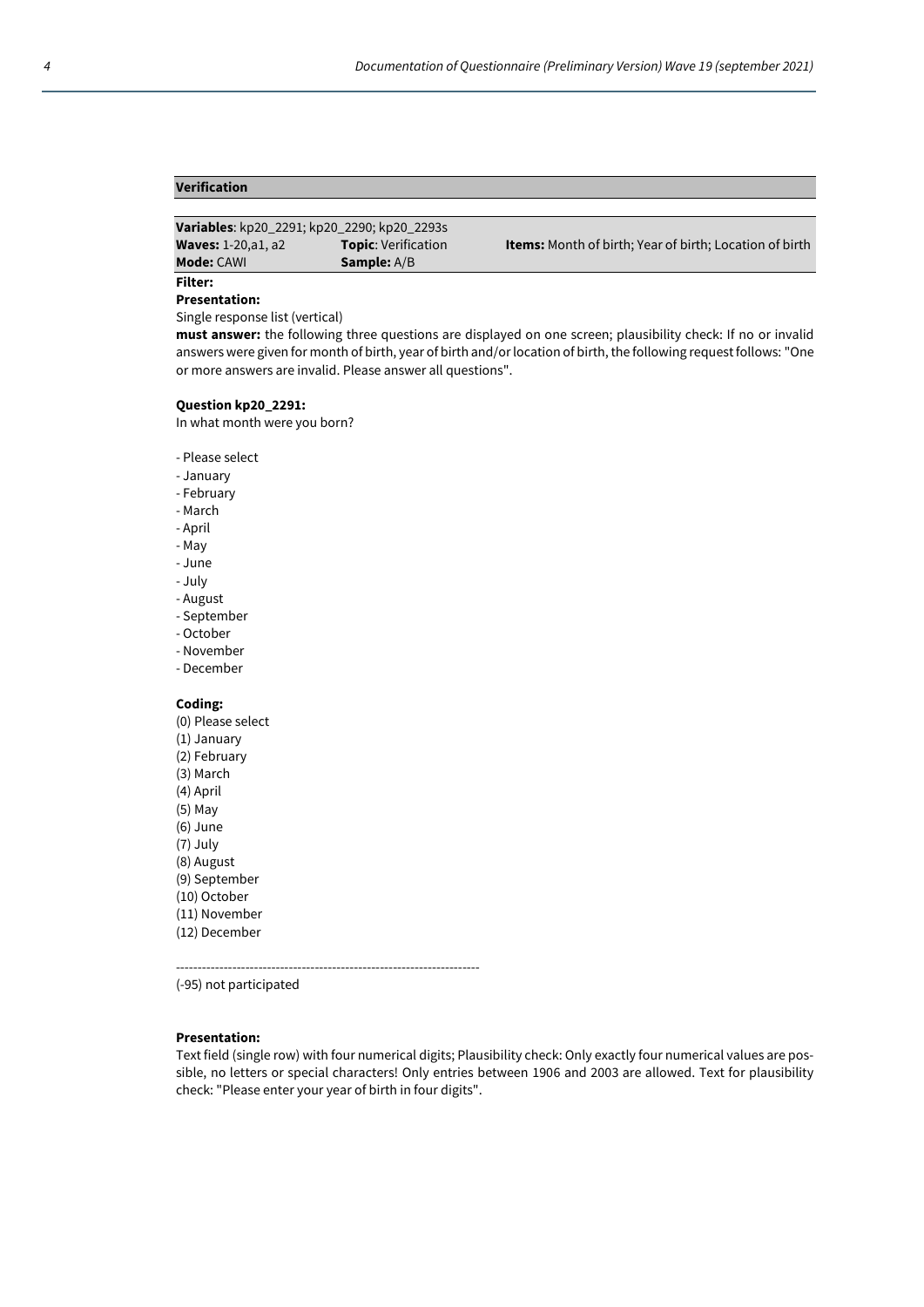## Verification

**Variables**: kp20_2291; kp20_2290; kp20_2293s

| | | |
|---|---|---|
| **Waves:** 1-20,a1, a2 | **Topic**: Verification | **Items:** Month of birth; Year of birth; Location of birth |
| **Mode:** CAWI | **Sample:** A/B | |

**Filter:**

**Presentation:**

Single response list (vertical)

**must answer:** the following three questions are displayed on one screen; plausibility check: If no or invalid answers were given for month of birth, year of birth and/or location of birth, the following request follows: "One or more answers are invalid. Please answer all questions".

**Question kp20_2291:**

In what month were you born?

- Please select
- January
- February
- March
- April
- May
- June
- July
- August
- September
- October
- November
- December

**Coding:**

(0) Please select
(1) January
(2) February
(3) March
(4) April
(5) May
(6) June
(7) July
(8) August
(9) September
(10) October
(11) November
(12) December

----------------------------------------------------------------------

(-95) not participated

**Presentation:**

Text field (single row) with four numerical digits; Plausibility check: Only exactly four numerical values are possible, no letters or special characters! Only entries between 1906 and 2003 are allowed. Text for plausibility check: "Please enter your year of birth in four digits".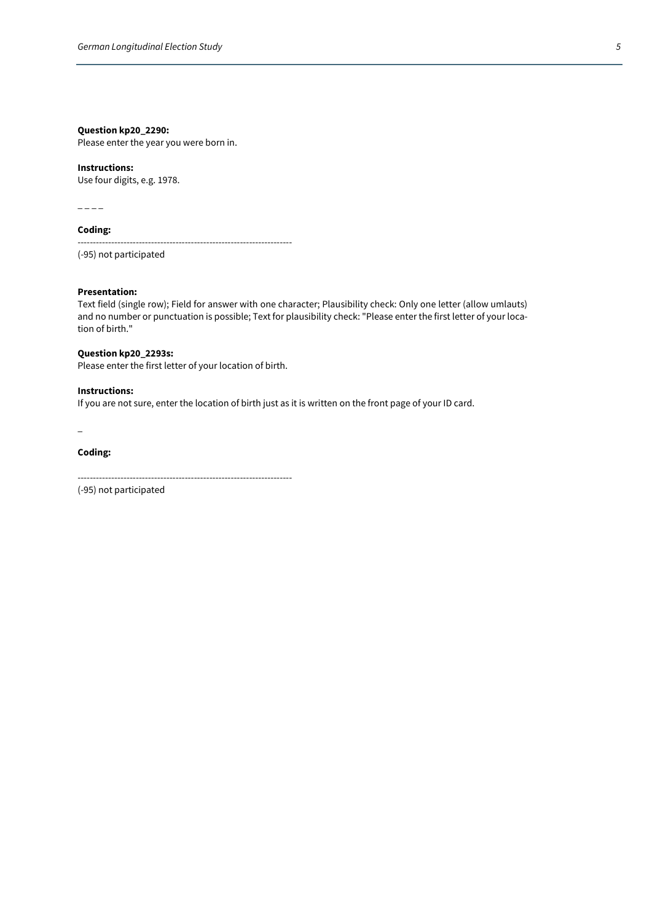**Question kp20_2290:**
Please enter the year you were born in.

**Instructions:**
Use four digits, e.g. 1978.

_ _ _ _

**Coding:**

---------------------------------------------------------------------
(-95) not participated

**Presentation:**
Text field (single row); Field for answer with one character; Plausibility check: Only one letter (allow umlauts) and no number or punctuation is possible; Text for plausibility check: "Please enter the first letter of your location of birth."

**Question kp20_2293s:**
Please enter the first letter of your location of birth.

**Instructions:**
If you are not sure, enter the location of birth just as it is written on the front page of your ID card.

_

**Coding:**

---------------------------------------------------------------------
(-95) not participated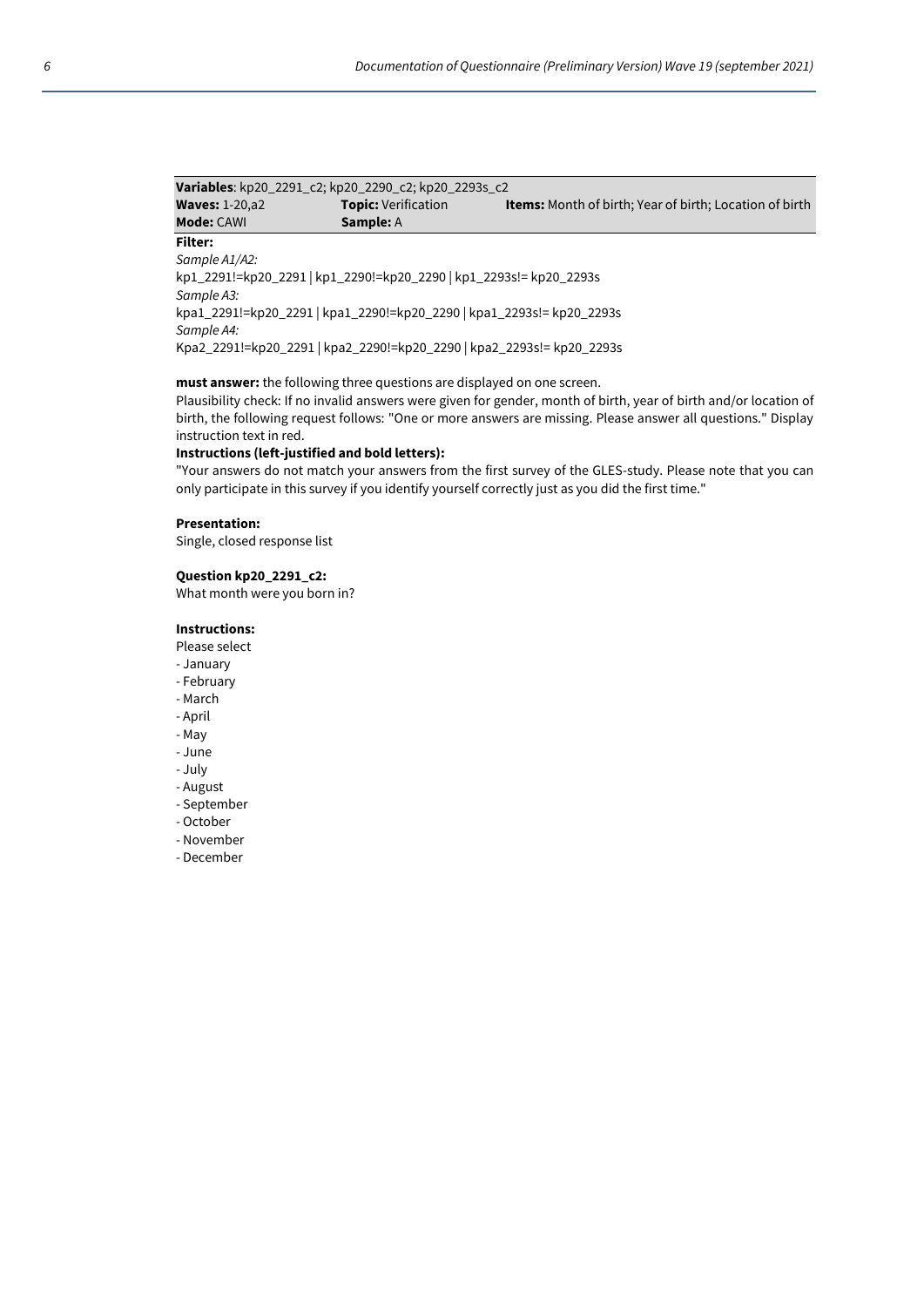| **Variables**: kp20_2291_c2; kp20_2290_c2; kp20_2293s_c2 | | |
|---|---|---|
| **Waves:** 1-20,a2 | **Topic:** Verification | **Items:** Month of birth; Year of birth; Location of birth |
| **Mode:** CAWI | **Sample:** A | |

**Filter:**

*Sample A1/A2:*

kp1_2291!=kp20_2291 | kp1_2290!=kp20_2290 | kp1_2293s!= kp20_2293s

*Sample A3:*

kpa1_2291!=kp20_2291 | kpa1_2290!=kp20_2290 | kpa1_2293s!= kp20_2293s

*Sample A4:*

Kpa2_2291!=kp20_2291 | kpa2_2290!=kp20_2290 | kpa2_2293s!= kp20_2293s

**must answer:** the following three questions are displayed on one screen.

Plausibility check: If no invalid answers were given for gender, month of birth, year of birth and/or location of birth, the following request follows: "One or more answers are missing. Please answer all questions." Display instruction text in red.

**Instructions (left-justified and bold letters):**

"Your answers do not match your answers from the first survey of the GLES-study. Please note that you can only participate in this survey if you identify yourself correctly just as you did the first time."

**Presentation:**

Single, closed response list

**Question kp20_2291_c2:**

What month were you born in?

**Instructions:**

Please select

- January
- February
- March
- April
- May
- June
- July
- August
- September
- October
- November
- December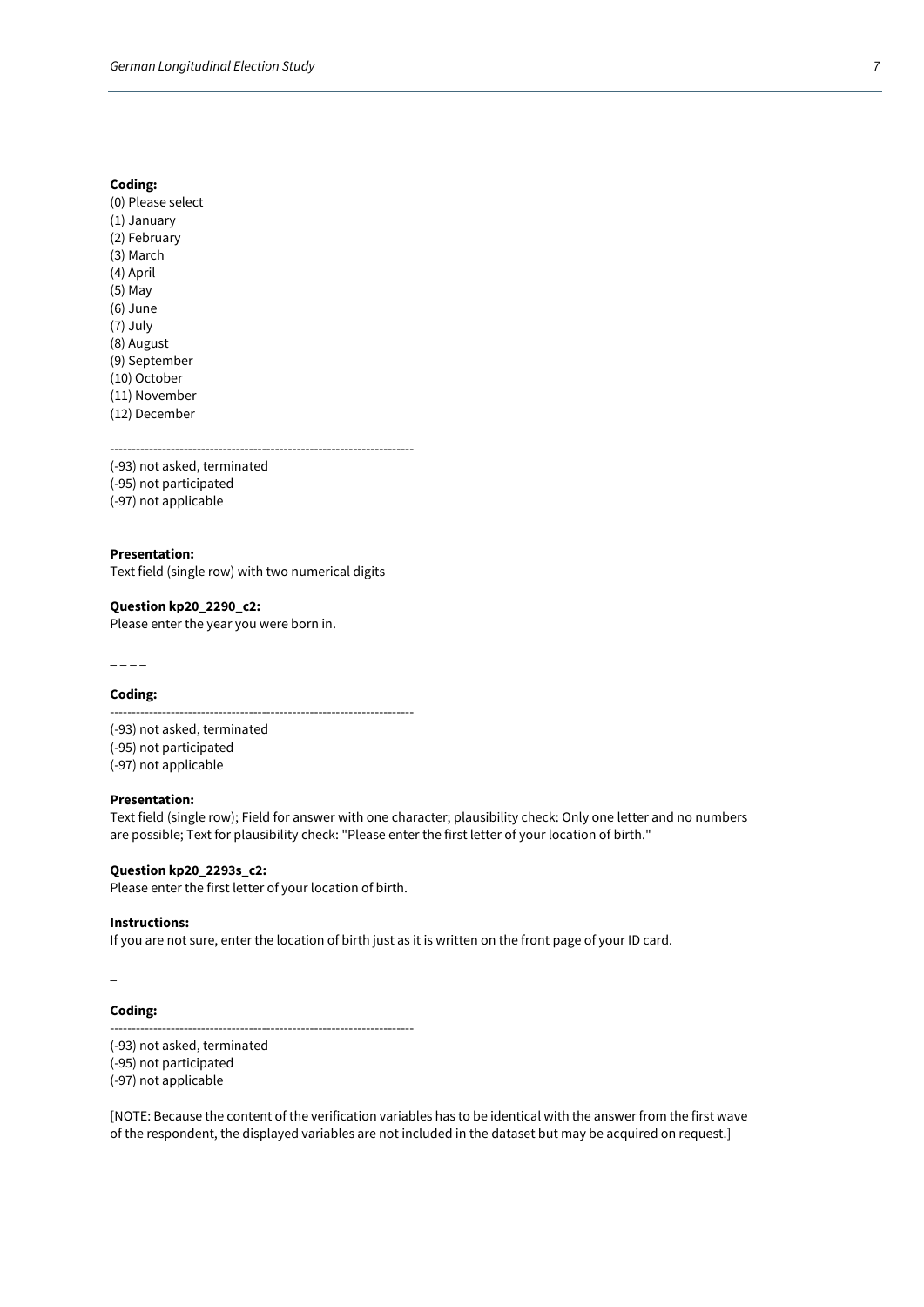**Coding:**
(0) Please select
(1) January
(2) February
(3) March
(4) April
(5) May
(6) June
(7) July
(8) August
(9) September
(10) October
(11) November
(12) December

----------------------------------------------------------------------
(-93) not asked, terminated
(-95) not participated
(-97) not applicable

**Presentation:**
Text field (single row) with two numerical digits

**Question kp20_2290_c2:**
Please enter the year you were born in.

_ _ _ _

**Coding:**
----------------------------------------------------------------------
(-93) not asked, terminated
(-95) not participated
(-97) not applicable

**Presentation:**
Text field (single row); Field for answer with one character; plausibility check: Only one letter and no numbers are possible; Text for plausibility check: "Please enter the first letter of your location of birth."

**Question kp20_2293s_c2:**
Please enter the first letter of your location of birth.

**Instructions:**
If you are not sure, enter the location of birth just as it is written on the front page of your ID card.

_

**Coding:**
----------------------------------------------------------------------
(-93) not asked, terminated
(-95) not participated
(-97) not applicable

[NOTE: Because the content of the verification variables has to be identical with the answer from the first wave of the respondent, the displayed variables are not included in the dataset but may be acquired on request.]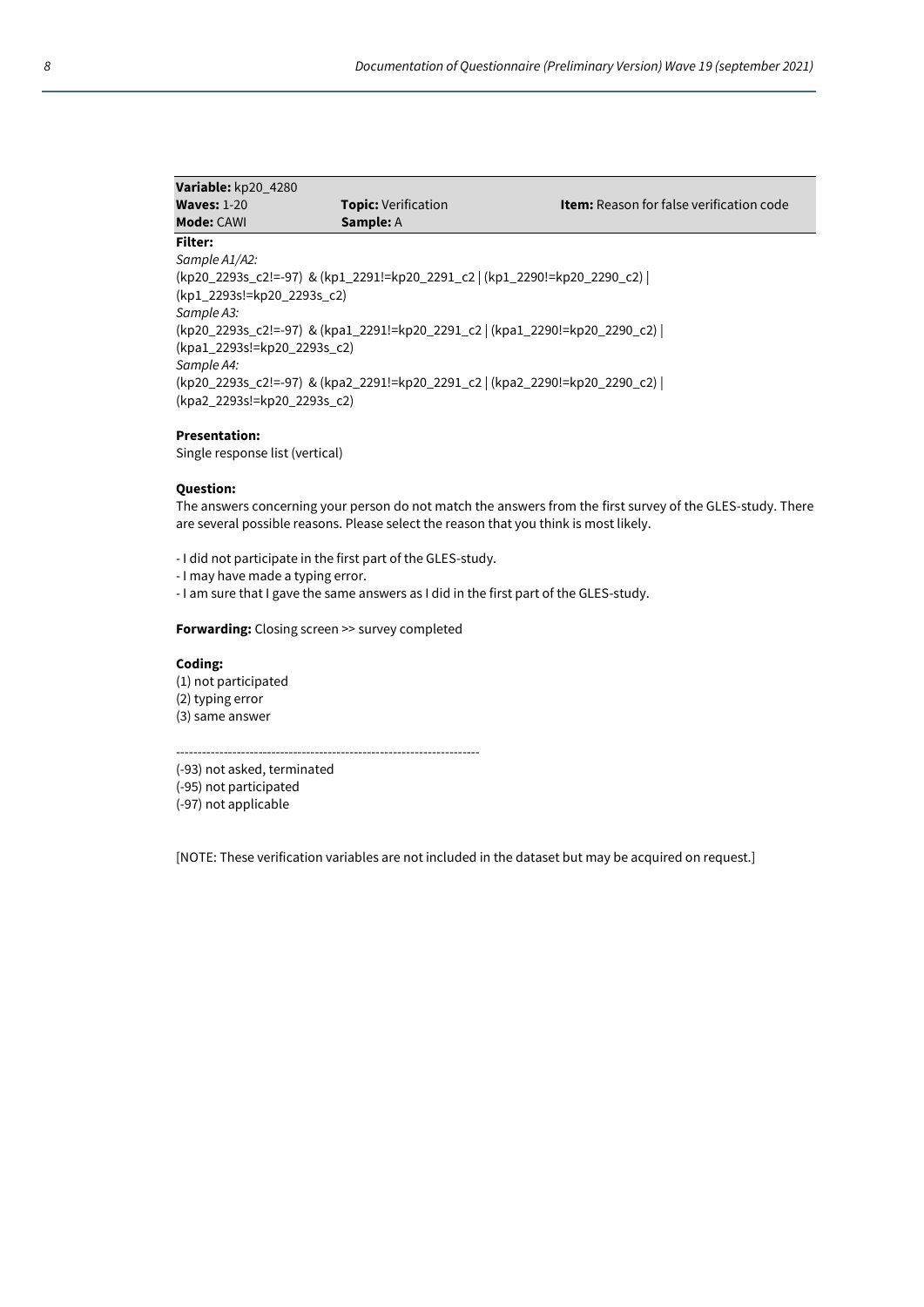| **Variable:** kp20_4280 | | |
|---|---|---|
| **Waves:** 1-20 | **Topic:** Verification | **Item:** Reason for false verification code |
| **Mode:** CAWI | **Sample:** A | |

**Filter:**

*Sample A1/A2:*
(kp20_2293s_c2!=-97) & (kp1_2291!=kp20_2291_c2 | (kp1_2290!=kp20_2290_c2) | (kp1_2293s!=kp20_2293s_c2)

*Sample A3:*
(kp20_2293s_c2!=-97) & (kpa1_2291!=kp20_2291_c2 | (kpa1_2290!=kp20_2290_c2) | (kpa1_2293s!=kp20_2293s_c2)

*Sample A4:*
(kp20_2293s_c2!=-97) & (kpa2_2291!=kp20_2291_c2 | (kpa2_2290!=kp20_2290_c2) | (kpa2_2293s!=kp20_2293s_c2)

**Presentation:**
Single response list (vertical)

**Question:**
The answers concerning your person do not match the answers from the first survey of the GLES-study. There are several possible reasons. Please select the reason that you think is most likely.

- I did not participate in the first part of the GLES-study.
- I may have made a typing error.
- I am sure that I gave the same answers as I did in the first part of the GLES-study.

**Forwarding:** Closing screen >> survey completed

**Coding:**
(1) not participated
(2) typing error
(3) same answer

----------------------------------------------------------------------

(-93) not asked, terminated
(-95) not participated
(-97) not applicable

[NOTE: These verification variables are not included in the dataset but may be acquired on request.]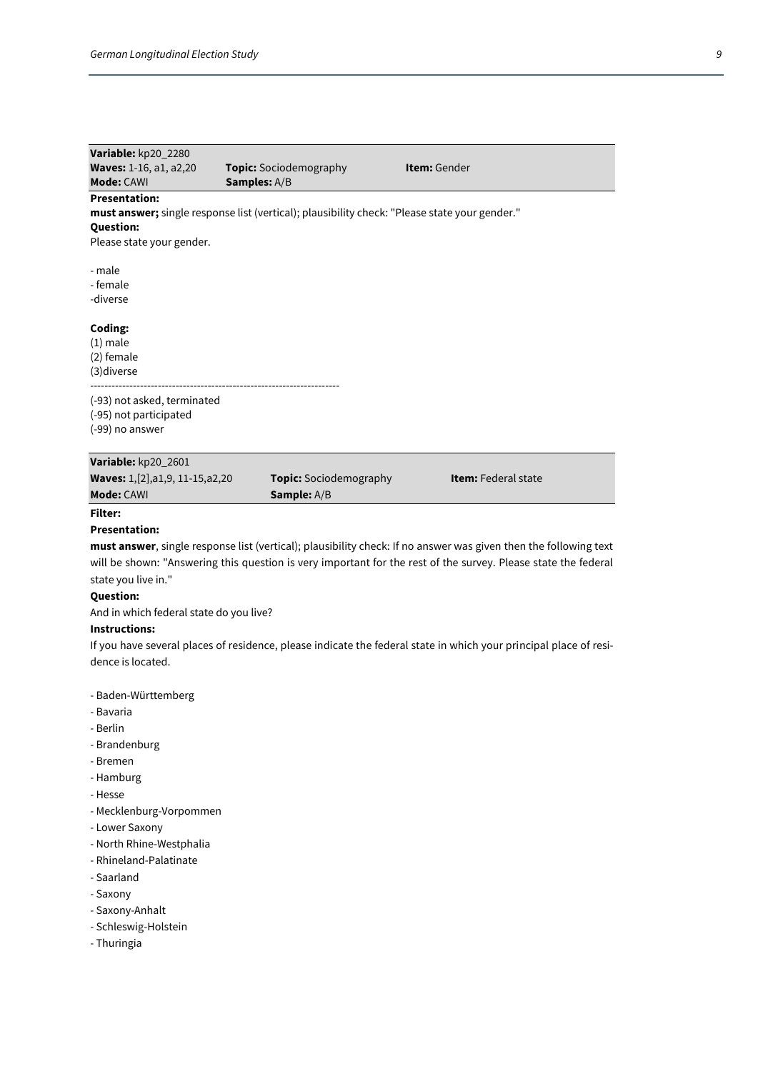| **Variable:** kp20_2280 | | |
|---|---|---|
| **Waves:** 1-16, a1, a2,20 | **Topic:** Sociodemography | **Item:** Gender |
| **Mode:** CAWI | **Samples:** A/B | |

**Presentation:**

**must answer;** single response list (vertical); plausibility check: "Please state your gender."

**Question:**

Please state your gender.

- male
- female
-diverse

**Coding:**

(1) male
(2) female
(3)diverse

--------------------------------------------------------------------

(-93) not asked, terminated
(-95) not participated
(-99) no answer

| **Variable:** kp20_2601 | | |
|---|---|---|
| **Waves:** 1,[2],a1,9, 11-15,a2,20 | **Topic:** Sociodemography | **Item:** Federal state |
| **Mode:** CAWI | **Sample:** A/B | |

**Filter:**

**Presentation:**

**must answer**, single response list (vertical); plausibility check: If no answer was given then the following text will be shown: "Answering this question is very important for the rest of the survey. Please state the federal state you live in."

**Question:**

And in which federal state do you live?

**Instructions:**

If you have several places of residence, please indicate the federal state in which your principal place of residence is located.

- Baden-Württemberg
- Bavaria
- Berlin
- Brandenburg
- Bremen
- Hamburg
- Hesse
- Mecklenburg-Vorpommen
- Lower Saxony
- North Rhine-Westphalia
- Rhineland-Palatinate
- Saarland
- Saxony
- Saxony-Anhalt
- Schleswig-Holstein
- Thuringia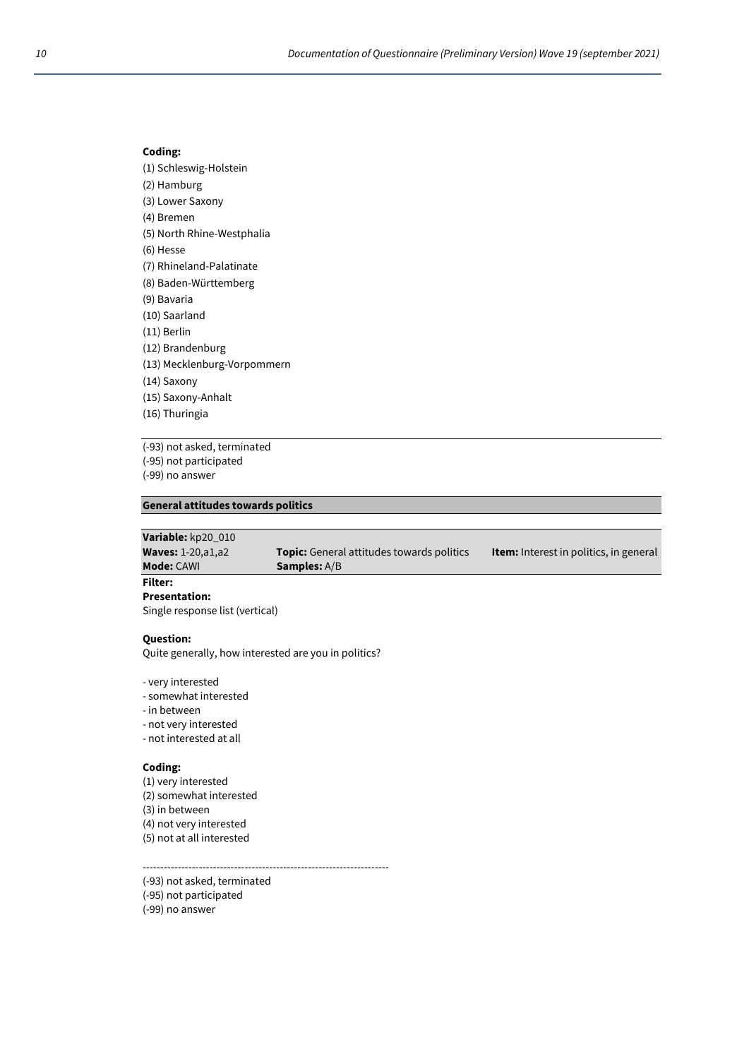**Coding:**

(1) Schleswig-Holstein
(2) Hamburg
(3) Lower Saxony
(4) Bremen
(5) North Rhine-Westphalia
(6) Hesse
(7) Rhineland-Palatinate
(8) Baden-Württemberg
(9) Bavaria
(10) Saarland
(11) Berlin
(12) Brandenburg
(13) Mecklenburg-Vorpommern
(14) Saxony
(15) Saxony-Anhalt
(16) Thuringia

---

(-93) not asked, terminated
(-95) not participated
(-99) no answer

## General attitudes towards politics

| **Variable:** kp20_010 | | |
|---|---|---|
| **Waves:** 1-20,a1,a2 | **Topic:** General attitudes towards politics | **Item:** Interest in politics, in general |
| **Mode:** CAWI | **Samples:** A/B | |

**Filter:**

**Presentation:**
Single response list (vertical)

**Question:**
Quite generally, how interested are you in politics?

- very interested
- somewhat interested
- in between
- not very interested
- not interested at all

**Coding:**

(1) very interested
(2) somewhat interested
(3) in between
(4) not very interested
(5) not at all interested

----------------------------------------------------------------------

(-93) not asked, terminated
(-95) not participated
(-99) no answer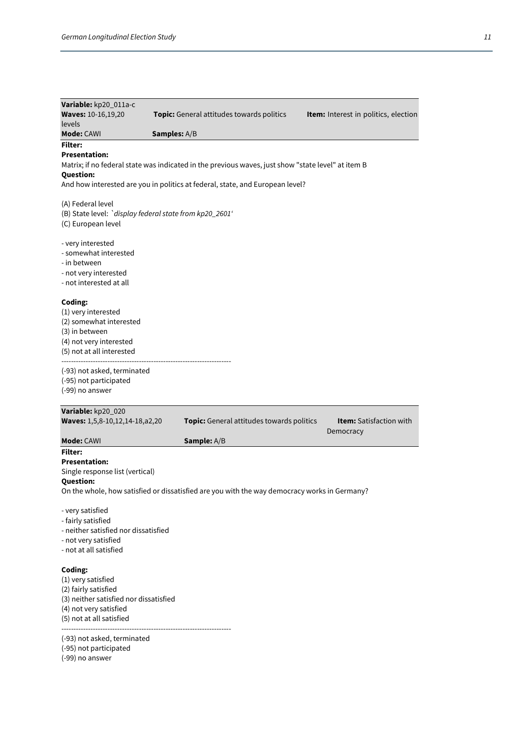**Variable:** kp20_011a-c
**Waves:** 10-16,19,20 **Topic:** General attitudes towards politics **Item:** Interest in politics, election levels
**Mode:** CAWI **Samples:** A/B

**Filter:**

**Presentation:**

Matrix; if no federal state was indicated in the previous waves, just show "state level" at item B

**Question:**

And how interested are you in politics at federal, state, and European level?

(A) Federal level
(B) State level: *`display federal state from kp20_2601'*
(C) European level

- very interested
- somewhat interested
- in between
- not very interested
- not interested at all

**Coding:**

(1) very interested
(2) somewhat interested
(3) in between
(4) not very interested
(5) not at all interested

----------------------------------------------------------------------

(-93) not asked, terminated
(-95) not participated
(-99) no answer

**Variable:** kp20_020
**Waves:** 1,5,8-10,12,14-18,a2,20 **Topic:** General attitudes towards politics **Item:** Satisfaction with Democracy
**Mode:** CAWI **Sample:** A/B

**Filter:**

**Presentation:**

Single response list (vertical)

**Question:**

On the whole, how satisfied or dissatisfied are you with the way democracy works in Germany?

- very satisfied
- fairly satisfied
- neither satisfied nor dissatisfied
- not very satisfied
- not at all satisfied

**Coding:**

(1) very satisfied
(2) fairly satisfied
(3) neither satisfied nor dissatisfied
(4) not very satisfied
(5) not at all satisfied

----------------------------------------------------------------------

(-93) not asked, terminated
(-95) not participated
(-99) no answer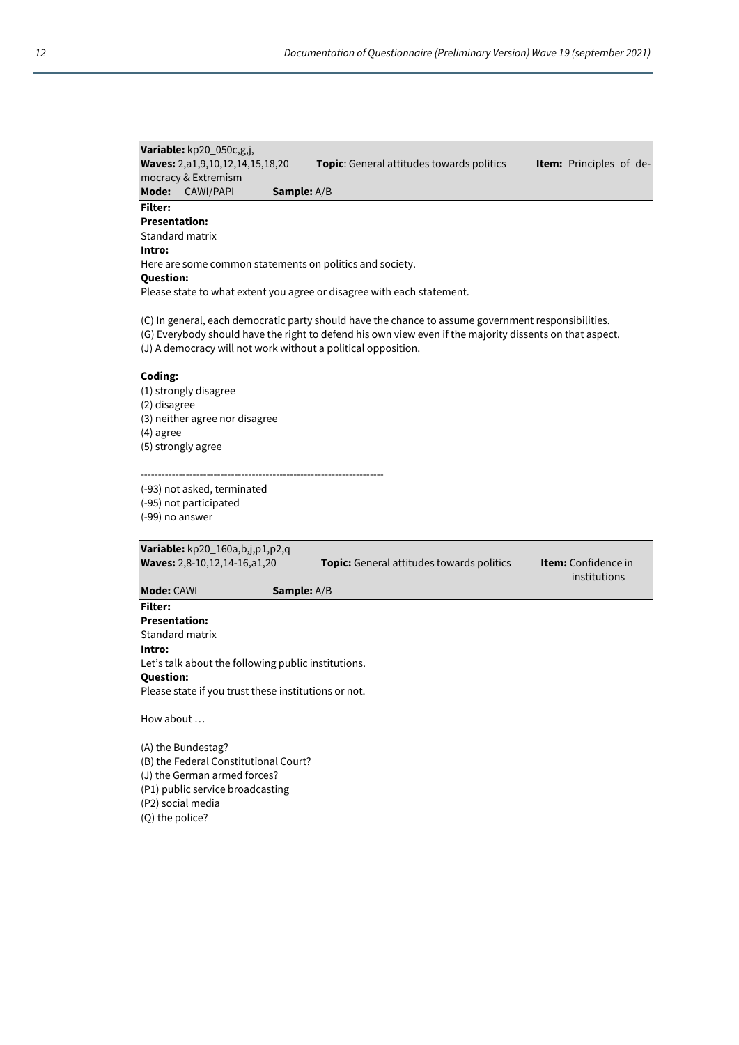**Variable:** kp20_050c,g,j,
**Waves:** 2,a1,9,10,12,14,15,18,20 **Topic**: General attitudes towards politics **Item:** Principles of democracy & Extremism
**Mode:** CAWI/PAPI **Sample:** A/B

**Filter:**

**Presentation:**
Standard matrix

**Intro:**
Here are some common statements on politics and society.

**Question:**
Please state to what extent you agree or disagree with each statement.

(C) In general, each democratic party should have the chance to assume government responsibilities.
(G) Everybody should have the right to defend his own view even if the majority dissents on that aspect.
(J) A democracy will not work without a political opposition.

**Coding:**
(1) strongly disagree
(2) disagree
(3) neither agree nor disagree
(4) agree
(5) strongly agree

-----------------------------------------------------------------------

(-93) not asked, terminated
(-95) not participated
(-99) no answer

**Variable:** kp20_160a,b,j,p1,p2,q
**Waves:** 2,8-10,12,14-16,a1,20 **Topic:** General attitudes towards politics **Item:** Confidence in institutions
**Mode:** CAWI **Sample:** A/B

**Filter:**

**Presentation:**
Standard matrix

**Intro:**
Let's talk about the following public institutions.

**Question:**
Please state if you trust these institutions or not.

How about …

(A) the Bundestag?
(B) the Federal Constitutional Court?
(J) the German armed forces?
(P1) public service broadcasting
(P2) social media
(Q) the police?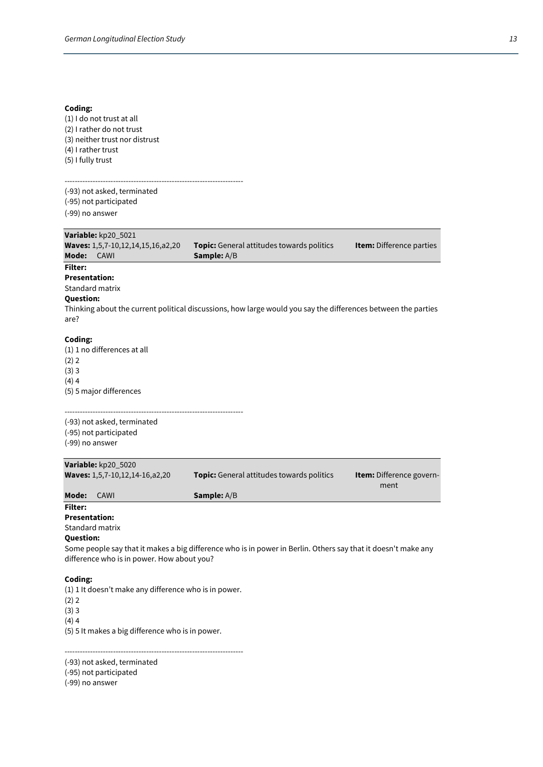**Coding:**
(1) I do not trust at all
(2) I rather do not trust
(3) neither trust nor distrust
(4) I rather trust
(5) I fully trust

---------------------------------------------------------------------

(-93) not asked, terminated
(-95) not participated
(-99) no answer

| **Variable:** kp20_5021 | | |
|---|---|---|
| **Waves:** 1,5,7-10,12,14,15,16,a2,20 | **Topic:** General attitudes towards politics | **Item:** Difference parties |
| **Mode:** CAWI | **Sample:** A/B | |

**Filter:**

**Presentation:**
Standard matrix

**Question:**
Thinking about the current political discussions, how large would you say the differences between the parties are?

**Coding:**
(1) 1 no differences at all
(2) 2
(3) 3
(4) 4
(5) 5 major differences

---------------------------------------------------------------------

(-93) not asked, terminated
(-95) not participated
(-99) no answer

| **Variable:** kp20_5020 | | |
|---|---|---|
| **Waves:** 1,5,7-10,12,14-16,a2,20 | **Topic:** General attitudes towards politics | **Item:** Difference government |
| **Mode:** CAWI | **Sample:** A/B | |

**Filter:**

**Presentation:**
Standard matrix

**Question:**
Some people say that it makes a big difference who is in power in Berlin. Others say that it doesn't make any difference who is in power. How about you?

**Coding:**
(1) 1 It doesn't make any difference who is in power.
(2) 2
(3) 3
(4) 4
(5) 5 It makes a big difference who is in power.

---------------------------------------------------------------------

(-93) not asked, terminated
(-95) not participated
(-99) no answer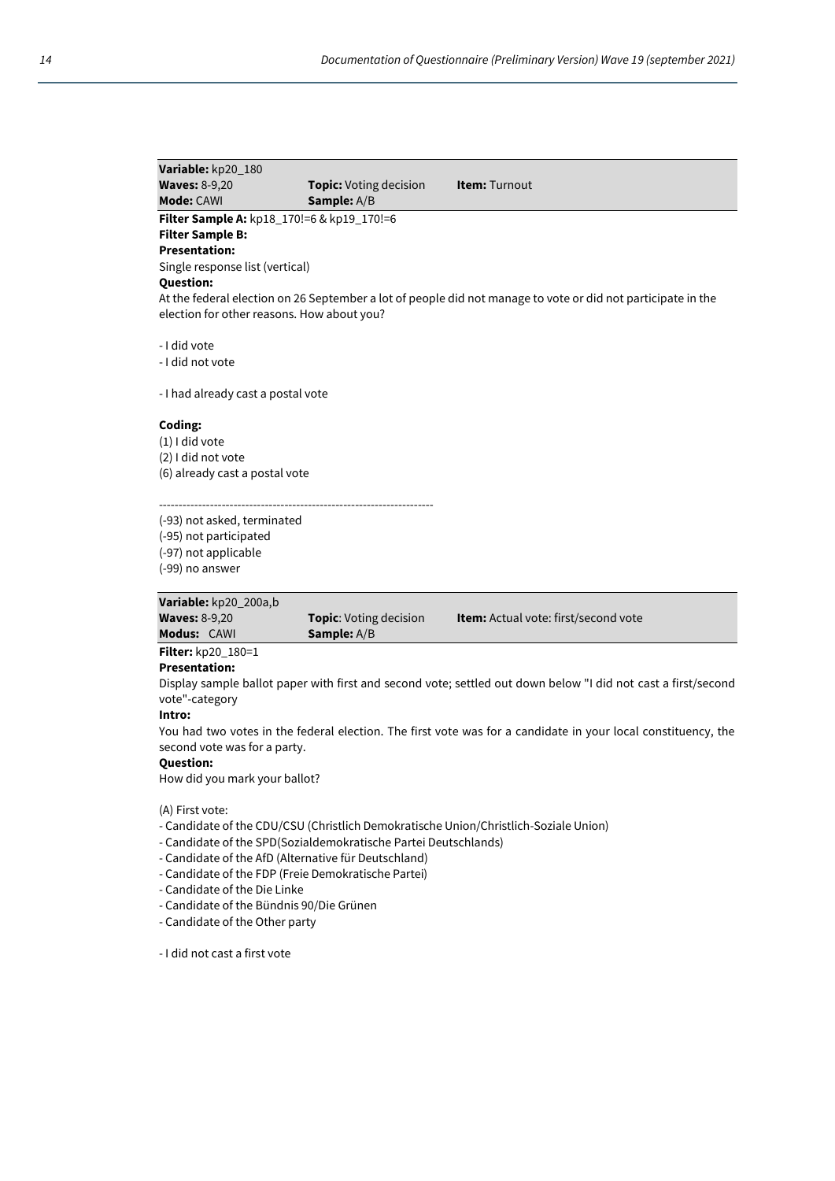**Variable:** kp20_180
**Waves:** 8-9,20 **Topic:** Voting decision **Item:** Turnout
**Mode:** CAWI **Sample:** A/B

**Filter Sample A:** kp18_170!=6 & kp19_170!=6
**Filter Sample B:**
**Presentation:**
Single response list (vertical)
**Question:**
At the federal election on 26 September a lot of people did not manage to vote or did not participate in the election for other reasons. How about you?

- I did vote
- I did not vote

- I had already cast a postal vote

**Coding:**
(1) I did vote
(2) I did not vote
(6) already cast a postal vote

----------------------------------------------------------------------

(-93) not asked, terminated
(-95) not participated
(-97) not applicable
(-99) no answer

**Variable:** kp20_200a,b
**Waves:** 8-9,20 **Topic**: Voting decision **Item:** Actual vote: first/second vote
**Modus:** CAWI **Sample:** A/B

**Filter:** kp20_180=1
**Presentation:**
Display sample ballot paper with first and second vote; settled out down below "I did not cast a first/second vote"-category
**Intro:**
You had two votes in the federal election. The first vote was for a candidate in your local constituency, the second vote was for a party.
**Question:**
How did you mark your ballot?

(A) First vote:
- Candidate of the CDU/CSU (Christlich Demokratische Union/Christlich-Soziale Union)
- Candidate of the SPD(Sozialdemokratische Partei Deutschlands)
- Candidate of the AfD (Alternative für Deutschland)
- Candidate of the FDP (Freie Demokratische Partei)
- Candidate of the Die Linke
- Candidate of the Bündnis 90/Die Grünen
- Candidate of the Other party

- I did not cast a first vote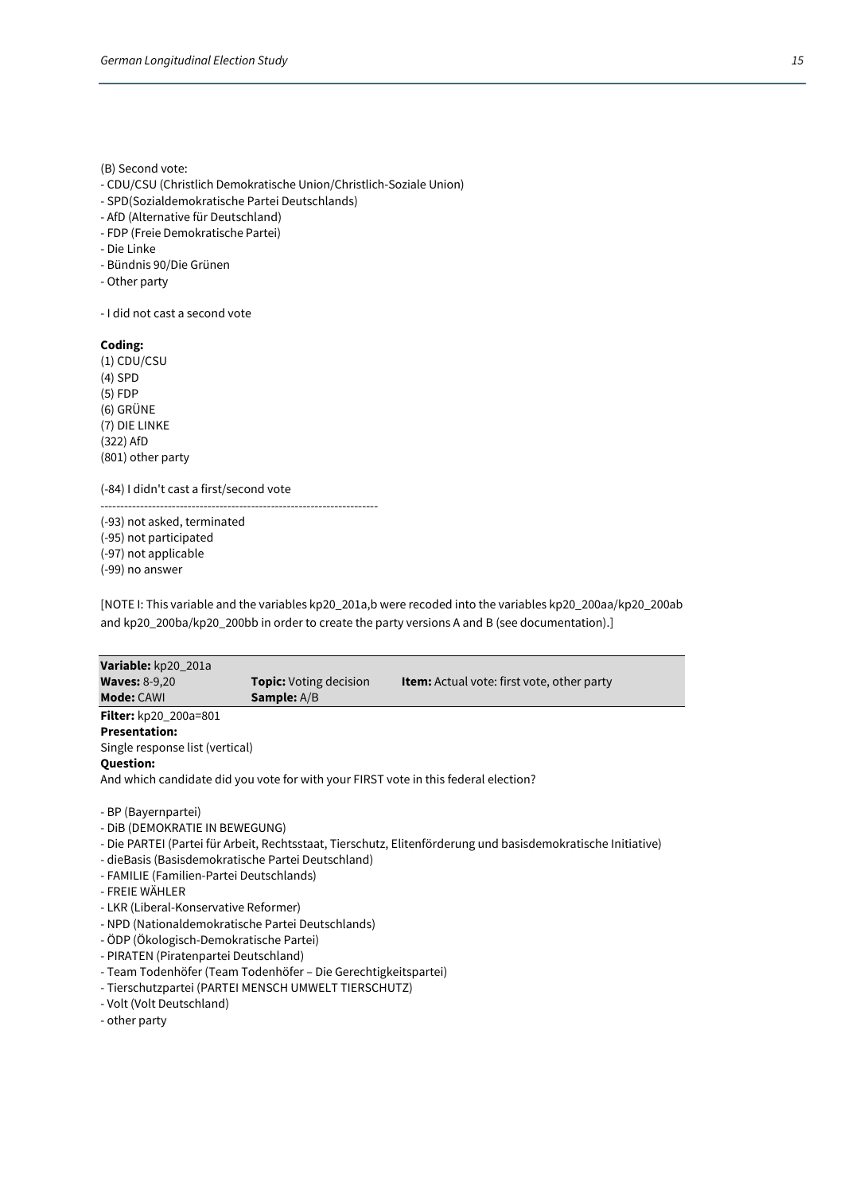(B) Second vote:
- CDU/CSU (Christlich Demokratische Union/Christlich-Soziale Union)
- SPD(Sozialdemokratische Partei Deutschlands)
- AfD (Alternative für Deutschland)
- FDP (Freie Demokratische Partei)
- Die Linke
- Bündnis 90/Die Grünen
- Other party

- I did not cast a second vote

**Coding:**
(1) CDU/CSU
(4) SPD
(5) FDP
(6) GRÜNE
(7) DIE LINKE
(322) AfD
(801) other party

(-84) I didn't cast a first/second vote

---------------------------------------------------------------------
(-93) not asked, terminated
(-95) not participated
(-97) not applicable
(-99) no answer

[NOTE I: This variable and the variables kp20_201a,b were recoded into the variables kp20_200aa/kp20_200ab and kp20_200ba/kp20_200bb in order to create the party versions A and B (see documentation).]

| **Variable:** kp20_201a | | |
|---|---|---|
| **Waves:** 8-9,20 | **Topic:** Voting decision | **Item:** Actual vote: first vote, other party |
| **Mode:** CAWI | **Sample:** A/B | |

**Filter:** kp20_200a=801
**Presentation:**
Single response list (vertical)
**Question:**
And which candidate did you vote for with your FIRST vote in this federal election?

- BP (Bayernpartei)
- DiB (DEMOKRATIE IN BEWEGUNG)
- Die PARTEI (Partei für Arbeit, Rechtsstaat, Tierschutz, Elitenförderung und basisdemokratische Initiative)
- dieBasis (Basisdemokratische Partei Deutschland)
- FAMILIE (Familien-Partei Deutschlands)
- FREIE WÄHLER
- LKR (Liberal-Konservative Reformer)
- NPD (Nationaldemokratische Partei Deutschlands)
- ÖDP (Ökologisch-Demokratische Partei)
- PIRATEN (Piratenpartei Deutschland)
- Team Todenhöfer (Team Todenhöfer – Die Gerechtigkeitspartei)
- Tierschutzpartei (PARTEI MENSCH UMWELT TIERSCHUTZ)
- Volt (Volt Deutschland)
- other party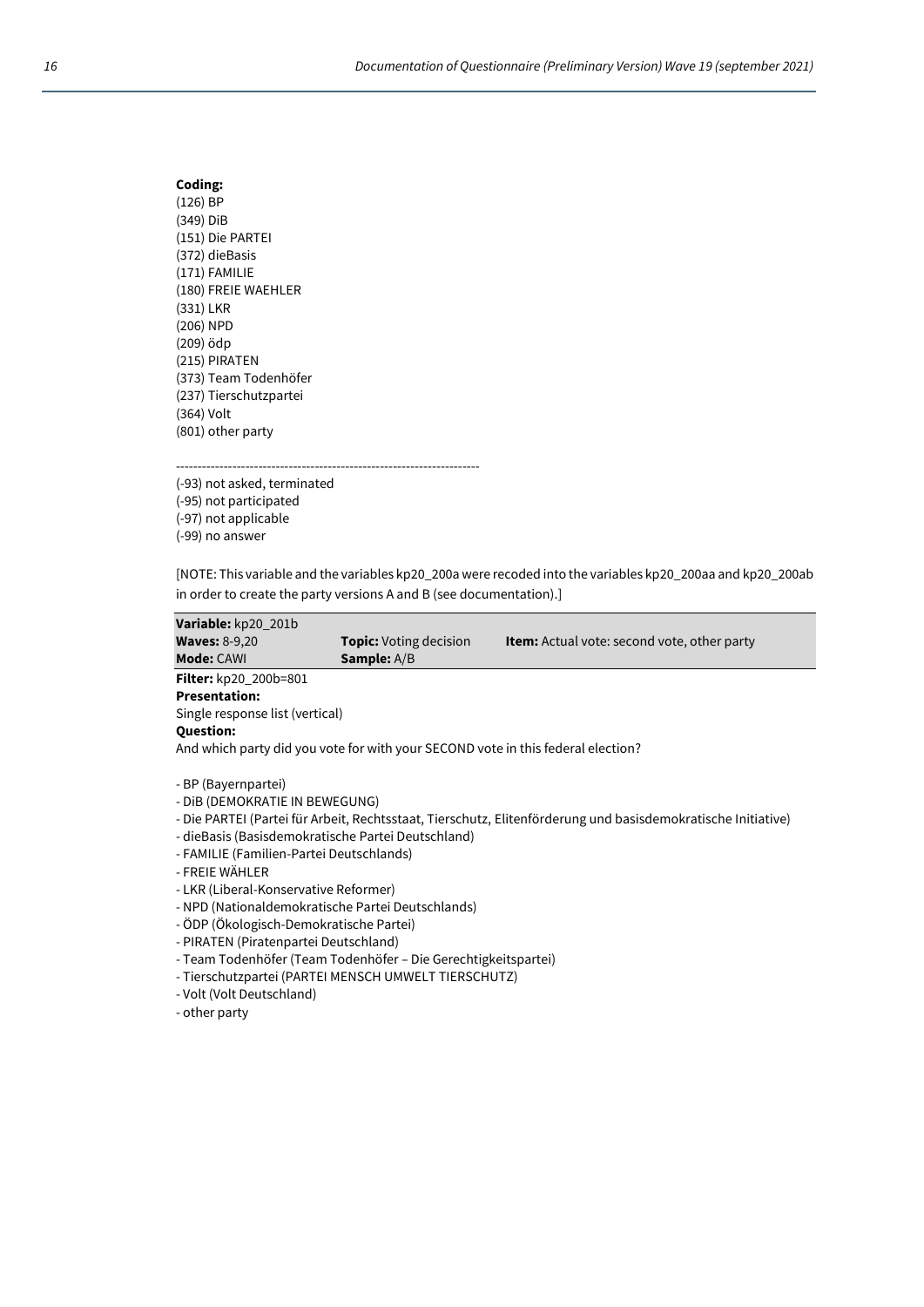**Coding:**
(126) BP
(349) DiB
(151) Die PARTEI
(372) dieBasis
(171) FAMILIE
(180) FREIE WAEHLER
(331) LKR
(206) NPD
(209) ödp
(215) PIRATEN
(373) Team Todenhöfer
(237) Tierschutzpartei
(364) Volt
(801) other party

---------------------------------------------------------------------
(-93) not asked, terminated
(-95) not participated
(-97) not applicable
(-99) no answer

[NOTE: This variable and the variables kp20_200a were recoded into the variables kp20_200aa and kp20_200ab in order to create the party versions A and B (see documentation).]

| **Variable:** kp20_201b | | |
|---|---|---|
| **Waves:** 8-9,20 | **Topic:** Voting decision | **Item:** Actual vote: second vote, other party |
| **Mode:** CAWI | **Sample:** A/B | |

**Filter:** kp20_200b=801
**Presentation:**
Single response list (vertical)
**Question:**
And which party did you vote for with your SECOND vote in this federal election?

- BP (Bayernpartei)
- DiB (DEMOKRATIE IN BEWEGUNG)
- Die PARTEI (Partei für Arbeit, Rechtsstaat, Tierschutz, Elitenförderung und basisdemokratische Initiative)
- dieBasis (Basisdemokratische Partei Deutschland)
- FAMILIE (Familien-Partei Deutschlands)
- FREIE WÄHLER
- LKR (Liberal-Konservative Reformer)
- NPD (Nationaldemokratische Partei Deutschlands)
- ÖDP (Ökologisch-Demokratische Partei)
- PIRATEN (Piratenpartei Deutschland)
- Team Todenhöfer (Team Todenhöfer – Die Gerechtigkeitspartei)
- Tierschutzpartei (PARTEI MENSCH UMWELT TIERSCHUTZ)
- Volt (Volt Deutschland)
- other party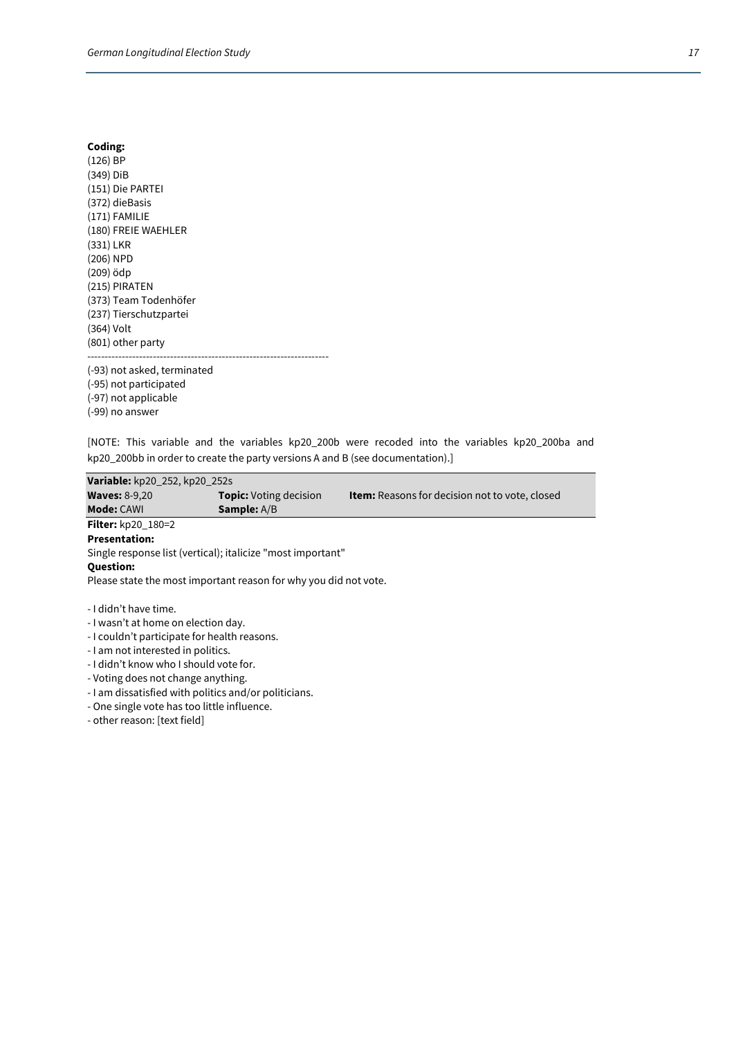**Coding:**
(126) BP
(349) DiB
(151) Die PARTEI
(372) dieBasis
(171) FAMILIE
(180) FREIE WAEHLER
(331) LKR
(206) NPD
(209) ödp
(215) PIRATEN
(373) Team Todenhöfer
(237) Tierschutzpartei
(364) Volt
(801) other party
-----------------------------------------------------------------------
(-93) not asked, terminated
(-95) not participated
(-97) not applicable
(-99) no answer

[NOTE: This variable and the variables kp20_200b were recoded into the variables kp20_200ba and kp20_200bb in order to create the party versions A and B (see documentation).]

| **Variable:** kp20_252, kp20_252s | | |
|---|---|---|
| **Waves:** 8-9,20 | **Topic:** Voting decision | **Item:** Reasons for decision not to vote, closed |
| **Mode:** CAWI | **Sample:** A/B | |

**Filter:** kp20_180=2
**Presentation:**
Single response list (vertical); italicize "most important"
**Question:**
Please state the most important reason for why you did not vote.

- I didn't have time.
- I wasn't at home on election day.
- I couldn't participate for health reasons.
- I am not interested in politics.
- I didn't know who I should vote for.
- Voting does not change anything.
- I am dissatisfied with politics and/or politicians.
- One single vote has too little influence.
- other reason: [text field]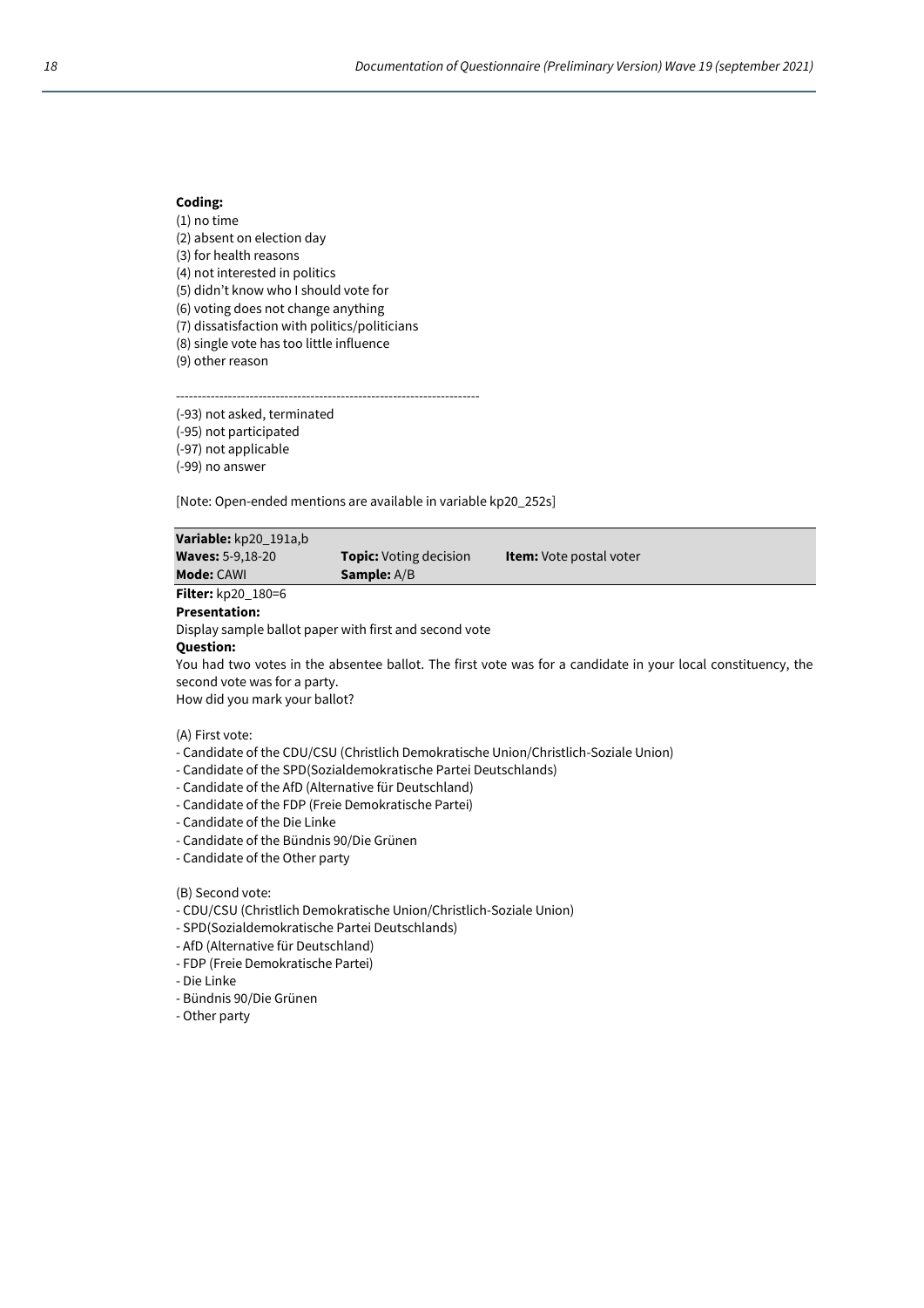**Coding:**

(1) no time
(2) absent on election day
(3) for health reasons
(4) not interested in politics
(5) didn't know who I should vote for
(6) voting does not change anything
(7) dissatisfaction with politics/politicians
(8) single vote has too little influence
(9) other reason

---------------------------------------------------------------------

(-93) not asked, terminated
(-95) not participated
(-97) not applicable
(-99) no answer

[Note: Open-ended mentions are available in variable kp20_252s]

| **Variable:** kp20_191a,b | | |
|---|---|---|
| **Waves:** 5-9,18-20 | **Topic:** Voting decision | **Item:** Vote postal voter |
| **Mode:** CAWI | **Sample:** A/B | |

**Filter:** kp20_180=6

**Presentation:**

Display sample ballot paper with first and second vote

**Question:**

You had two votes in the absentee ballot. The first vote was for a candidate in your local constituency, the second vote was for a party.
How did you mark your ballot?

(A) First vote:
- Candidate of the CDU/CSU (Christlich Demokratische Union/Christlich-Soziale Union)
- Candidate of the SPD(Sozialdemokratische Partei Deutschlands)
- Candidate of the AfD (Alternative für Deutschland)
- Candidate of the FDP (Freie Demokratische Partei)
- Candidate of the Die Linke
- Candidate of the Bündnis 90/Die Grünen
- Candidate of the Other party

(B) Second vote:
- CDU/CSU (Christlich Demokratische Union/Christlich-Soziale Union)
- SPD(Sozialdemokratische Partei Deutschlands)
- AfD (Alternative für Deutschland)
- FDP (Freie Demokratische Partei)
- Die Linke
- Bündnis 90/Die Grünen
- Other party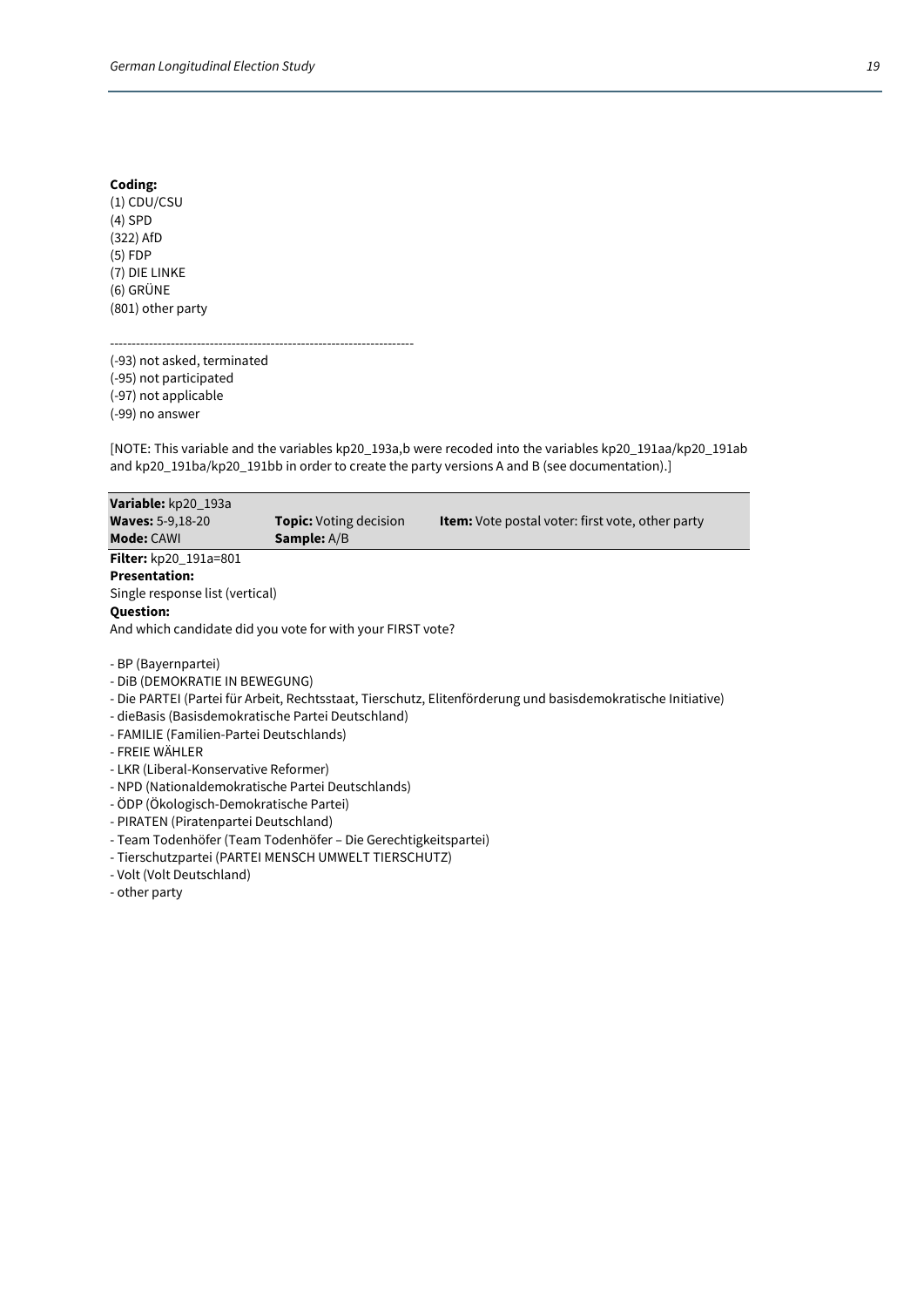**Coding:**
(1) CDU/CSU
(4) SPD
(322) AfD
(5) FDP
(7) DIE LINKE
(6) GRÜNE
(801) other party

----------------------------------------------------------------------

(-93) not asked, terminated
(-95) not participated
(-97) not applicable
(-99) no answer

[NOTE: This variable and the variables kp20_193a,b were recoded into the variables kp20_191aa/kp20_191ab and kp20_191ba/kp20_191bb in order to create the party versions A and B (see documentation).]

| **Variable:** kp20_193a | | |
|---|---|---|
| **Waves:** 5-9,18-20 | **Topic:** Voting decision | **Item:** Vote postal voter: first vote, other party |
| **Mode:** CAWI | **Sample:** A/B | |

**Filter:** kp20_191a=801
**Presentation:**
Single response list (vertical)
**Question:**
And which candidate did you vote for with your FIRST vote?

- BP (Bayernpartei)
- DiB (DEMOKRATIE IN BEWEGUNG)
- Die PARTEI (Partei für Arbeit, Rechtsstaat, Tierschutz, Elitenförderung und basisdemokratische Initiative)
- dieBasis (Basisdemokratische Partei Deutschland)
- FAMILIE (Familien-Partei Deutschlands)
- FREIE WÄHLER
- LKR (Liberal-Konservative Reformer)
- NPD (Nationaldemokratische Partei Deutschlands)
- ÖDP (Ökologisch-Demokratische Partei)
- PIRATEN (Piratenpartei Deutschland)
- Team Todenhöfer (Team Todenhöfer – Die Gerechtigkeitspartei)
- Tierschutzpartei (PARTEI MENSCH UMWELT TIERSCHUTZ)
- Volt (Volt Deutschland)
- other party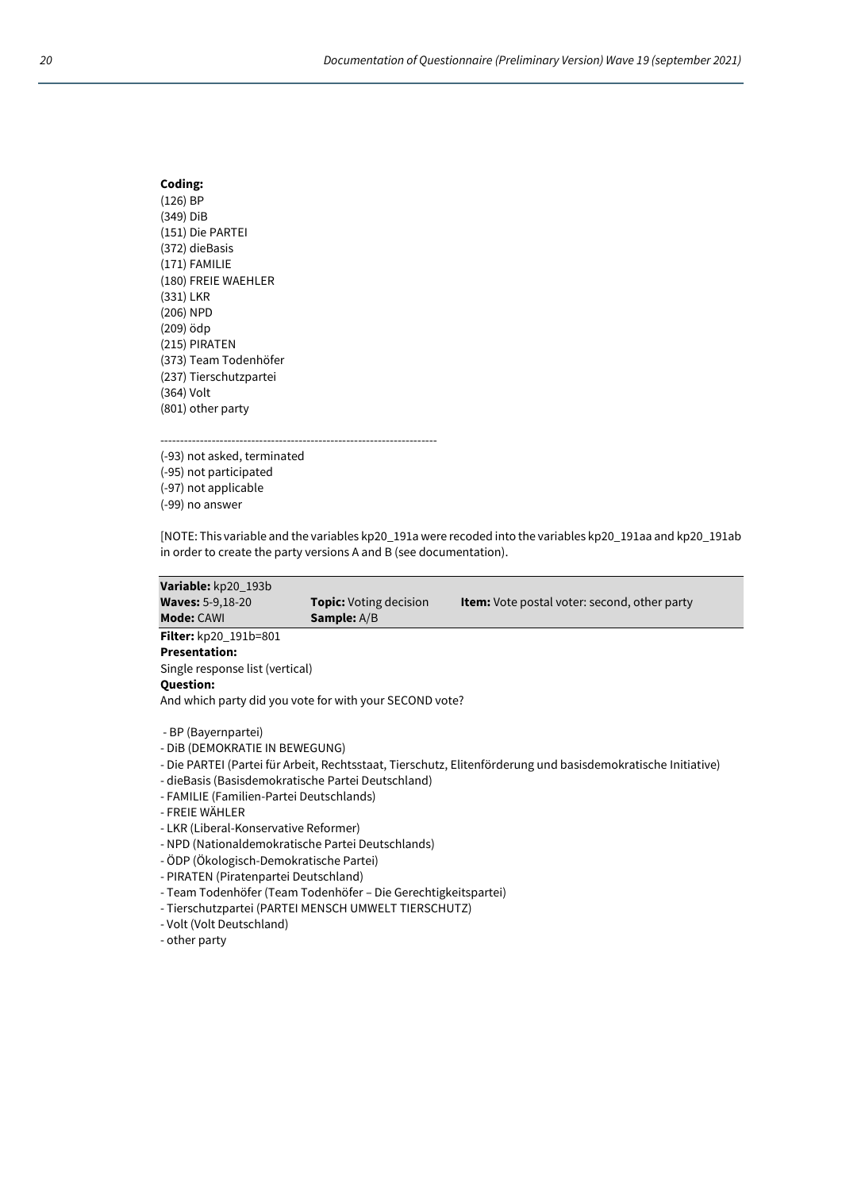**Coding:**
(126) BP
(349) DiB
(151) Die PARTEI
(372) dieBasis
(171) FAMILIE
(180) FREIE WAEHLER
(331) LKR
(206) NPD
(209) ödp
(215) PIRATEN
(373) Team Todenhöfer
(237) Tierschutzpartei
(364) Volt
(801) other party

---------------------------------------------------------------------
(-93) not asked, terminated
(-95) not participated
(-97) not applicable
(-99) no answer

[NOTE: This variable and the variables kp20_191a were recoded into the variables kp20_191aa and kp20_191ab in order to create the party versions A and B (see documentation).

| **Variable:** kp20_193b | | |
|---|---|---|
| **Waves:** 5-9,18-20 | **Topic:** Voting decision | **Item:** Vote postal voter: second, other party |
| **Mode:** CAWI | **Sample:** A/B | |

**Filter:** kp20_191b=801
**Presentation:**
Single response list (vertical)
**Question:**
And which party did you vote for with your SECOND vote?

- BP (Bayernpartei)
- DiB (DEMOKRATIE IN BEWEGUNG)
- Die PARTEI (Partei für Arbeit, Rechtsstaat, Tierschutz, Elitenförderung und basisdemokratische Initiative)
- dieBasis (Basisdemokratische Partei Deutschland)
- FAMILIE (Familien-Partei Deutschlands)
- FREIE WÄHLER
- LKR (Liberal-Konservative Reformer)
- NPD (Nationaldemokratische Partei Deutschlands)
- ÖDP (Ökologisch-Demokratische Partei)
- PIRATEN (Piratenpartei Deutschland)
- Team Todenhöfer (Team Todenhöfer – Die Gerechtigkeitspartei)
- Tierschutzpartei (PARTEI MENSCH UMWELT TIERSCHUTZ)
- Volt (Volt Deutschland)
- other party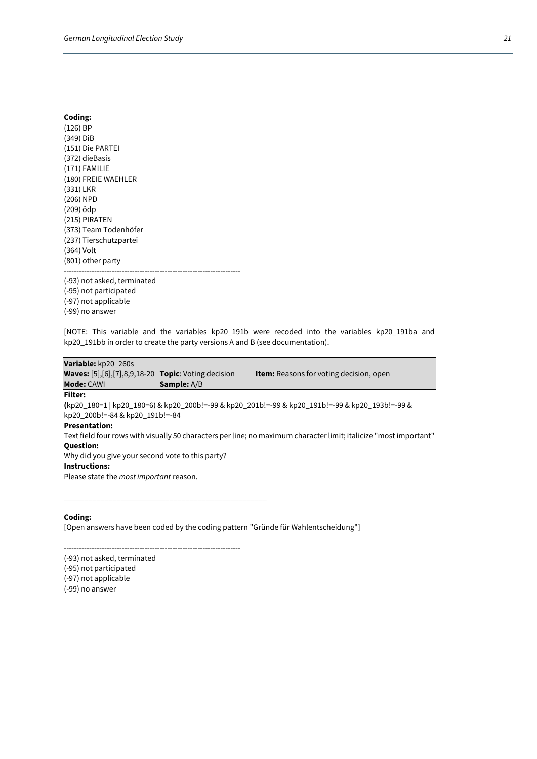**Coding:**
(126) BP
(349) DiB
(151) Die PARTEI
(372) dieBasis
(171) FAMILIE
(180) FREIE WAEHLER
(331) LKR
(206) NPD
(209) ödp
(215) PIRATEN
(373) Team Todenhöfer
(237) Tierschutzpartei
(364) Volt
(801) other party

---

(-93) not asked, terminated
(-95) not participated
(-97) not applicable
(-99) no answer

[NOTE: This variable and the variables kp20_191b were recoded into the variables kp20_191ba and kp20_191bb in order to create the party versions A and B (see documentation).

| **Variable:** kp20_260s | | |
|---|---|---|
| **Waves:** [5],[6],[7],8,9,18-20 | **Topic**: Voting decision | **Item:** Reasons for voting decision, open |
| **Mode:** CAWI | **Sample:** A/B | |

**Filter:**
**(**kp20_180=1 | kp20_180=6) & kp20_200b!=-99 & kp20_201b!=-99 & kp20_191b!=-99 & kp20_193b!=-99 & kp20_200b!=-84 & kp20_191b!=-84

**Presentation:**
Text field four rows with visually 50 characters per line; no maximum character limit; italicize "most important"

**Question:**
Why did you give your second vote to this party?

**Instructions:**
Please state the *most important* reason.

\_\_\_\_\_\_\_\_\_\_\_\_\_\_\_\_\_\_\_\_\_\_\_\_\_\_\_\_\_\_\_\_\_\_\_\_\_\_\_\_\_\_\_\_\_\_\_\_\_\_

**Coding:**
[Open answers have been coded by the coding pattern "Gründe für Wahlentscheidung"]

---

(-93) not asked, terminated
(-95) not participated
(-97) not applicable
(-99) no answer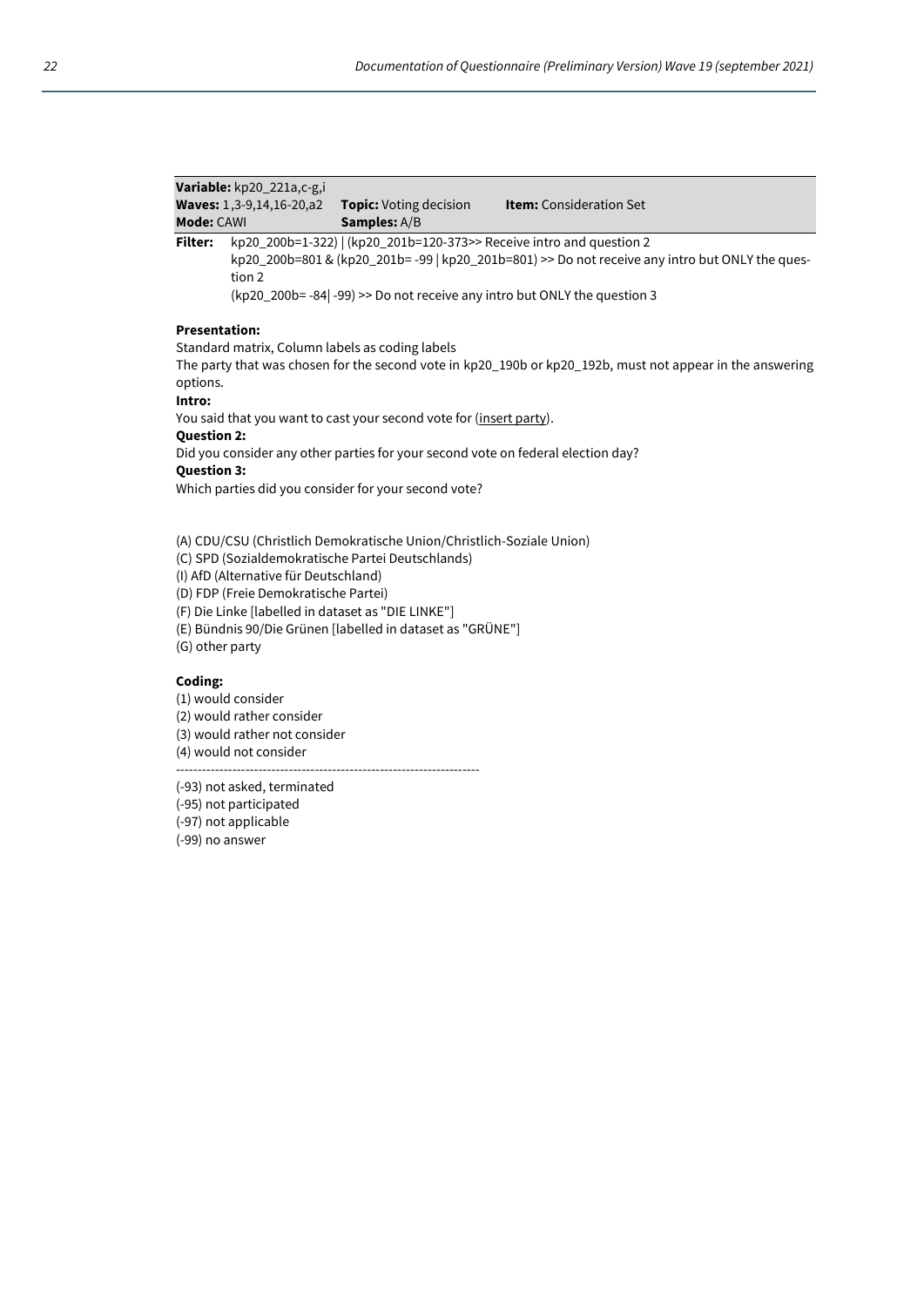**Variable:** kp20_221a,c-g,i
**Waves:** 1,3-9,14,16-20,a2 **Topic:** Voting decision **Item:** Consideration Set
**Mode:** CAWI **Samples:** A/B

**Filter:** kp20_200b=1-322) | (kp20_201b=120-373>> Receive intro and question 2
kp20_200b=801 & (kp20_201b= -99 | kp20_201b=801) >> Do not receive any intro but ONLY the question 2
(kp20_200b= -84| -99) >> Do not receive any intro but ONLY the question 3

**Presentation:**
Standard matrix, Column labels as coding labels
The party that was chosen for the second vote in kp20_190b or kp20_192b, must not appear in the answering options.

**Intro:**
You said that you want to cast your second vote for (insert party).

**Question 2:**
Did you consider any other parties for your second vote on federal election day?

**Question 3:**
Which parties did you consider for your second vote?

(A) CDU/CSU (Christlich Demokratische Union/Christlich-Soziale Union)
(C) SPD (Sozialdemokratische Partei Deutschlands)
(I) AfD (Alternative für Deutschland)
(D) FDP (Freie Demokratische Partei)
(F) Die Linke [labelled in dataset as "DIE LINKE"]
(E) Bündnis 90/Die Grünen [labelled in dataset as "GRÜNE"]
(G) other party

**Coding:**
(1) would consider
(2) would rather consider
(3) would rather not consider
(4) would not consider

---

(-93) not asked, terminated
(-95) not participated
(-97) not applicable
(-99) no answer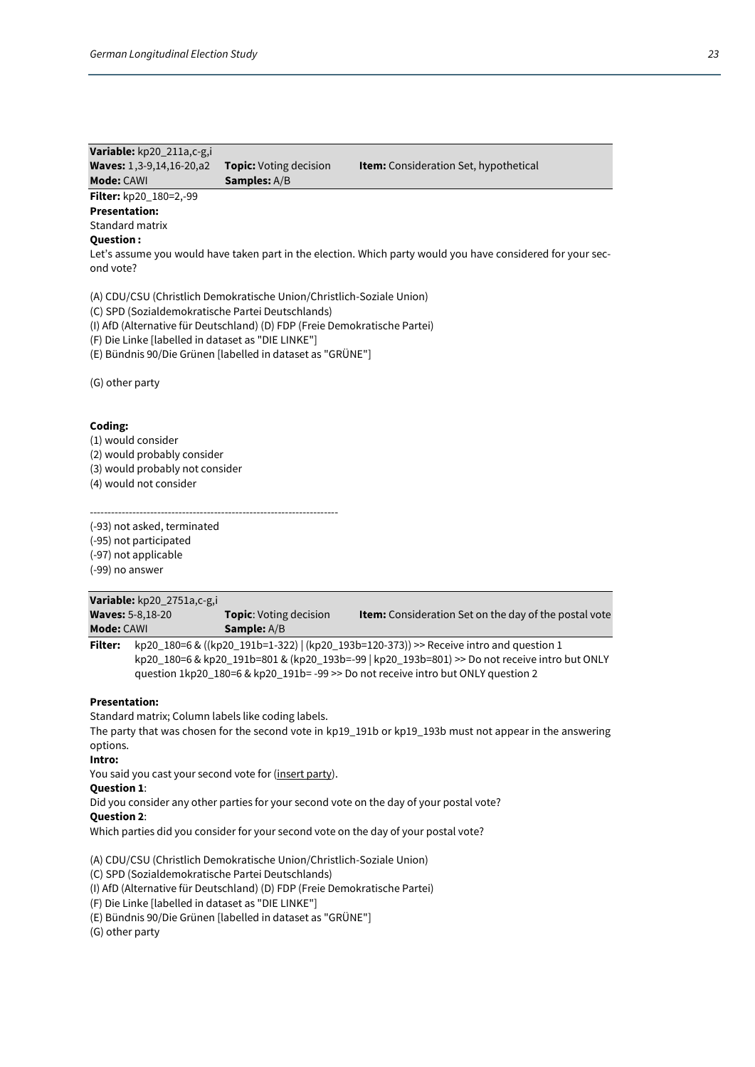| **Variable:** kp20_211a,c-g,i | | |
|---|---|---|
| **Waves:** 1,3-9,14,16-20,a2 | **Topic:** Voting decision | **Item:** Consideration Set, hypothetical |
| **Mode:** CAWI | **Samples:** A/B | |

**Filter:** kp20_180=2,-99

**Presentation:**

Standard matrix

**Question :**

Let's assume you would have taken part in the election. Which party would you have considered for your second vote?

(A) CDU/CSU (Christlich Demokratische Union/Christlich-Soziale Union)
(C) SPD (Sozialdemokratische Partei Deutschlands)
(I) AfD (Alternative für Deutschland) (D) FDP (Freie Demokratische Partei)
(F) Die Linke [labelled in dataset as "DIE LINKE"]
(E) Bündnis 90/Die Grünen [labelled in dataset as "GRÜNE"]

(G) other party

**Coding:**

(1) would consider
(2) would probably consider
(3) would probably not consider
(4) would not consider

---------------------------------------------------------------------

(-93) not asked, terminated
(-95) not participated
(-97) not applicable
(-99) no answer

| **Variable:** kp20_2751a,c-g,i | | |
|---|---|---|
| **Waves:** 5-8,18-20 | **Topic**: Voting decision | **Item:** Consideration Set on the day of the postal vote |
| **Mode:** CAWI | **Sample:** A/B | |

**Filter:** kp20_180=6 & ((kp20_191b=1-322) | (kp20_193b=120-373)) >> Receive intro and question 1
kp20_180=6 & kp20_191b=801 & (kp20_193b=-99 | kp20_193b=801) >> Do not receive intro but ONLY question 1kp20_180=6 & kp20_191b= -99 >> Do not receive intro but ONLY question 2

**Presentation:**

Standard matrix; Column labels like coding labels.
The party that was chosen for the second vote in kp19_191b or kp19_193b must not appear in the answering options.

**Intro:**

You said you cast your second vote for (insert party).

**Question 1**:

Did you consider any other parties for your second vote on the day of your postal vote?

**Question 2**:

Which parties did you consider for your second vote on the day of your postal vote?

(A) CDU/CSU (Christlich Demokratische Union/Christlich-Soziale Union)
(C) SPD (Sozialdemokratische Partei Deutschlands)
(I) AfD (Alternative für Deutschland) (D) FDP (Freie Demokratische Partei)
(F) Die Linke [labelled in dataset as "DIE LINKE"]
(E) Bündnis 90/Die Grünen [labelled in dataset as "GRÜNE"]
(G) other party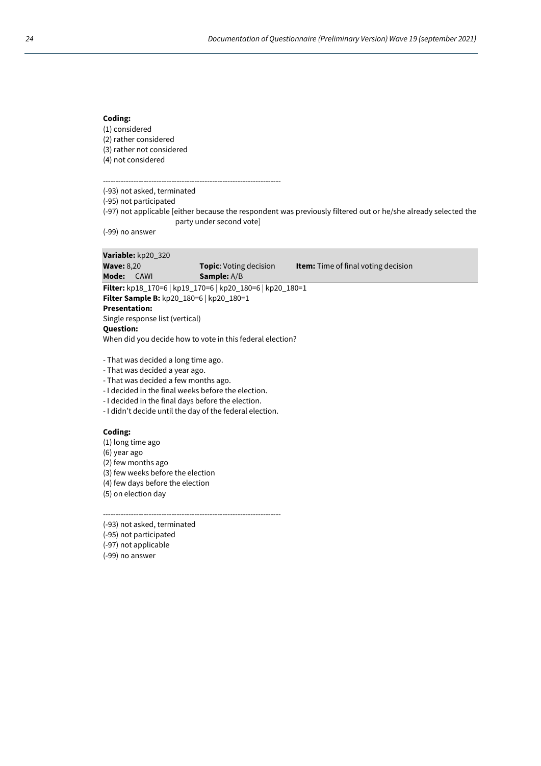**Coding:**
(1) considered
(2) rather considered
(3) rather not considered
(4) not considered

----------------------------------------------------------------------
(-93) not asked, terminated
(-95) not participated
(-97) not applicable [either because the respondent was previously filtered out or he/she already selected the party under second vote]
(-99) no answer

| **Variable:** kp20_320 | | |
|---|---|---|
| **Wave:** 8,20 | **Topic**: Voting decision | **Item:** Time of final voting decision |
| **Mode:** CAWI | **Sample:** A/B | |

**Filter:** kp18_170=6 | kp19_170=6 | kp20_180=6 | kp20_180=1
**Filter Sample B:** kp20_180=6 | kp20_180=1
**Presentation:**
Single response list (vertical)
**Question:**
When did you decide how to vote in this federal election?

- That was decided a long time ago.
- That was decided a year ago.
- That was decided a few months ago.
- I decided in the final weeks before the election.
- I decided in the final days before the election.
- I didn't decide until the day of the federal election.

**Coding:**
(1) long time ago
(6) year ago
(2) few months ago
(3) few weeks before the election
(4) few days before the election
(5) on election day

----------------------------------------------------------------------
(-93) not asked, terminated
(-95) not participated
(-97) not applicable
(-99) no answer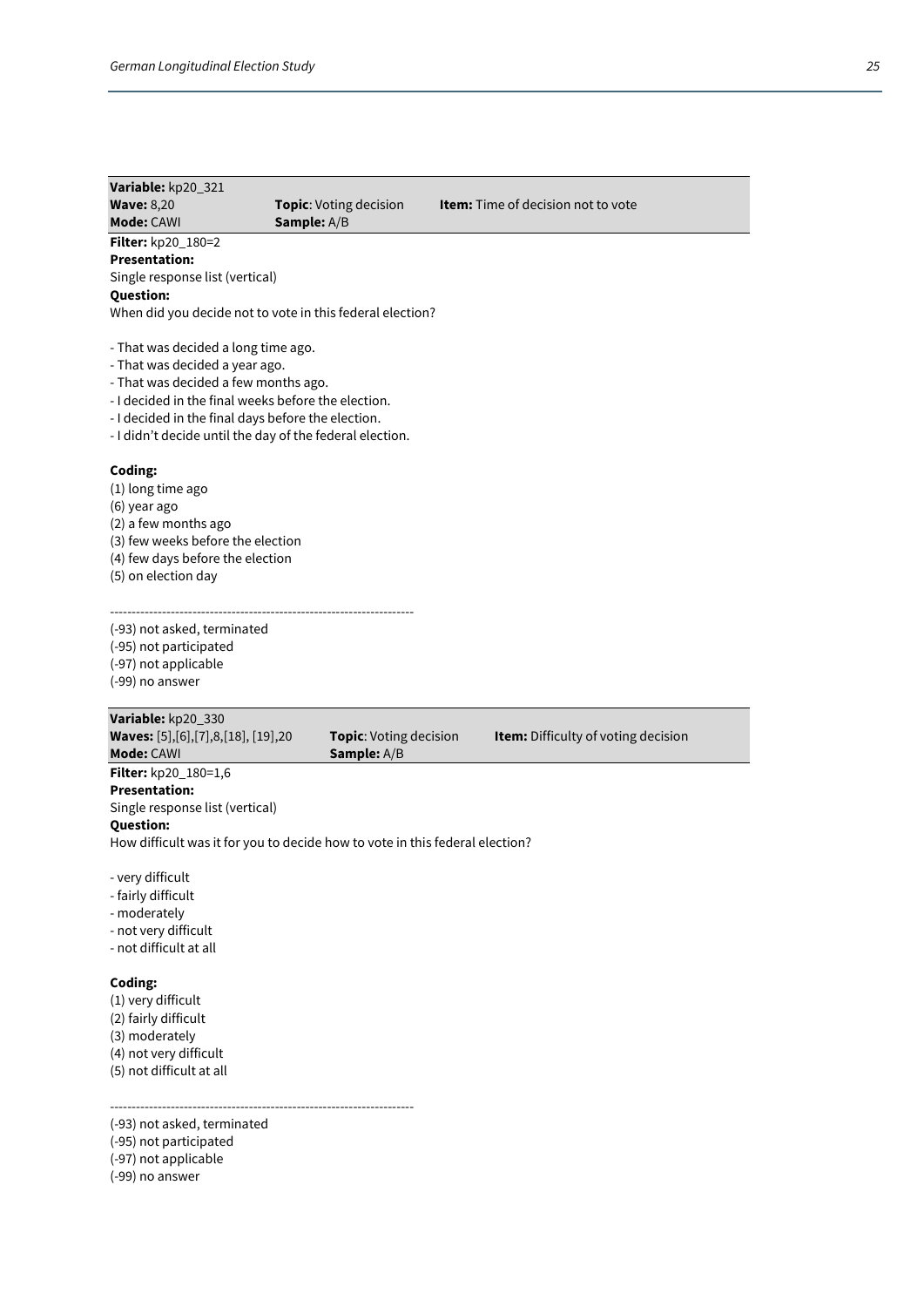**Variable:** kp20_321
**Wave:** 8,20 **Topic**: Voting decision **Item:** Time of decision not to vote
**Mode:** CAWI **Sample:** A/B

**Filter:** kp20_180=2
**Presentation:**
Single response list (vertical)
**Question:**
When did you decide not to vote in this federal election?

- That was decided a long time ago.
- That was decided a year ago.
- That was decided a few months ago.
- I decided in the final weeks before the election.
- I decided in the final days before the election.
- I didn't decide until the day of the federal election.

**Coding:**
(1) long time ago
(6) year ago
(2) a few months ago
(3) few weeks before the election
(4) few days before the election
(5) on election day

---------------------------------------------------------------------
(-93) not asked, terminated
(-95) not participated
(-97) not applicable
(-99) no answer

**Variable:** kp20_330
**Waves:** [5],[6],[7],8,[18], [19],20 **Topic**: Voting decision **Item:** Difficulty of voting decision
**Mode:** CAWI **Sample:** A/B

**Filter:** kp20_180=1,6
**Presentation:**
Single response list (vertical)
**Question:**
How difficult was it for you to decide how to vote in this federal election?

- very difficult
- fairly difficult
- moderately
- not very difficult
- not difficult at all

**Coding:**
(1) very difficult
(2) fairly difficult
(3) moderately
(4) not very difficult
(5) not difficult at all

---------------------------------------------------------------------
(-93) not asked, terminated
(-95) not participated
(-97) not applicable
(-99) no answer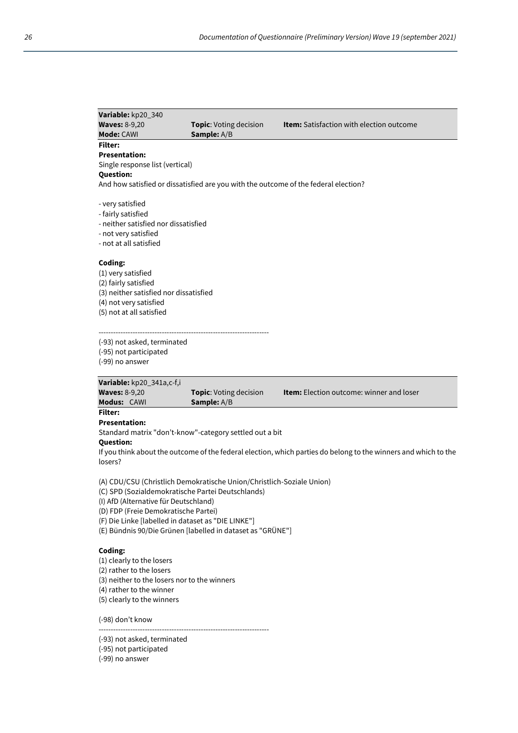| **Variable:** kp20_340 | | |
|---|---|---|
| **Waves:** 8-9,20 | **Topic**: Voting decision | **Item:** Satisfaction with election outcome |
| **Mode:** CAWI | **Sample:** A/B | |

**Filter:**

**Presentation:**

Single response list (vertical)

**Question:**

And how satisfied or dissatisfied are you with the outcome of the federal election?

- very satisfied
- fairly satisfied
- neither satisfied nor dissatisfied
- not very satisfied
- not at all satisfied

**Coding:**

(1) very satisfied
(2) fairly satisfied
(3) neither satisfied nor dissatisfied
(4) not very satisfied
(5) not at all satisfied

----------------------------------------------------------------------

(-93) not asked, terminated
(-95) not participated
(-99) no answer

| **Variable:** kp20_341a,c-f,i | | |
|---|---|---|
| **Waves:** 8-9,20 | **Topic**: Voting decision | **Item:** Election outcome: winner and loser |
| **Modus:** CAWI | **Sample:** A/B | |

**Filter:**

**Presentation:**

Standard matrix "don't-know"-category settled out a bit

**Question:**

If you think about the outcome of the federal election, which parties do belong to the winners and which to the losers?

(A) CDU/CSU (Christlich Demokratische Union/Christlich-Soziale Union)
(C) SPD (Sozialdemokratische Partei Deutschlands)
(I) AfD (Alternative für Deutschland)
(D) FDP (Freie Demokratische Partei)
(F) Die Linke [labelled in dataset as "DIE LINKE"]
(E) Bündnis 90/Die Grünen [labelled in dataset as "GRÜNE"]

**Coding:**

(1) clearly to the losers
(2) rather to the losers
(3) neither to the losers nor to the winners
(4) rather to the winner
(5) clearly to the winners

(-98) don't know

----------------------------------------------------------------------

(-93) not asked, terminated
(-95) not participated
(-99) no answer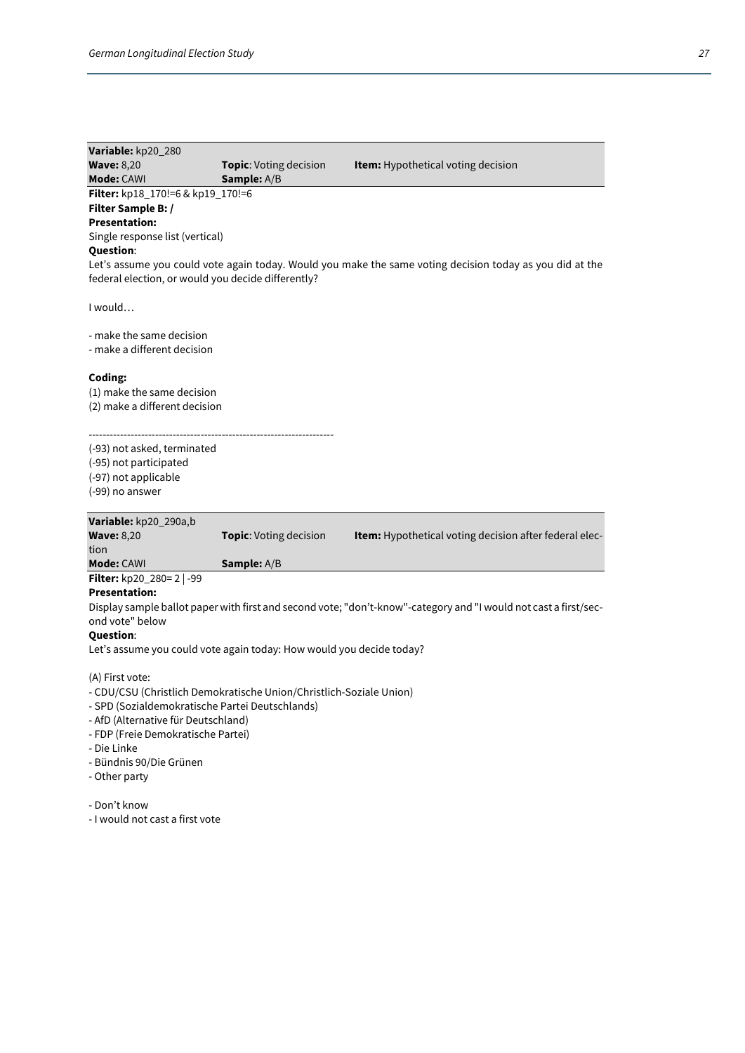**Variable:** kp20_280
**Wave:** 8,20 **Topic**: Voting decision **Item:** Hypothetical voting decision
**Mode:** CAWI **Sample:** A/B

**Filter:** kp18_170!=6 & kp19_170!=6
**Filter Sample B: /**
**Presentation:**
Single response list (vertical)
**Question**:
Let's assume you could vote again today. Would you make the same voting decision today as you did at the federal election, or would you decide differently?

I would…

- make the same decision
- make a different decision

**Coding:**
(1) make the same decision
(2) make a different decision

---------------------------------------------------------------------
(-93) not asked, terminated
(-95) not participated
(-97) not applicable
(-99) no answer

**Variable:** kp20_290a,b
**Wave:** 8,20 **Topic**: Voting decision **Item:** Hypothetical voting decision after federal election
**Mode:** CAWI **Sample:** A/B

**Filter:** kp20_280= 2 | -99
**Presentation:**
Display sample ballot paper with first and second vote; "don't-know"-category and "I would not cast a first/second vote" below
**Question**:
Let's assume you could vote again today: How would you decide today?

(A) First vote:
- CDU/CSU (Christlich Demokratische Union/Christlich-Soziale Union)
- SPD (Sozialdemokratische Partei Deutschlands)
- AfD (Alternative für Deutschland)
- FDP (Freie Demokratische Partei)
- Die Linke
- Bündnis 90/Die Grünen
- Other party

- Don't know
- I would not cast a first vote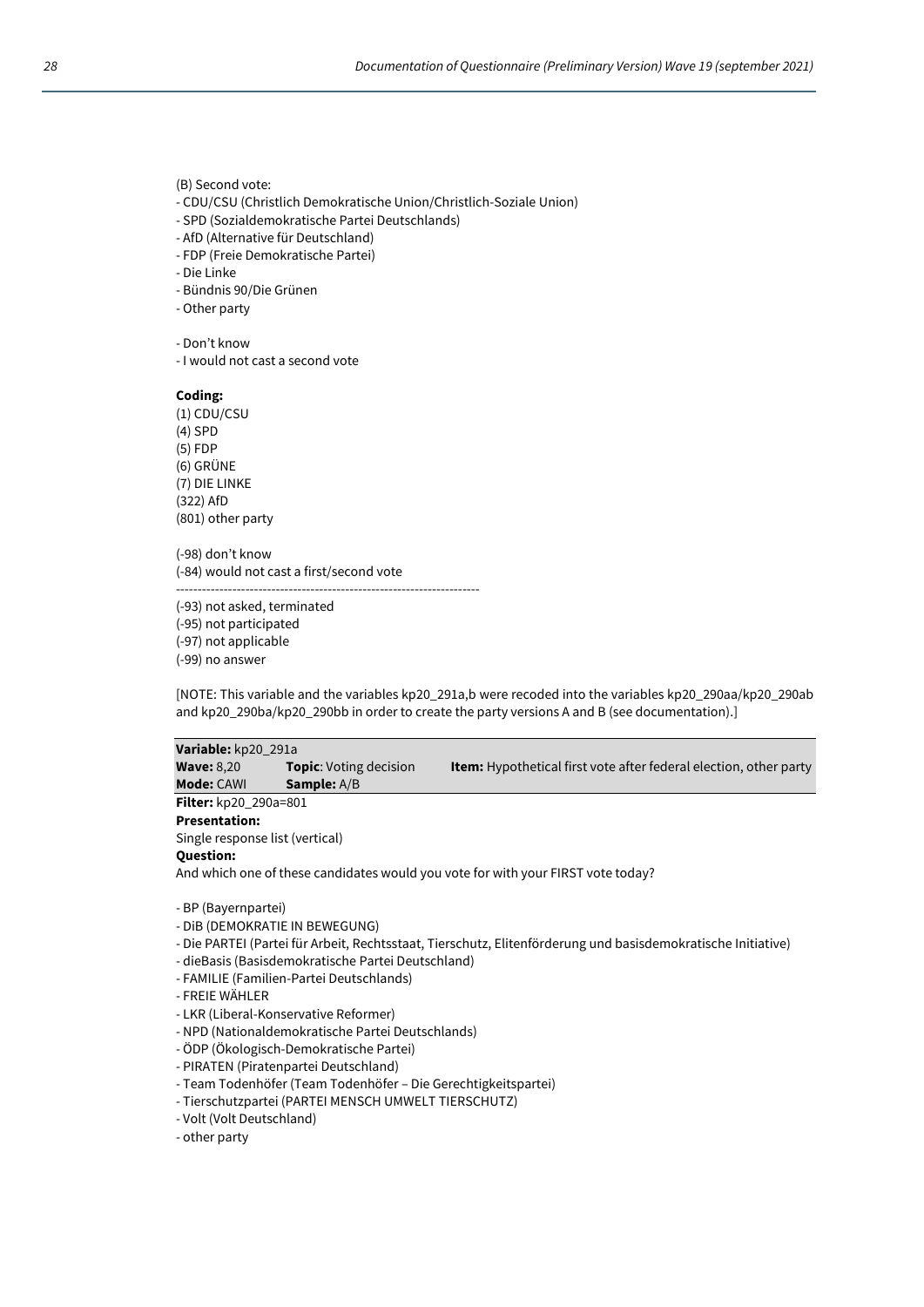(B) Second vote:
- CDU/CSU (Christlich Demokratische Union/Christlich-Soziale Union)
- SPD (Sozialdemokratische Partei Deutschlands)
- AfD (Alternative für Deutschland)
- FDP (Freie Demokratische Partei)
- Die Linke
- Bündnis 90/Die Grünen
- Other party

- Don't know
- I would not cast a second vote

**Coding:**
(1) CDU/CSU
(4) SPD
(5) FDP
(6) GRÜNE
(7) DIE LINKE
(322) AfD
(801) other party

(-98) don't know
(-84) would not cast a first/second vote
-----------------------------------------------------------------------
(-93) not asked, terminated
(-95) not participated
(-97) not applicable
(-99) no answer

[NOTE: This variable and the variables kp20_291a,b were recoded into the variables kp20_290aa/kp20_290ab and kp20_290ba/kp20_290bb in order to create the party versions A and B (see documentation).]

| **Variable:** kp20_291a | | |
|---|---|---|
| **Wave:** 8,20 | **Topic**: Voting decision | **Item:** Hypothetical first vote after federal election, other party |
| **Mode:** CAWI | **Sample:** A/B | |

**Filter:** kp20_290a=801
**Presentation:**
Single response list (vertical)
**Question:**
And which one of these candidates would you vote for with your FIRST vote today?

- BP (Bayernpartei)
- DiB (DEMOKRATIE IN BEWEGUNG)
- Die PARTEI (Partei für Arbeit, Rechtsstaat, Tierschutz, Elitenförderung und basisdemokratische Initiative)
- dieBasis (Basisdemokratische Partei Deutschland)
- FAMILIE (Familien-Partei Deutschlands)
- FREIE WÄHLER
- LKR (Liberal-Konservative Reformer)
- NPD (Nationaldemokratische Partei Deutschlands)
- ÖDP (Ökologisch-Demokratische Partei)
- PIRATEN (Piratenpartei Deutschland)
- Team Todenhöfer (Team Todenhöfer – Die Gerechtigkeitspartei)
- Tierschutzpartei (PARTEI MENSCH UMWELT TIERSCHUTZ)
- Volt (Volt Deutschland)
- other party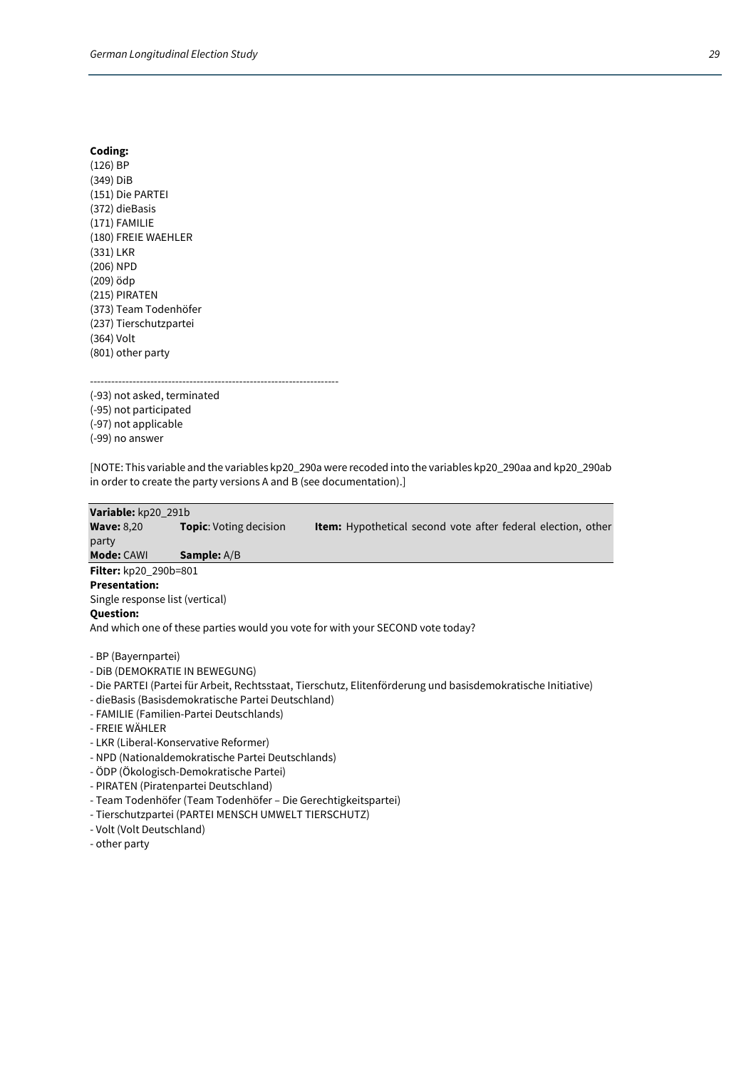**Coding:**
(126) BP
(349) DiB
(151) Die PARTEI
(372) dieBasis
(171) FAMILIE
(180) FREIE WAEHLER
(331) LKR
(206) NPD
(209) ödp
(215) PIRATEN
(373) Team Todenhöfer
(237) Tierschutzpartei
(364) Volt
(801) other party

----------------------------------------------------------------------
(-93) not asked, terminated
(-95) not participated
(-97) not applicable
(-99) no answer

[NOTE: This variable and the variables kp20_290a were recoded into the variables kp20_290aa and kp20_290ab in order to create the party versions A and B (see documentation).]

| **Variable:** kp20_291b | | |
|---|---|---|
| **Wave:** 8,20 | **Topic**: Voting decision | **Item:** Hypothetical second vote after federal election, other party |
| **Mode:** CAWI | **Sample:** A/B | |

**Filter:** kp20_290b=801
**Presentation:**
Single response list (vertical)
**Question:**
And which one of these parties would you vote for with your SECOND vote today?

- BP (Bayernpartei)
- DiB (DEMOKRATIE IN BEWEGUNG)
- Die PARTEI (Partei für Arbeit, Rechtsstaat, Tierschutz, Elitenförderung und basisdemokratische Initiative)
- dieBasis (Basisdemokratische Partei Deutschland)
- FAMILIE (Familien-Partei Deutschlands)
- FREIE WÄHLER
- LKR (Liberal-Konservative Reformer)
- NPD (Nationaldemokratische Partei Deutschlands)
- ÖDP (Ökologisch-Demokratische Partei)
- PIRATEN (Piratenpartei Deutschland)
- Team Todenhöfer (Team Todenhöfer – Die Gerechtigkeitspartei)
- Tierschutzpartei (PARTEI MENSCH UMWELT TIERSCHUTZ)
- Volt (Volt Deutschland)
- other party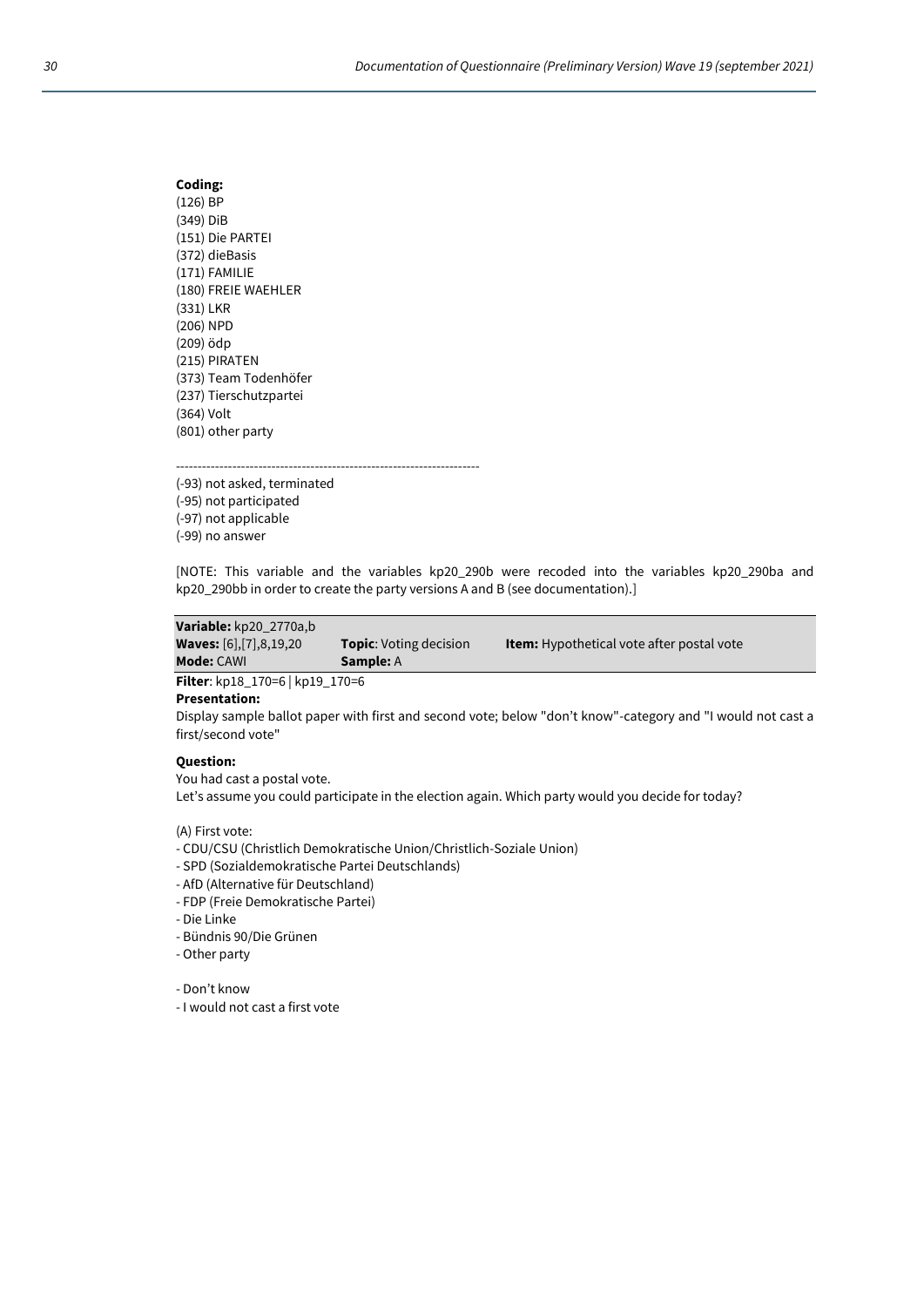**Coding:**
(126) BP
(349) DiB
(151) Die PARTEI
(372) dieBasis
(171) FAMILIE
(180) FREIE WAEHLER
(331) LKR
(206) NPD
(209) ödp
(215) PIRATEN
(373) Team Todenhöfer
(237) Tierschutzpartei
(364) Volt
(801) other party

--------------------------------------------------------------------

(-93) not asked, terminated
(-95) not participated
(-97) not applicable
(-99) no answer

[NOTE: This variable and the variables kp20_290b were recoded into the variables kp20_290ba and kp20_290bb in order to create the party versions A and B (see documentation).]

| **Variable:** kp20_2770a,b | | |
|---|---|---|
| **Waves:** [6],[7],8,19,20 | **Topic**: Voting decision | **Item:** Hypothetical vote after postal vote |
| **Mode:** CAWI | **Sample:** A | |

**Filter**: kp18_170=6 | kp19_170=6

**Presentation:**
Display sample ballot paper with first and second vote; below "don't know"-category and "I would not cast a first/second vote"

**Question:**
You had cast a postal vote.
Let's assume you could participate in the election again. Which party would you decide for today?

(A) First vote:
- CDU/CSU (Christlich Demokratische Union/Christlich-Soziale Union)
- SPD (Sozialdemokratische Partei Deutschlands)
- AfD (Alternative für Deutschland)
- FDP (Freie Demokratische Partei)
- Die Linke
- Bündnis 90/Die Grünen
- Other party

- Don't know
- I would not cast a first vote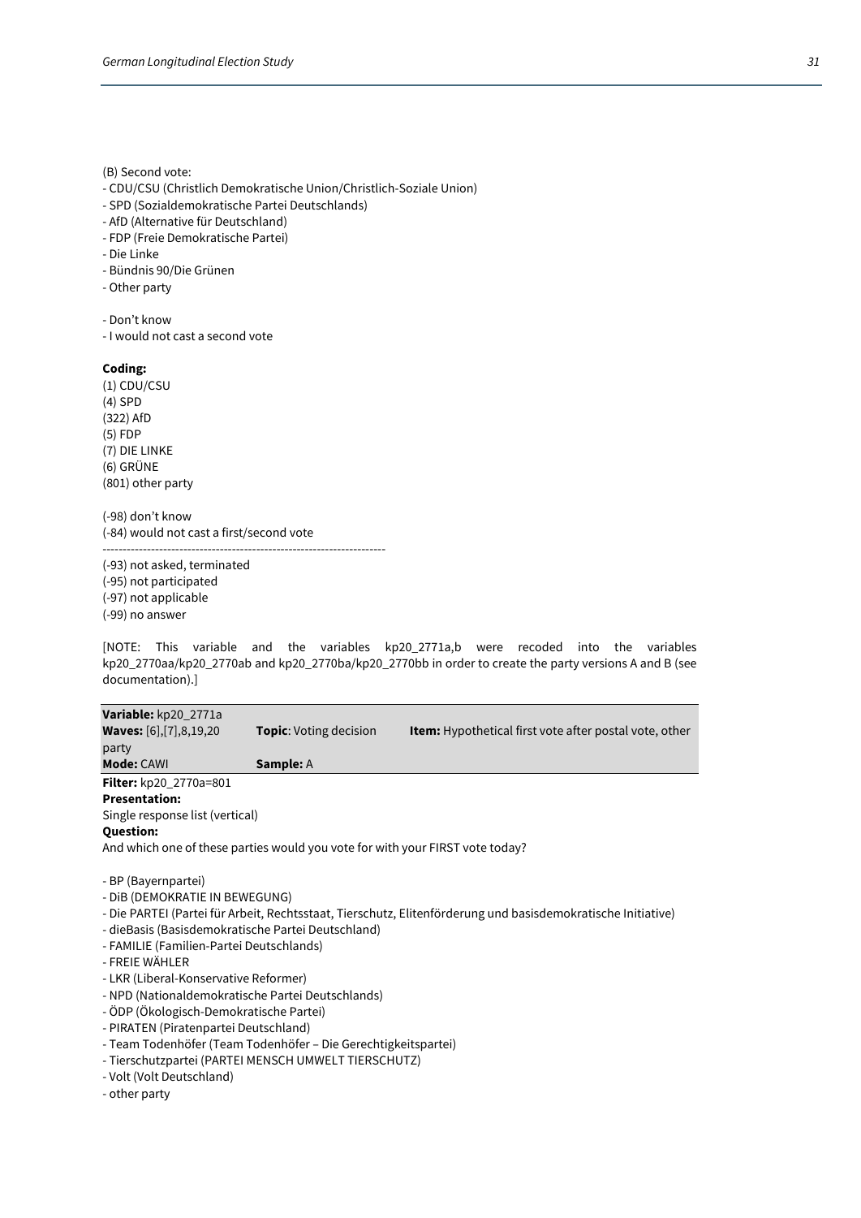(B) Second vote:
- CDU/CSU (Christlich Demokratische Union/Christlich-Soziale Union)
- SPD (Sozialdemokratische Partei Deutschlands)
- AfD (Alternative für Deutschland)
- FDP (Freie Demokratische Partei)
- Die Linke
- Bündnis 90/Die Grünen
- Other party

- Don't know
- I would not cast a second vote

**Coding:**
(1) CDU/CSU
(4) SPD
(322) AfD
(5) FDP
(7) DIE LINKE
(6) GRÜNE
(801) other party

(-98) don't know
(-84) would not cast a first/second vote
----------------------------------------------------------------------
(-93) not asked, terminated
(-95) not participated
(-97) not applicable
(-99) no answer

[NOTE: This variable and the variables kp20_2771a,b were recoded into the variables kp20_2770aa/kp20_2770ab and kp20_2770ba/kp20_2770bb in order to create the party versions A and B (see documentation).]

| **Variable:** kp20_2771a | | |
|---|---|---|
| **Waves:** [6],[7],8,19,20 | **Topic**: Voting decision | **Item:** Hypothetical first vote after postal vote, other party |
| **Mode:** CAWI | **Sample:** A | |

**Filter:** kp20_2770a=801
**Presentation:**
Single response list (vertical)
**Question:**
And which one of these parties would you vote for with your FIRST vote today?

- BP (Bayernpartei)
- DiB (DEMOKRATIE IN BEWEGUNG)
- Die PARTEI (Partei für Arbeit, Rechtsstaat, Tierschutz, Elitenförderung und basisdemokratische Initiative)
- dieBasis (Basisdemokratische Partei Deutschland)
- FAMILIE (Familien-Partei Deutschlands)
- FREIE WÄHLER
- LKR (Liberal-Konservative Reformer)
- NPD (Nationaldemokratische Partei Deutschlands)
- ÖDP (Ökologisch-Demokratische Partei)
- PIRATEN (Piratenpartei Deutschland)
- Team Todenhöfer (Team Todenhöfer – Die Gerechtigkeitspartei)
- Tierschutzpartei (PARTEI MENSCH UMWELT TIERSCHUTZ)
- Volt (Volt Deutschland)
- other party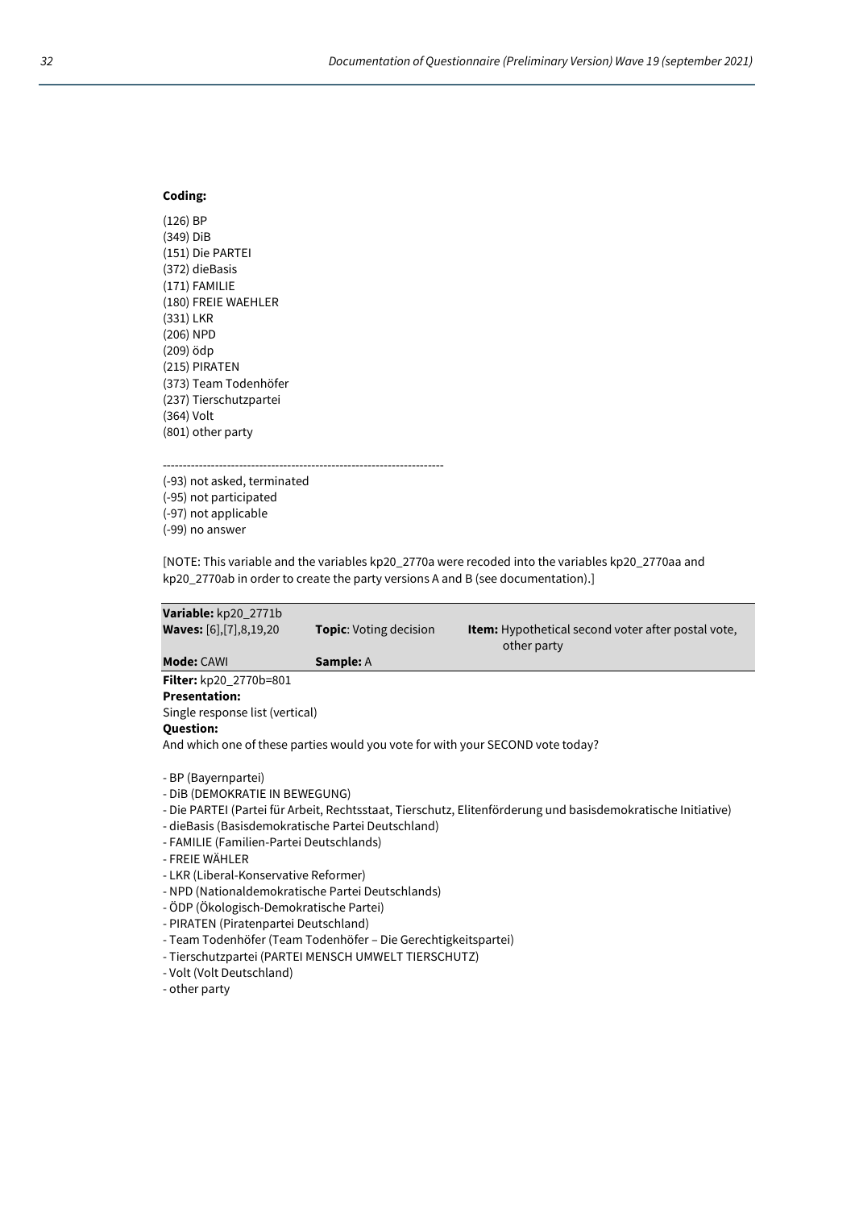**Coding:**

(126) BP
(349) DiB
(151) Die PARTEI
(372) dieBasis
(171) FAMILIE
(180) FREIE WAEHLER
(331) LKR
(206) NPD
(209) ödp
(215) PIRATEN
(373) Team Todenhöfer
(237) Tierschutzpartei
(364) Volt
(801) other party

---------------------------------------------------------------------

(-93) not asked, terminated
(-95) not participated
(-97) not applicable
(-99) no answer

[NOTE: This variable and the variables kp20_2770a were recoded into the variables kp20_2770aa and kp20_2770ab in order to create the party versions A and B (see documentation).]

| **Variable:** kp20_2771b | | |
|---|---|---|
| **Waves:** [6],[7],8,19,20 | **Topic**: Voting decision | **Item:** Hypothetical second voter after postal vote, other party |
| **Mode:** CAWI | **Sample:** A | |

**Filter:** kp20_2770b=801
**Presentation:**
Single response list (vertical)
**Question:**
And which one of these parties would you vote for with your SECOND vote today?

- BP (Bayernpartei)
- DiB (DEMOKRATIE IN BEWEGUNG)
- Die PARTEI (Partei für Arbeit, Rechtsstaat, Tierschutz, Elitenförderung und basisdemokratische Initiative)
- dieBasis (Basisdemokratische Partei Deutschland)
- FAMILIE (Familien-Partei Deutschlands)
- FREIE WÄHLER
- LKR (Liberal-Konservative Reformer)
- NPD (Nationaldemokratische Partei Deutschlands)
- ÖDP (Ökologisch-Demokratische Partei)
- PIRATEN (Piratenpartei Deutschland)
- Team Todenhöfer (Team Todenhöfer – Die Gerechtigkeitspartei)
- Tierschutzpartei (PARTEI MENSCH UMWELT TIERSCHUTZ)
- Volt (Volt Deutschland)
- other party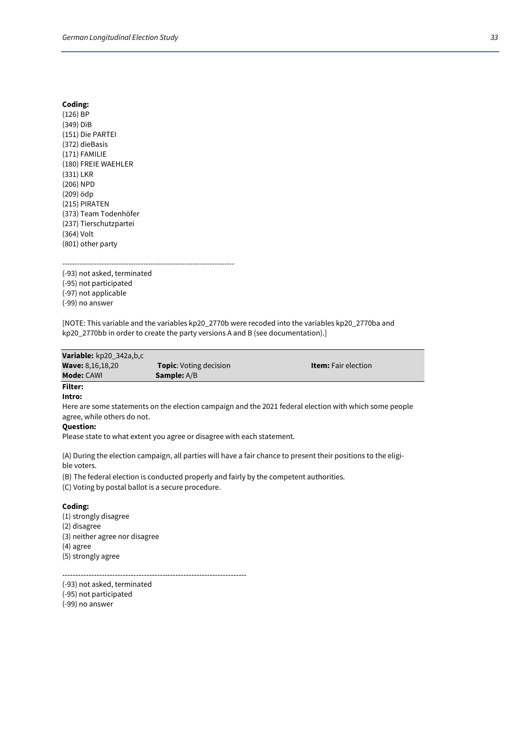**Coding:**
(126) BP
(349) DiB
(151) Die PARTEI
(372) dieBasis
(171) FAMILIE
(180) FREIE WAEHLER
(331) LKR
(206) NPD
(209) ödp
(215) PIRATEN
(373) Team Todenhöfer
(237) Tierschutzpartei
(364) Volt
(801) other party

---------------------------------------------------------------------

(-93) not asked, terminated
(-95) not participated
(-97) not applicable
(-99) no answer

[NOTE: This variable and the variables kp20_2770b were recoded into the variables kp20_2770ba and kp20_2770bb in order to create the party versions A and B (see documentation).]

| **Variable:** kp20_342a,b,c | | |
|---|---|---|
| **Wave:** 8,16,18,20 | **Topic**: Voting decision | **Item:** Fair election |
| **Mode:** CAWI | **Sample:** A/B | |

**Filter:**

**Intro:**
Here are some statements on the election campaign and the 2021 federal election with which some people agree, while others do not.

**Question:**
Please state to what extent you agree or disagree with each statement.

(A) During the election campaign, all parties will have a fair chance to present their positions to the eligible voters.

(B) The federal election is conducted properly and fairly by the competent authorities.

(C) Voting by postal ballot is a secure procedure.

**Coding:**
(1) strongly disagree
(2) disagree
(3) neither agree nor disagree
(4) agree
(5) strongly agree

---------------------------------------------------------------------

(-93) not asked, terminated
(-95) not participated
(-99) no answer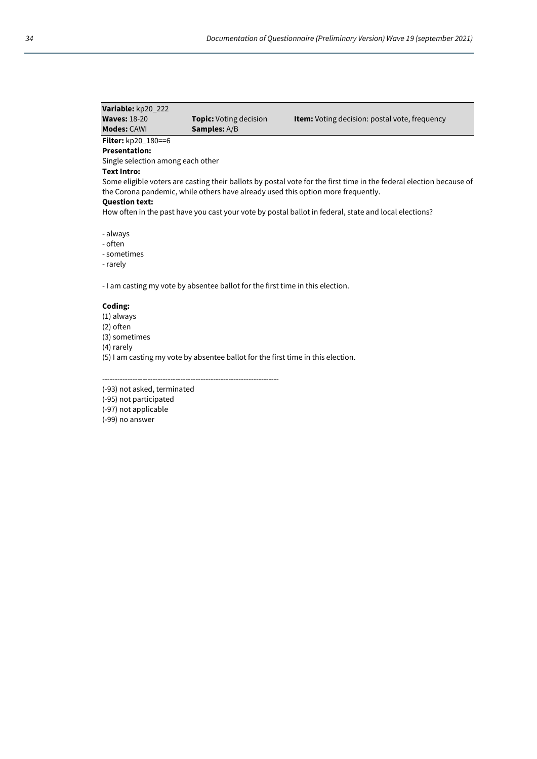**Variable:** kp20_222
**Waves:** 18-20 **Topic:** Voting decision **Item:** Voting decision: postal vote, frequency
**Modes:** CAWI **Samples:** A/B

**Filter:** kp20_180==6

**Presentation:**

Single selection among each other

**Text Intro:**

Some eligible voters are casting their ballots by postal vote for the first time in the federal election because of the Corona pandemic, while others have already used this option more frequently.

**Question text:**

How often in the past have you cast your vote by postal ballot in federal, state and local elections?

- always
- often
- sometimes
- rarely

- I am casting my vote by absentee ballot for the first time in this election.

**Coding:**

(1) always
(2) often
(3) sometimes
(4) rarely
(5) I am casting my vote by absentee ballot for the first time in this election.

----------------------------------------------------------------------

(-93) not asked, terminated
(-95) not participated
(-97) not applicable
(-99) no answer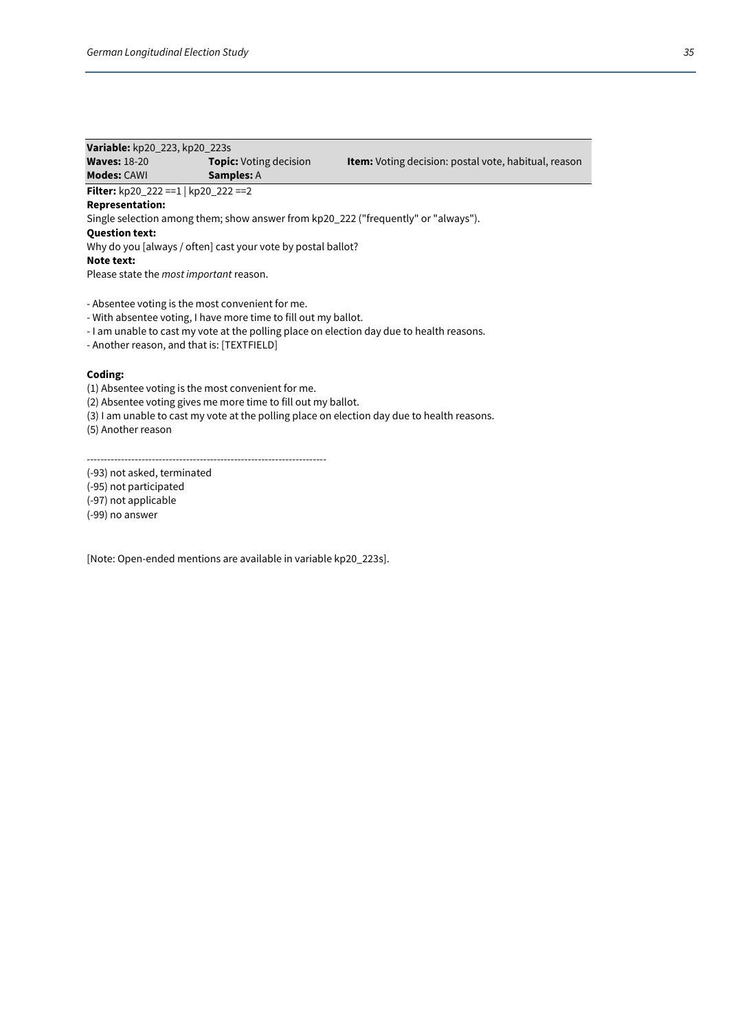**Variable:** kp20_223, kp20_223s

**Waves:** 18-20 **Topic:** Voting decision **Item:** Voting decision: postal vote, habitual, reason

**Modes:** CAWI **Samples:** A

**Filter:** kp20_222 ==1 | kp20_222 ==2

**Representation:**

Single selection among them; show answer from kp20_222 ("frequently" or "always").

**Question text:**

Why do you [always / often] cast your vote by postal ballot?

**Note text:**

Please state the *most important* reason.

- Absentee voting is the most convenient for me.
- With absentee voting, I have more time to fill out my ballot.
- I am unable to cast my vote at the polling place on election day due to health reasons.
- Another reason, and that is: [TEXTFIELD]

**Coding:**

(1) Absentee voting is the most convenient for me.
(2) Absentee voting gives me more time to fill out my ballot.
(3) I am unable to cast my vote at the polling place on election day due to health reasons.
(5) Another reason

----------------------------------------------------------------------

(-93) not asked, terminated
(-95) not participated
(-97) not applicable
(-99) no answer

[Note: Open-ended mentions are available in variable kp20_223s].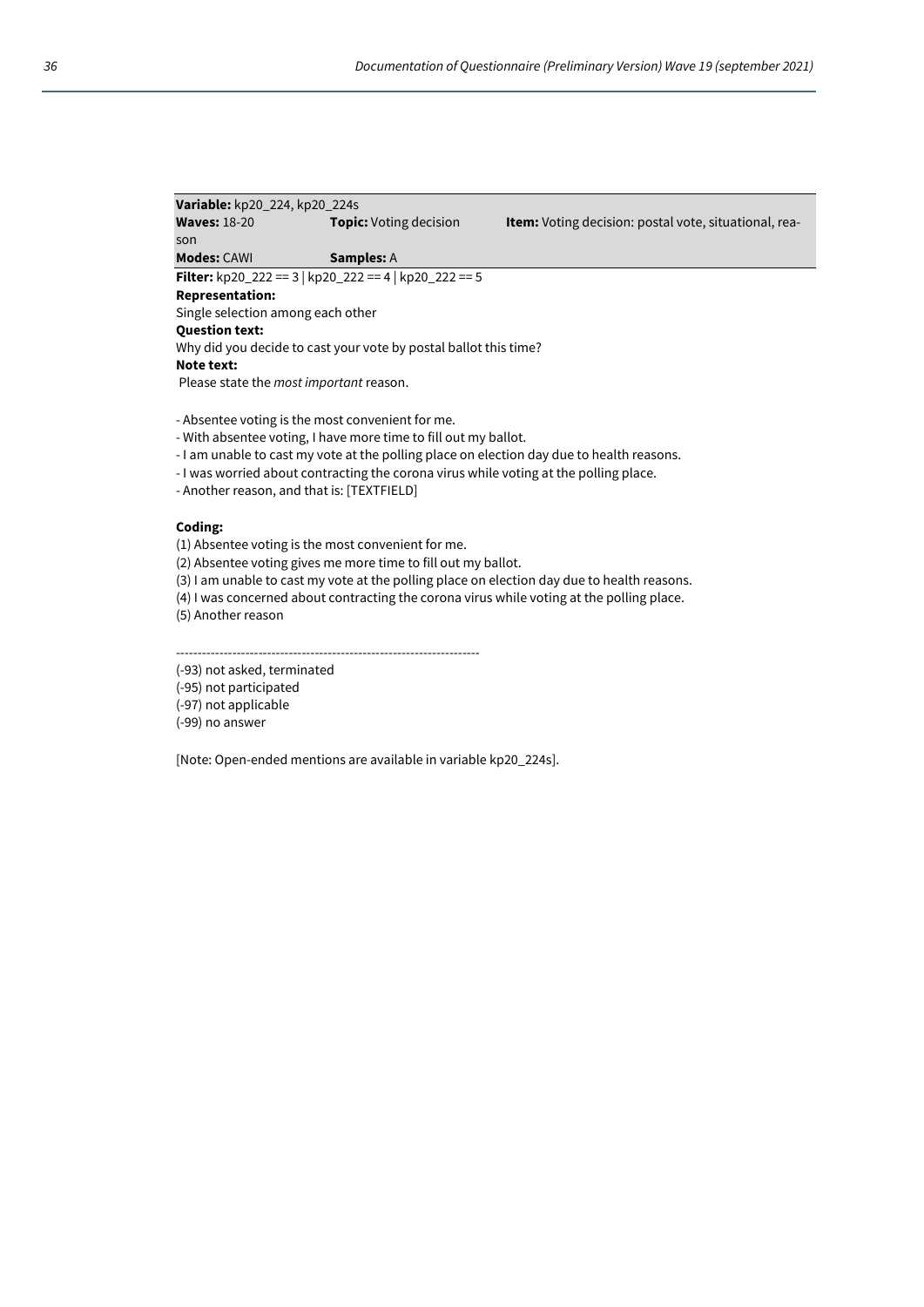**Variable:** kp20_224, kp20_224s
**Waves:** 18-20 **Topic:** Voting decision **Item:** Voting decision: postal vote, situational, reason
**Modes:** CAWI **Samples:** A

**Filter:** kp20_222 == 3 | kp20_222 == 4 | kp20_222 == 5

**Representation:**
Single selection among each other

**Question text:**
Why did you decide to cast your vote by postal ballot this time?

**Note text:**
Please state the *most important* reason.

- Absentee voting is the most convenient for me.
- With absentee voting, I have more time to fill out my ballot.
- I am unable to cast my vote at the polling place on election day due to health reasons.
- I was worried about contracting the corona virus while voting at the polling place.
- Another reason, and that is: [TEXTFIELD]

**Coding:**

(1) Absentee voting is the most convenient for me.
(2) Absentee voting gives me more time to fill out my ballot.
(3) I am unable to cast my vote at the polling place on election day due to health reasons.
(4) I was concerned about contracting the corona virus while voting at the polling place.
(5) Another reason

--------------------------------------------------------------------

(-93) not asked, terminated
(-95) not participated
(-97) not applicable
(-99) no answer

[Note: Open-ended mentions are available in variable kp20_224s].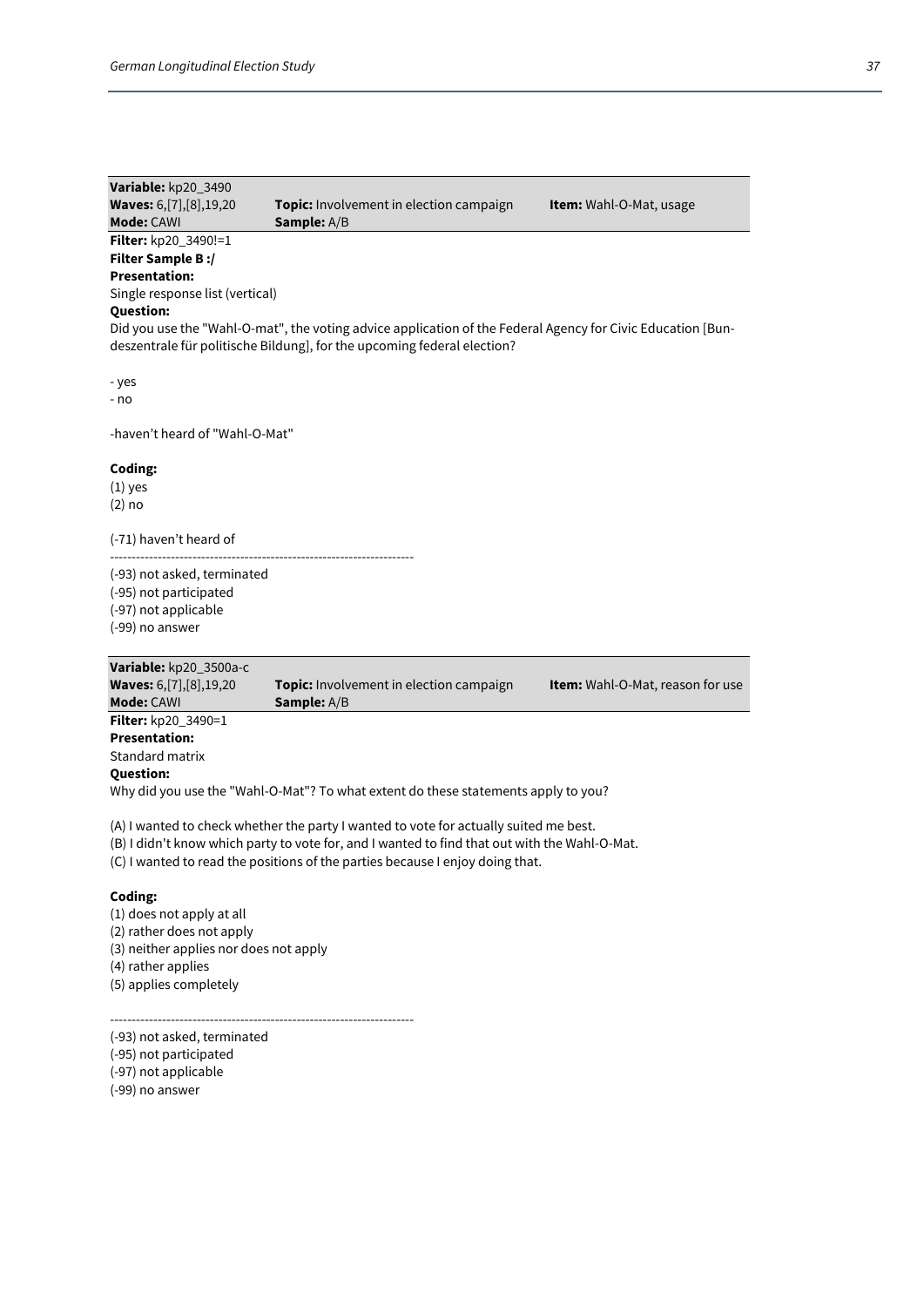**Variable:** kp20_3490
**Waves:** 6,[7],[8],19,20 **Topic:** Involvement in election campaign **Item:** Wahl-O-Mat, usage
**Mode:** CAWI **Sample:** A/B

**Filter:** kp20_3490!=1
**Filter Sample B :/**
**Presentation:**
Single response list (vertical)
**Question:**
Did you use the "Wahl-O-mat", the voting advice application of the Federal Agency for Civic Education [Bundeszentrale für politische Bildung], for the upcoming federal election?

- yes
- no

-haven't heard of "Wahl-O-Mat"

**Coding:**
(1) yes
(2) no

(-71) haven't heard of

---------------------------------------------------------------------
(-93) not asked, terminated
(-95) not participated
(-97) not applicable
(-99) no answer

**Variable:** kp20_3500a-c
**Waves:** 6,[7],[8],19,20 **Topic:** Involvement in election campaign **Item:** Wahl-O-Mat, reason for use
**Mode:** CAWI **Sample:** A/B

**Filter:** kp20_3490=1
**Presentation:**
Standard matrix
**Question:**
Why did you use the "Wahl-O-Mat"? To what extent do these statements apply to you?

(A) I wanted to check whether the party I wanted to vote for actually suited me best.
(B) I didn't know which party to vote for, and I wanted to find that out with the Wahl-O-Mat.
(C) I wanted to read the positions of the parties because I enjoy doing that.

**Coding:**
(1) does not apply at all
(2) rather does not apply
(3) neither applies nor does not apply
(4) rather applies
(5) applies completely

---------------------------------------------------------------------
(-93) not asked, terminated
(-95) not participated
(-97) not applicable
(-99) no answer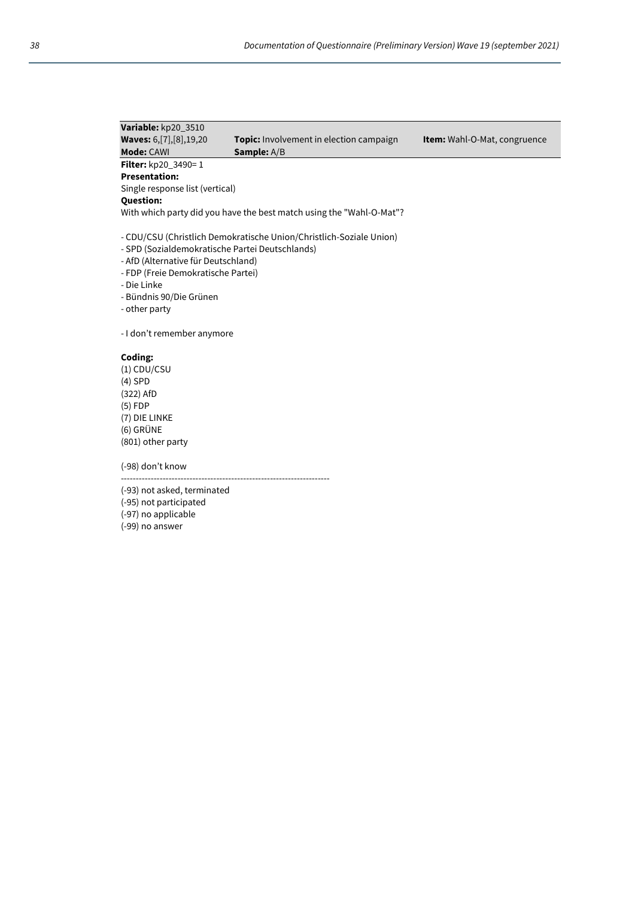| **Variable:** kp20_3510 | | |
|---|---|---|
| **Waves:** 6,[7],[8],19,20 | **Topic:** Involvement in election campaign | **Item:** Wahl-O-Mat, congruence |
| **Mode:** CAWI | **Sample:** A/B | |

**Filter:** kp20_3490= 1

**Presentation:**

Single response list (vertical)

**Question:**

With which party did you have the best match using the "Wahl-O-Mat"?

- CDU/CSU (Christlich Demokratische Union/Christlich-Soziale Union)
- SPD (Sozialdemokratische Partei Deutschlands)
- AfD (Alternative für Deutschland)
- FDP (Freie Demokratische Partei)
- Die Linke
- Bündnis 90/Die Grünen
- other party

- I don't remember anymore

**Coding:**

(1) CDU/CSU
(4) SPD
(322) AfD
(5) FDP
(7) DIE LINKE
(6) GRÜNE
(801) other party

(-98) don't know

---

(-93) not asked, terminated
(-95) not participated
(-97) no applicable
(-99) no answer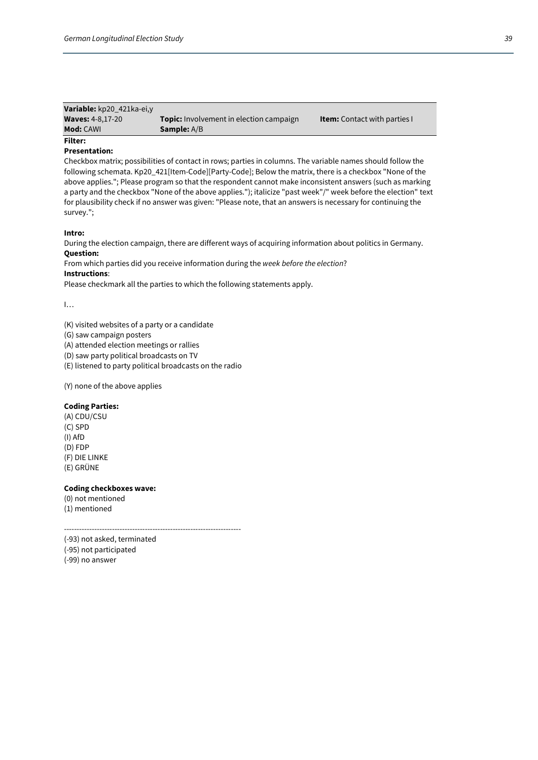| **Variable:** kp20_421ka-ei,y | | |
|---|---|---|
| **Waves:** 4-8,17-20 | **Topic:** Involvement in election campaign | **Item:** Contact with parties I |
| **Mod:** CAWI | **Sample:** A/B | |

**Filter:**

**Presentation:**

Checkbox matrix; possibilities of contact in rows; parties in columns. The variable names should follow the following schemata. Kp20_421[Item-Code][Party-Code]; Below the matrix, there is a checkbox "None of the above applies."; Please program so that the respondent cannot make inconsistent answers (such as marking a party and the checkbox "None of the above applies."); italicize "past week"/" week before the election" text for plausibility check if no answer was given: "Please note, that an answers is necessary for continuing the survey.";

**Intro:**

During the election campaign, there are different ways of acquiring information about politics in Germany.

**Question:**

From which parties did you receive information during the *week before the election*?

**Instructions**:

Please checkmark all the parties to which the following statements apply.

I…

(K) visited websites of a party or a candidate
(G) saw campaign posters
(A) attended election meetings or rallies
(D) saw party political broadcasts on TV
(E) listened to party political broadcasts on the radio

(Y) none of the above applies

**Coding Parties:**

(A) CDU/CSU
(C) SPD
(I) AfD
(D) FDP
(F) DIE LINKE
(E) GRÜNE

**Coding checkboxes wave:**

(0) not mentioned
(1) mentioned

---------------------------------------------------------------------

(-93) not asked, terminated
(-95) not participated
(-99) no answer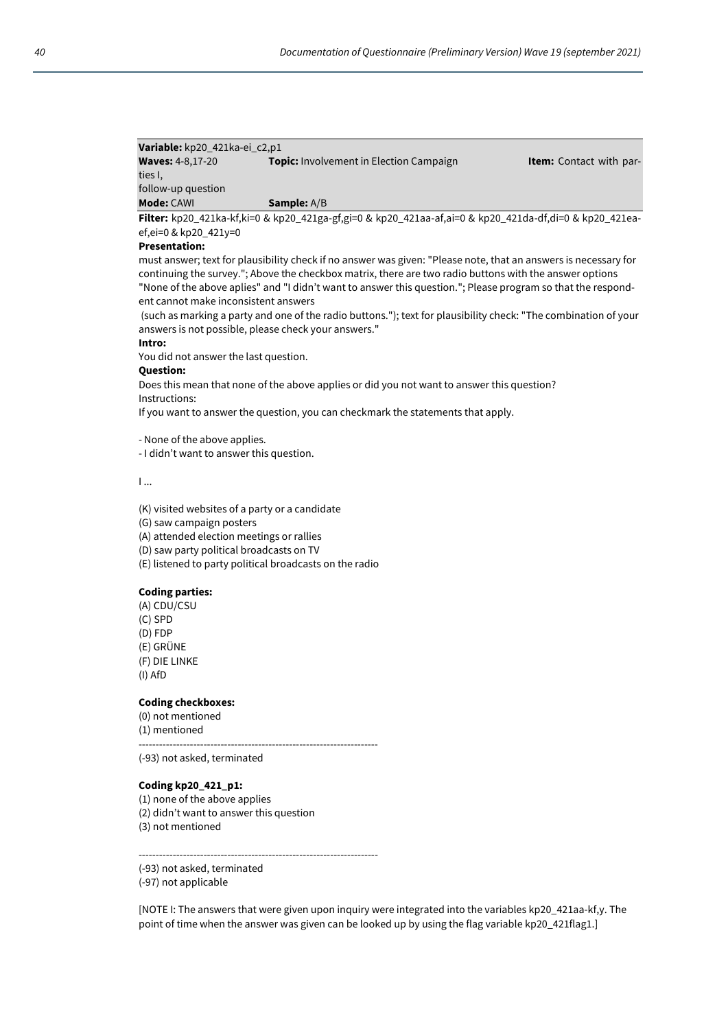**Variable:** kp20_421ka-ei_c2,p1
**Waves:** 4-8,17-20 **Topic:** Involvement in Election Campaign **Item:** Contact with parties I, follow-up question
**Mode:** CAWI **Sample:** A/B

**Filter:** kp20_421ka-kf,ki=0 & kp20_421ga-gf,gi=0 & kp20_421aa-af,ai=0 & kp20_421da-df,di=0 & kp20_421ea-ef,ei=0 & kp20_421y=0

**Presentation:**
must answer; text for plausibility check if no answer was given: "Please note, that an answers is necessary for continuing the survey."; Above the checkbox matrix, there are two radio buttons with the answer options "None of the above aplies" and "I didn't want to answer this question."; Please program so that the respondent cannot make inconsistent answers
 (such as marking a party and one of the radio buttons."); text for plausibility check: "The combination of your answers is not possible, please check your answers."

**Intro:**
You did not answer the last question.

**Question:**
Does this mean that none of the above applies or did you not want to answer this question?
Instructions:
If you want to answer the question, you can checkmark the statements that apply.

- None of the above applies.
- I didn't want to answer this question.

I ...

(K) visited websites of a party or a candidate
(G) saw campaign posters
(A) attended election meetings or rallies
(D) saw party political broadcasts on TV
(E) listened to party political broadcasts on the radio

**Coding parties:**
(A) CDU/CSU
(C) SPD
(D) FDP
(E) GRÜNE
(F) DIE LINKE
(I) AfD

**Coding checkboxes:**
(0) not mentioned
(1) mentioned
----------------------------------------------------------------------
(-93) not asked, terminated

**Coding kp20_421_p1:**
(1) none of the above applies
(2) didn't want to answer this question
(3) not mentioned

----------------------------------------------------------------------
(-93) not asked, terminated
(-97) not applicable

[NOTE I: The answers that were given upon inquiry were integrated into the variables kp20_421aa-kf,y. The point of time when the answer was given can be looked up by using the flag variable kp20_421flag1.]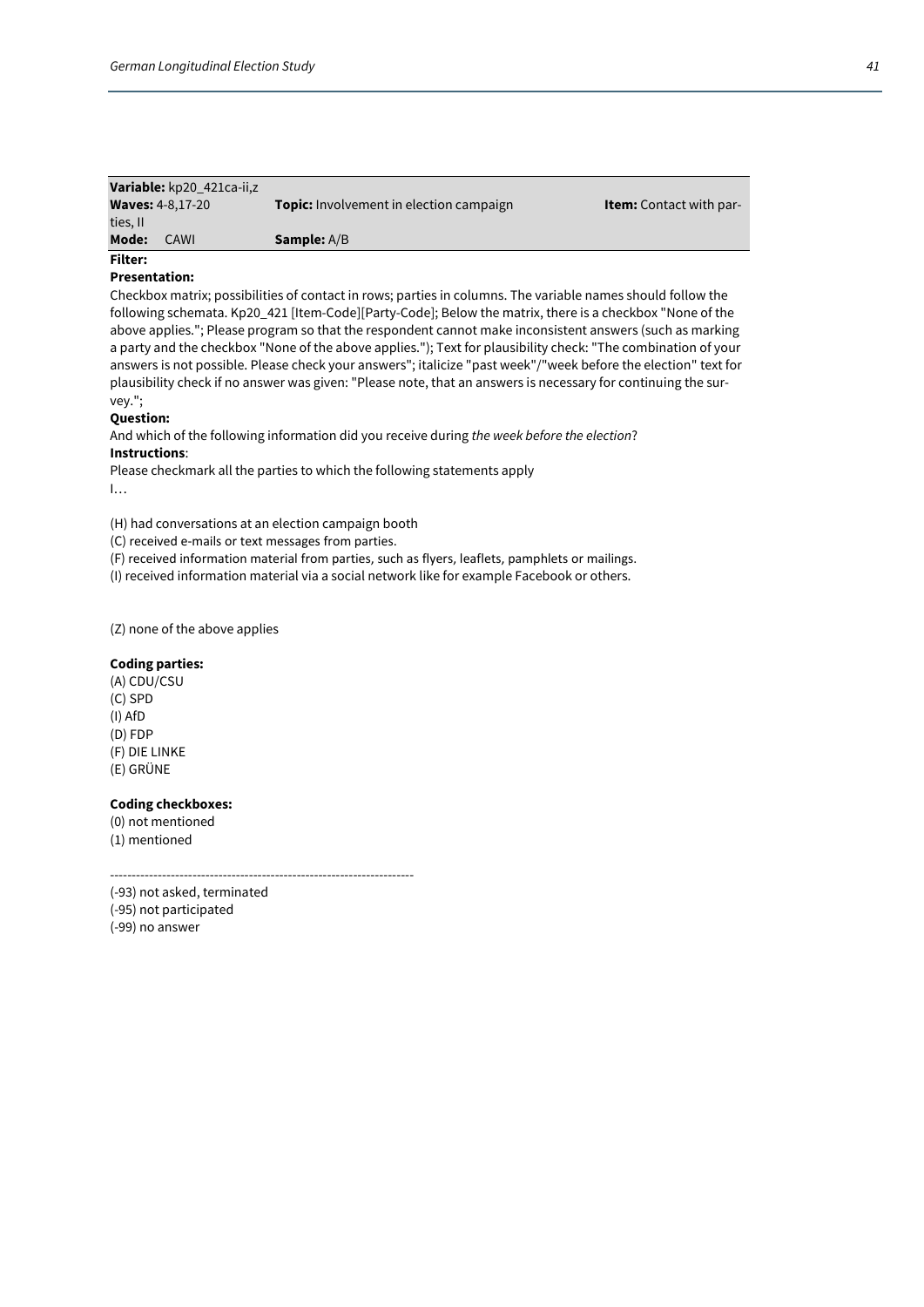| **Variable:** kp20_421ca-ii,z | | |
|---|---|---|
| **Waves:** 4-8,17-20 | **Topic:** Involvement in election campaign | **Item:** Contact with parties, II |
| **Mode:** CAWI | **Sample:** A/B | |

**Filter:**

**Presentation:**

Checkbox matrix; possibilities of contact in rows; parties in columns. The variable names should follow the following schemata. Kp20_421 [Item-Code][Party-Code]; Below the matrix, there is a checkbox "None of the above applies."; Please program so that the respondent cannot make inconsistent answers (such as marking a party and the checkbox "None of the above applies."); Text for plausibility check: "The combination of your answers is not possible. Please check your answers"; italicize "past week"/"week before the election" text for plausibility check if no answer was given: "Please note, that an answers is necessary for continuing the survey.";

**Question:**

And which of the following information did you receive during *the week before the election*?

**Instructions**:

Please checkmark all the parties to which the following statements apply

I…

(H) had conversations at an election campaign booth
(C) received e-mails or text messages from parties.
(F) received information material from parties, such as flyers, leaflets, pamphlets or mailings.
(I) received information material via a social network like for example Facebook or others.

(Z) none of the above applies

**Coding parties:**

(A) CDU/CSU
(C) SPD
(I) AfD
(D) FDP
(F) DIE LINKE
(E) GRÜNE

**Coding checkboxes:**

(0) not mentioned
(1) mentioned

---

(-93) not asked, terminated
(-95) not participated
(-99) no answer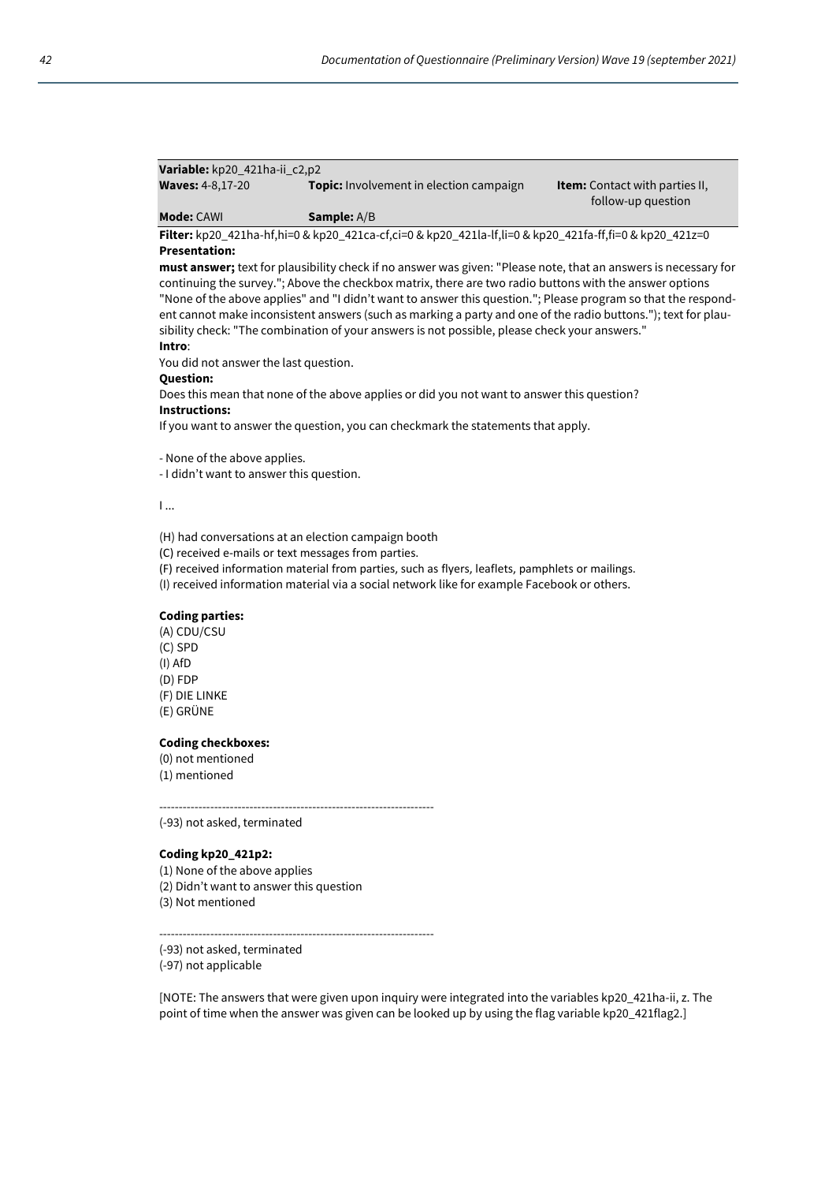| **Variable:** kp20_421ha-ii_c2,p2 | | |
|---|---|---|
| **Waves:** 4-8,17-20 | **Topic:** Involvement in election campaign | **Item:** Contact with parties II, follow-up question |
| **Mode:** CAWI | **Sample:** A/B | |

**Filter:** kp20_421ha-hf,hi=0 & kp20_421ca-cf,ci=0 & kp20_421la-lf,li=0 & kp20_421fa-ff,fi=0 & kp20_421z=0

**Presentation:**

**must answer;** text for plausibility check if no answer was given: "Please note, that an answers is necessary for continuing the survey."; Above the checkbox matrix, there are two radio buttons with the answer options "None of the above applies" and "I didn't want to answer this question."; Please program so that the respondent cannot make inconsistent answers (such as marking a party and one of the radio buttons."); text for plausibility check: "The combination of your answers is not possible, please check your answers."

**Intro**:

You did not answer the last question.

**Question:**

Does this mean that none of the above applies or did you not want to answer this question?

**Instructions:**

If you want to answer the question, you can checkmark the statements that apply.

- None of the above applies.
- I didn't want to answer this question.

I ...

(H) had conversations at an election campaign booth
(C) received e-mails or text messages from parties.
(F) received information material from parties, such as flyers, leaflets, pamphlets or mailings.
(I) received information material via a social network like for example Facebook or others.

**Coding parties:**

(A) CDU/CSU
(C) SPD
(I) AfD
(D) FDP
(F) DIE LINKE
(E) GRÜNE

**Coding checkboxes:**

(0) not mentioned
(1) mentioned

----------------------------------------------------------------------

(-93) not asked, terminated

**Coding kp20_421p2:**

(1) None of the above applies
(2) Didn't want to answer this question
(3) Not mentioned

----------------------------------------------------------------------

(-93) not asked, terminated
(-97) not applicable

[NOTE: The answers that were given upon inquiry were integrated into the variables kp20_421ha-ii, z. The point of time when the answer was given can be looked up by using the flag variable kp20_421flag2.]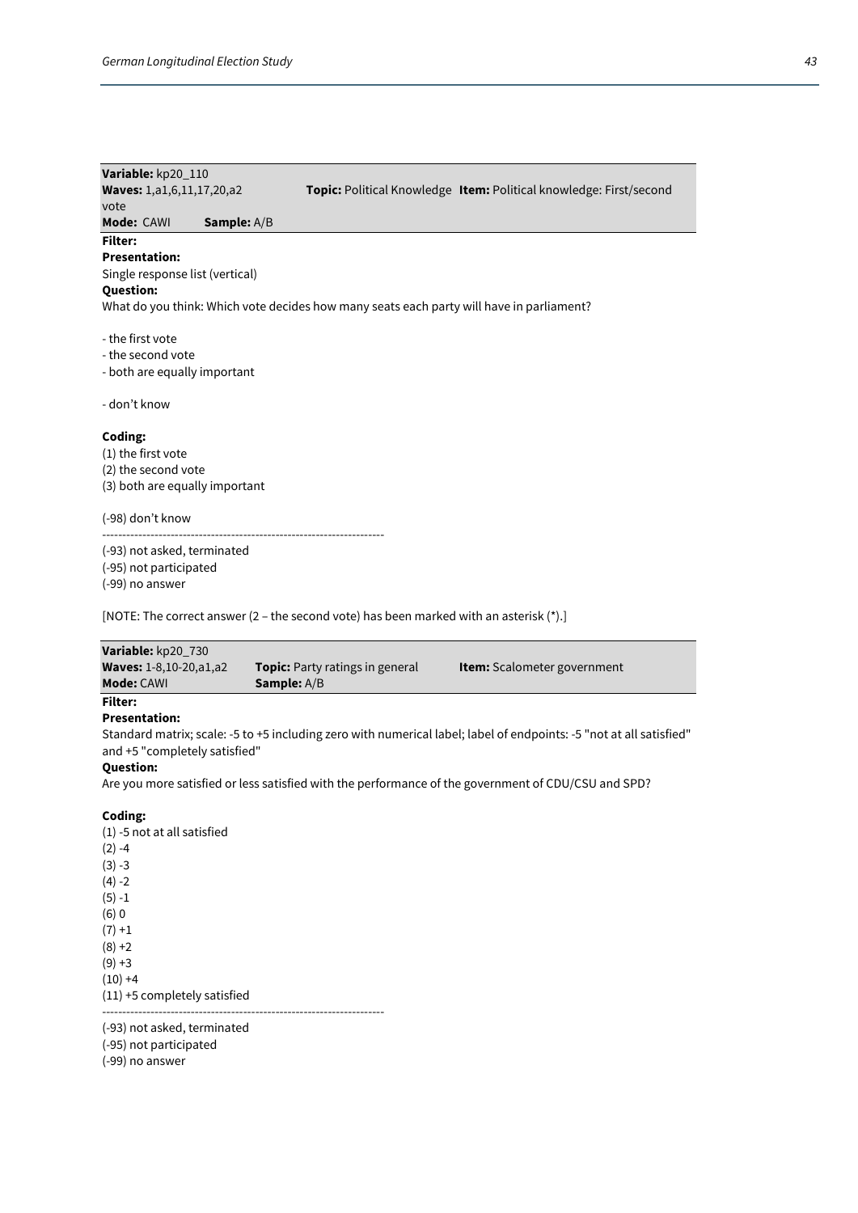**Variable:** kp20_110
**Waves:** 1,a1,6,11,17,20,a2 **Topic:** Political Knowledge **Item:** Political knowledge: First/second vote
**Mode:** CAWI **Sample:** A/B

**Filter:**

**Presentation:**
Single response list (vertical)

**Question:**
What do you think: Which vote decides how many seats each party will have in parliament?

- the first vote
- the second vote
- both are equally important

- don't know

**Coding:**
(1) the first vote
(2) the second vote
(3) both are equally important

(-98) don't know

--------------------------------------------------------------------

(-93) not asked, terminated
(-95) not participated
(-99) no answer

[NOTE: The correct answer (2 – the second vote) has been marked with an asterisk (*).]

**Variable:** kp20_730
**Waves:** 1-8,10-20,a1,a2 **Topic:** Party ratings in general **Item:** Scalometer government
**Mode:** CAWI **Sample:** A/B

**Filter:**

**Presentation:**
Standard matrix; scale: -5 to +5 including zero with numerical label; label of endpoints: -5 "not at all satisfied" and +5 "completely satisfied"

**Question:**
Are you more satisfied or less satisfied with the performance of the government of CDU/CSU and SPD?

**Coding:**
(1) -5 not at all satisfied
(2) -4
(3) -3
(4) -2
(5) -1
(6) 0
(7) +1
(8) +2
(9) +3
(10) +4
(11) +5 completely satisfied

--------------------------------------------------------------------

(-93) not asked, terminated
(-95) not participated
(-99) no answer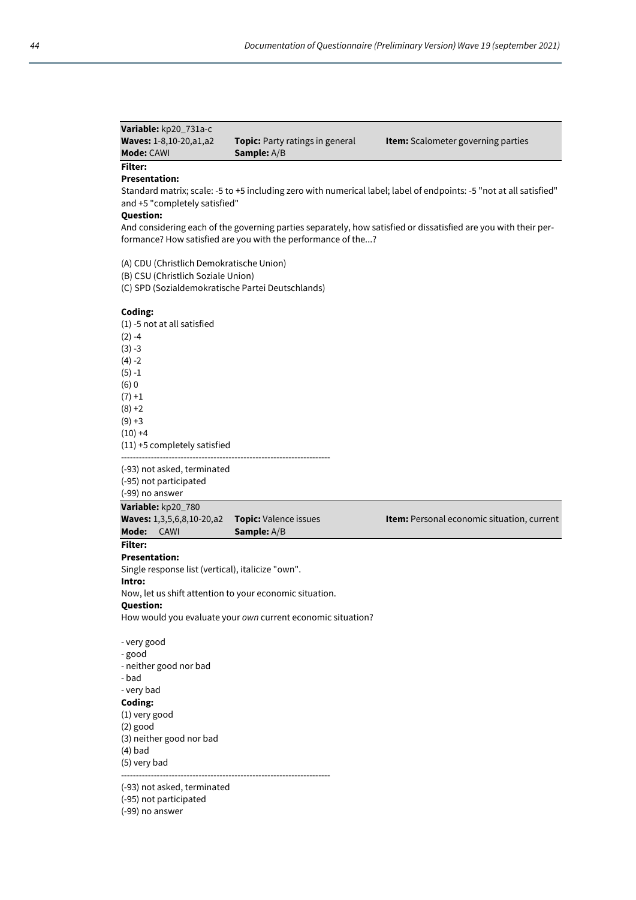**Variable:** kp20_731a-c
**Waves:** 1-8,10-20,a1,a2 **Topic:** Party ratings in general **Item:** Scalometer governing parties
**Mode:** CAWI **Sample:** A/B

**Filter:**

**Presentation:**

Standard matrix; scale: -5 to +5 including zero with numerical label; label of endpoints: -5 "not at all satisfied" and +5 "completely satisfied"

**Question:**

And considering each of the governing parties separately, how satisfied or dissatisfied are you with their performance? How satisfied are you with the performance of the...?

(A) CDU (Christlich Demokratische Union)
(B) CSU (Christlich Soziale Union)
(C) SPD (Sozialdemokratische Partei Deutschlands)

**Coding:**

(1) -5 not at all satisfied
(2) -4
(3) -3
(4) -2
(5) -1
(6) 0
(7) +1
(8) +2
(9) +3
(10) +4
(11) +5 completely satisfied

---

(-93) not asked, terminated
(-95) not participated
(-99) no answer

**Variable:** kp20_780
**Waves:** 1,3,5,6,8,10-20,a2 **Topic:** Valence issues **Item:** Personal economic situation, current
**Mode:** CAWI **Sample:** A/B

**Filter:**

**Presentation:**

Single response list (vertical), italicize "own".

**Intro:**

Now, let us shift attention to your economic situation.

**Question:**

How would you evaluate your *own* current economic situation?

- very good
- good
- neither good nor bad
- bad
- very bad

**Coding:**

(1) very good
(2) good
(3) neither good nor bad
(4) bad
(5) very bad

---

(-93) not asked, terminated
(-95) not participated
(-99) no answer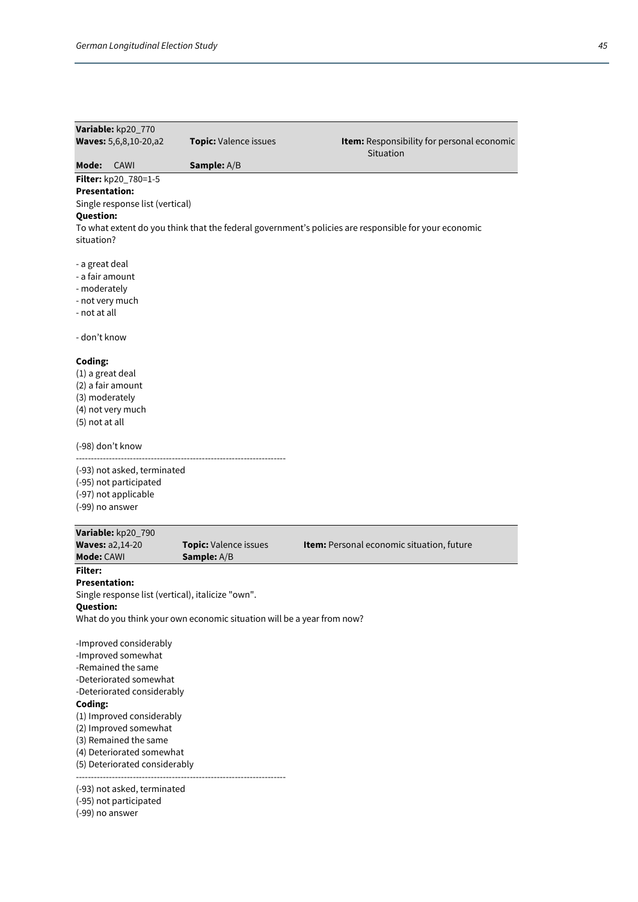**Variable:** kp20_770

**Waves:** 5,6,8,10-20,a2 | **Topic:** Valence issues | **Item:** Responsibility for personal economic Situation

**Mode:** CAWI | **Sample:** A/B

**Filter:** kp20_780=1-5

**Presentation:**

Single response list (vertical)

**Question:**

To what extent do you think that the federal government's policies are responsible for your economic situation?

- a great deal
- a fair amount
- moderately
- not very much
- not at all

- don't know

**Coding:**

(1) a great deal
(2) a fair amount
(3) moderately
(4) not very much
(5) not at all

(-98) don't know

----------------------------------------------------------------------

(-93) not asked, terminated
(-95) not participated
(-97) not applicable
(-99) no answer

**Variable:** kp20_790

**Waves:** a2,14-20 | **Topic:** Valence issues | **Item:** Personal economic situation, future

**Mode:** CAWI | **Sample:** A/B

**Filter:**

**Presentation:**

Single response list (vertical), italicize "own".

**Question:**

What do you think your own economic situation will be a year from now?

-Improved considerably
-Improved somewhat
-Remained the same
-Deteriorated somewhat
-Deteriorated considerably

**Coding:**

(1) Improved considerably
(2) Improved somewhat
(3) Remained the same
(4) Deteriorated somewhat
(5) Deteriorated considerably

----------------------------------------------------------------------

(-93) not asked, terminated
(-95) not participated
(-99) no answer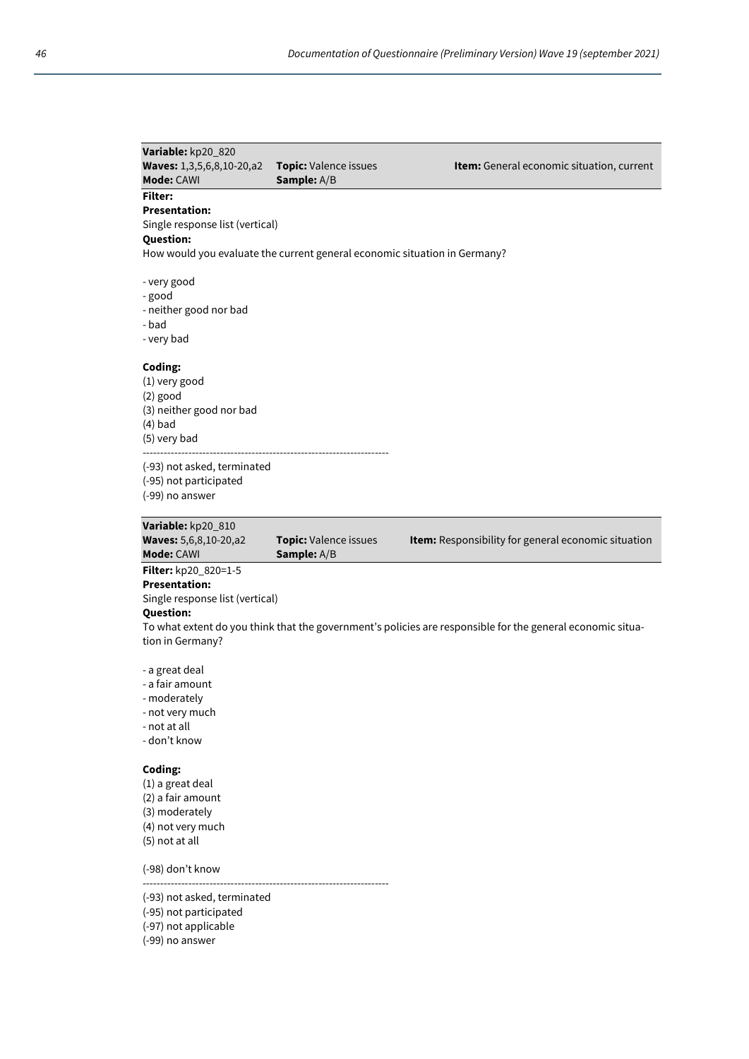| **Variable:** kp20_820 | | |
|---|---|---|
| **Waves:** 1,3,5,6,8,10-20,a2 | **Topic:** Valence issues | **Item:** General economic situation, current |
| **Mode:** CAWI | **Sample:** A/B | |

**Filter:**
**Presentation:**
Single response list (vertical)
**Question:**
How would you evaluate the current general economic situation in Germany?

- very good
- good
- neither good nor bad
- bad
- very bad

**Coding:**
(1) very good
(2) good
(3) neither good nor bad
(4) bad
(5) very bad
----------------------------------------------------------------------
(-93) not asked, terminated
(-95) not participated
(-99) no answer

| **Variable:** kp20_810 | | |
|---|---|---|
| **Waves:** 5,6,8,10-20,a2 | **Topic:** Valence issues | **Item:** Responsibility for general economic situation |
| **Mode:** CAWI | **Sample:** A/B | |

**Filter:** kp20_820=1-5
**Presentation:**
Single response list (vertical)
**Question:**
To what extent do you think that the government's policies are responsible for the general economic situation in Germany?

- a great deal
- a fair amount
- moderately
- not very much
- not at all
- don't know

**Coding:**
(1) a great deal
(2) a fair amount
(3) moderately
(4) not very much
(5) not at all

(-98) don't know
----------------------------------------------------------------------
(-93) not asked, terminated
(-95) not participated
(-97) not applicable
(-99) no answer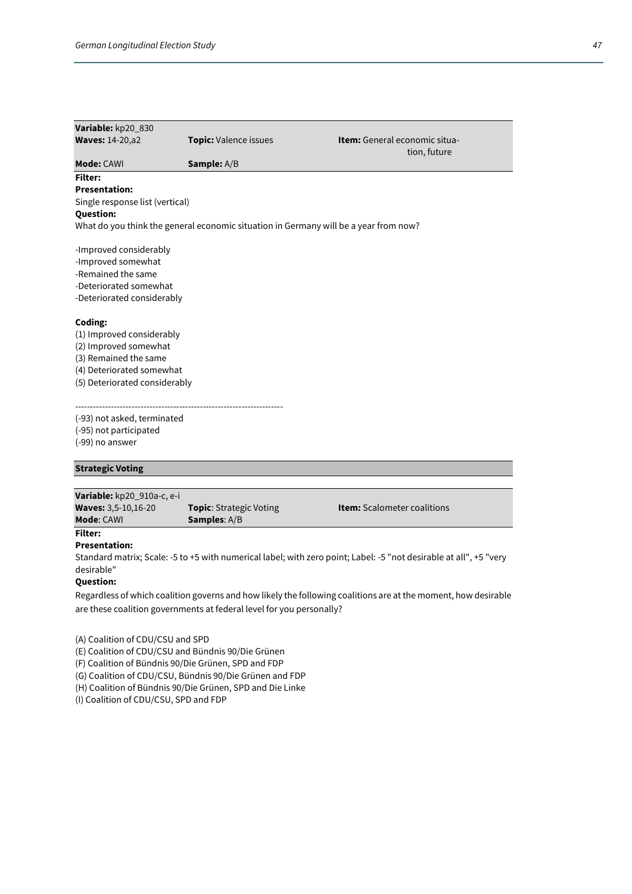| **Variable:** kp20_830 | | |
|---|---|---|
| **Waves:** 14-20,a2 | **Topic:** Valence issues | **Item:** General economic situation, future |
| **Mode:** CAWI | **Sample:** A/B | |

**Filter:**

**Presentation:**

Single response list (vertical)

**Question:**

What do you think the general economic situation in Germany will be a year from now?

-Improved considerably
-Improved somewhat
-Remained the same
-Deteriorated somewhat
-Deteriorated considerably

**Coding:**

(1) Improved considerably
(2) Improved somewhat
(3) Remained the same
(4) Deteriorated somewhat
(5) Deteriorated considerably

----------------------------------------------------------------------

(-93) not asked, terminated
(-95) not participated
(-99) no answer

## Strategic Voting

| **Variable:** kp20_910a-c, e-i | | |
|---|---|---|
| **Waves:** 3,5-10,16-20 | **Topic**: Strategic Voting | **Item:** Scalometer coalitions |
| **Mode**: CAWI | **Samples**: A/B | |

**Filter:**

**Presentation:**

Standard matrix; Scale: -5 to +5 with numerical label; with zero point; Label: -5 "not desirable at all", +5 "very desirable"

**Question:**

Regardless of which coalition governs and how likely the following coalitions are at the moment, how desirable are these coalition governments at federal level for you personally?

(A) Coalition of CDU/CSU and SPD
(E) Coalition of CDU/CSU and Bündnis 90/Die Grünen
(F) Coalition of Bündnis 90/Die Grünen, SPD and FDP
(G) Coalition of CDU/CSU, Bündnis 90/Die Grünen and FDP
(H) Coalition of Bündnis 90/Die Grünen, SPD and Die Linke
(I) Coalition of CDU/CSU, SPD and FDP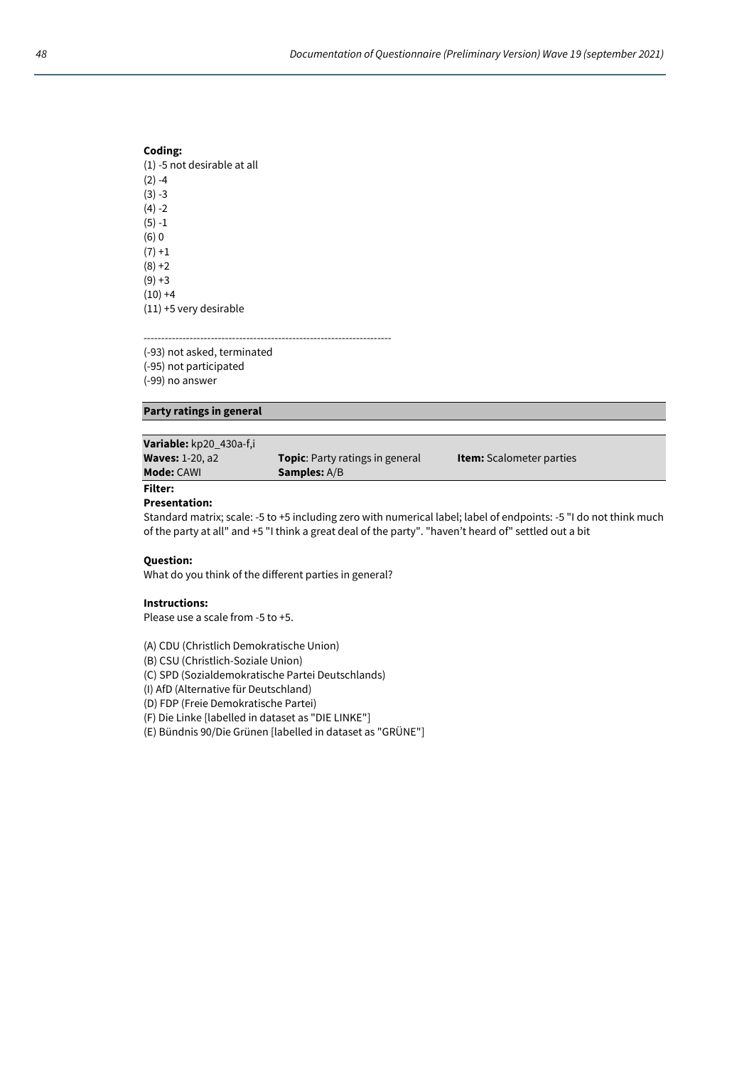**Coding:**
(1) -5 not desirable at all
(2) -4
(3) -3
(4) -2
(5) -1
(6) 0
(7) +1
(8) +2
(9) +3
(10) +4
(11) +5 very desirable

----------------------------------------------------------------------

(-93) not asked, terminated
(-95) not participated
(-99) no answer

## Party ratings in general

| **Variable:** kp20_430a-f,i | | |
|---|---|---|
| **Waves:** 1-20, a2 | **Topic**: Party ratings in general | **Item:** Scalometer parties |
| **Mode:** CAWI | **Samples:** A/B | |

**Filter:**

**Presentation:**
Standard matrix; scale: -5 to +5 including zero with numerical label; label of endpoints: -5 "I do not think much of the party at all" and +5 "I think a great deal of the party". "haven't heard of" settled out a bit

**Question:**
What do you think of the different parties in general?

**Instructions:**
Please use a scale from -5 to +5.

(A) CDU (Christlich Demokratische Union)
(B) CSU (Christlich-Soziale Union)
(C) SPD (Sozialdemokratische Partei Deutschlands)
(I) AfD (Alternative für Deutschland)
(D) FDP (Freie Demokratische Partei)
(F) Die Linke [labelled in dataset as "DIE LINKE"]
(E) Bündnis 90/Die Grünen [labelled in dataset as "GRÜNE"]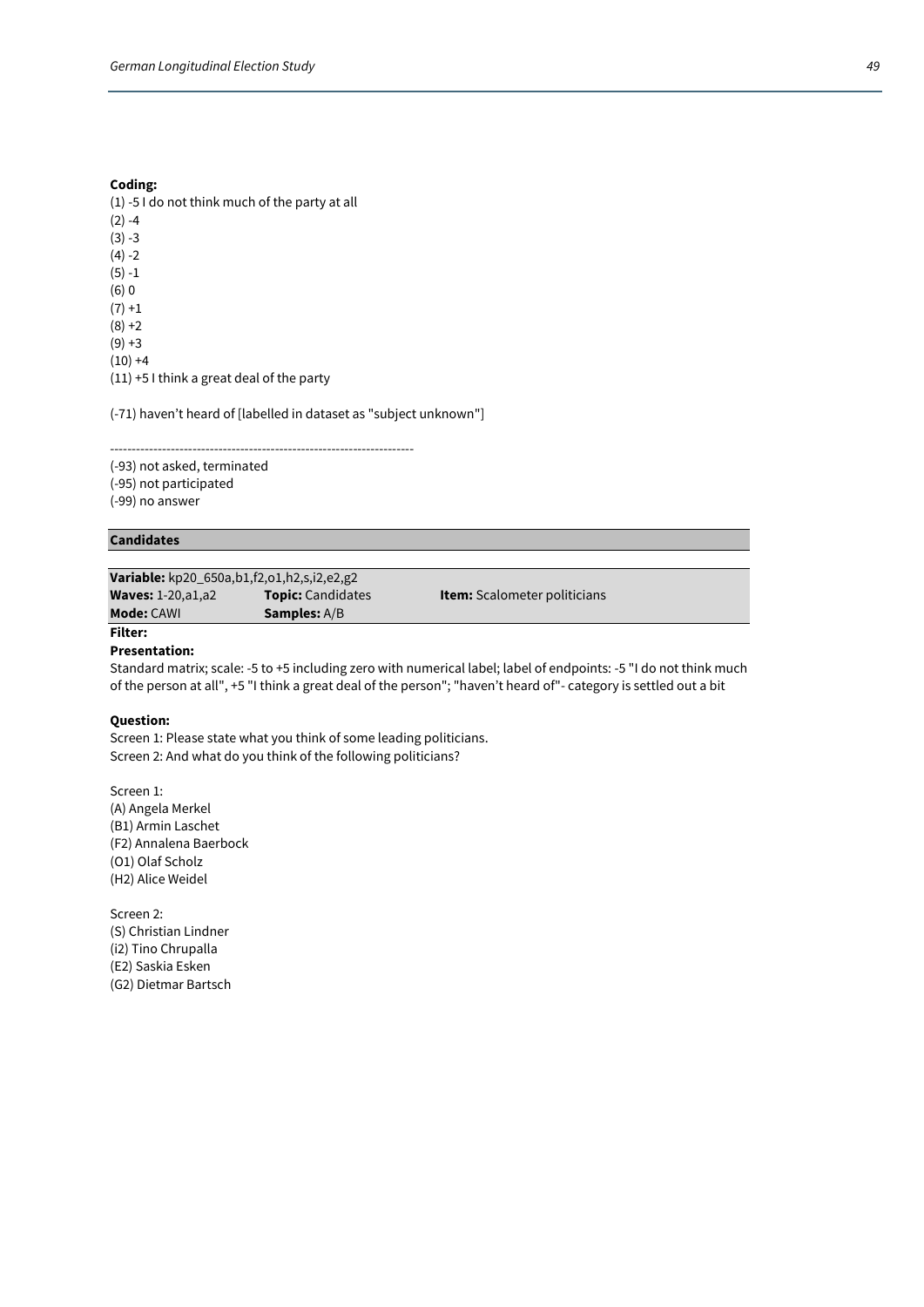**Coding:**

(1) -5 I do not think much of the party at all
(2) -4
(3) -3
(4) -2
(5) -1
(6) 0
(7) +1
(8) +2
(9) +3
(10) +4
(11) +5 I think a great deal of the party

(-71) haven't heard of [labelled in dataset as "subject unknown"]

---

(-93) not asked, terminated
(-95) not participated
(-99) no answer

## Candidates

| **Variable:** kp20_650a,b1,f2,o1,h2,s,i2,e2,g2 | | |
|---|---|---|
| **Waves:** 1-20,a1,a2 | **Topic:** Candidates | **Item:** Scalometer politicians |
| **Mode:** CAWI | **Samples:** A/B | |

**Filter:**

**Presentation:**

Standard matrix; scale: -5 to +5 including zero with numerical label; label of endpoints: -5 "I do not think much of the person at all", +5 "I think a great deal of the person"; "haven't heard of"- category is settled out a bit

**Question:**

Screen 1: Please state what you think of some leading politicians.
Screen 2: And what do you think of the following politicians?

Screen 1:
(A) Angela Merkel
(B1) Armin Laschet
(F2) Annalena Baerbock
(O1) Olaf Scholz
(H2) Alice Weidel

Screen 2:
(S) Christian Lindner
(i2) Tino Chrupalla
(E2) Saskia Esken
(G2) Dietmar Bartsch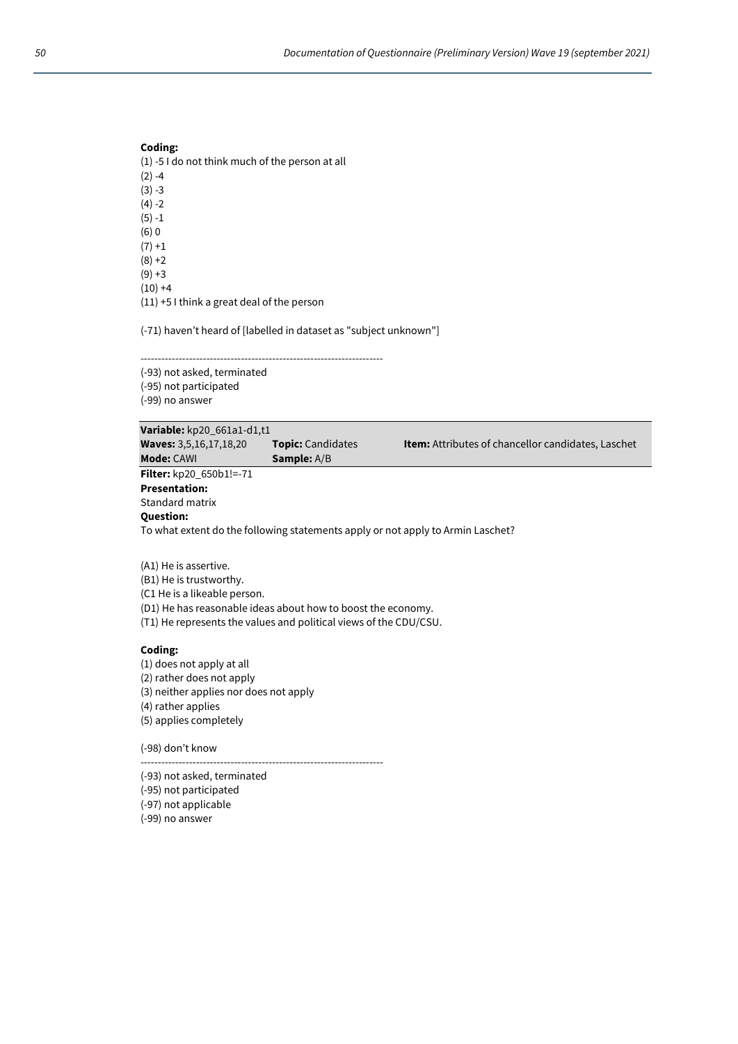**Coding:**
(1) -5 I do not think much of the person at all
(2) -4
(3) -3
(4) -2
(5) -1
(6) 0
(7) +1
(8) +2
(9) +3
(10) +4
(11) +5 I think a great deal of the person

(-71) haven't heard of [labelled in dataset as "subject unknown"]

----------------------------------------------------------------------
(-93) not asked, terminated
(-95) not participated
(-99) no answer

| **Variable:** kp20_661a1-d1,t1 | | |
|---|---|---|
| **Waves:** 3,5,16,17,18,20 | **Topic:** Candidates | **Item:** Attributes of chancellor candidates, Laschet |
| **Mode:** CAWI | **Sample:** A/B | |

**Filter:** kp20_650b1!=-71
**Presentation:**
Standard matrix
**Question:**
To what extent do the following statements apply or not apply to Armin Laschet?

(A1) He is assertive.
(B1) He is trustworthy.
(C1 He is a likeable person.
(D1) He has reasonable ideas about how to boost the economy.
(T1) He represents the values and political views of the CDU/CSU.

**Coding:**
(1) does not apply at all
(2) rather does not apply
(3) neither applies nor does not apply
(4) rather applies
(5) applies completely

(-98) don't know
----------------------------------------------------------------------
(-93) not asked, terminated
(-95) not participated
(-97) not applicable
(-99) no answer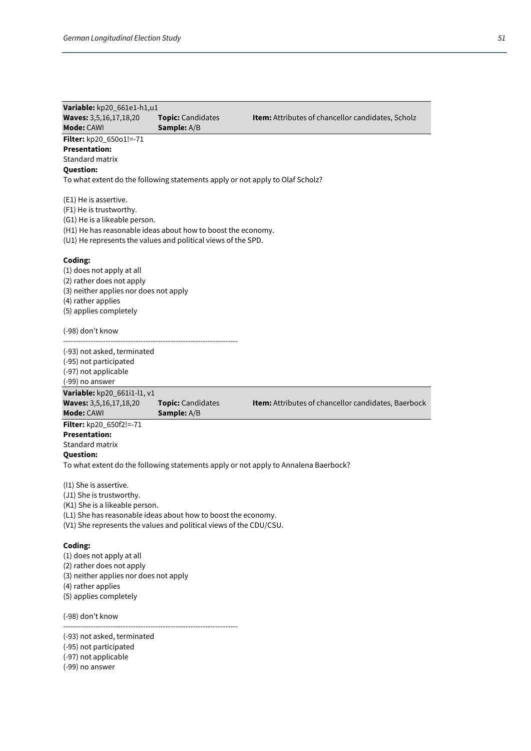**Variable:** kp20_661e1-h1,u1

**Waves:** 3,5,16,17,18,20 **Topic:** Candidates **Item:** Attributes of chancellor candidates, Scholz

**Mode:** CAWI **Sample:** A/B

**Filter:** kp20_650o1!=-71

**Presentation:**

Standard matrix

**Question:**

To what extent do the following statements apply or not apply to Olaf Scholz?

(E1) He is assertive.
(F1) He is trustworthy.
(G1) He is a likeable person.
(H1) He has reasonable ideas about how to boost the economy.
(U1) He represents the values and political views of the SPD.

**Coding:**

(1) does not apply at all
(2) rather does not apply
(3) neither applies nor does not apply
(4) rather applies
(5) applies completely

(-98) don't know

---------------------------------------------------------------------

(-93) not asked, terminated
(-95) not participated
(-97) not applicable
(-99) no answer

**Variable:** kp20_661i1-l1, v1

**Waves:** 3,5,16,17,18,20 **Topic:** Candidates **Item:** Attributes of chancellor candidates, Baerbock

**Mode:** CAWI **Sample:** A/B

**Filter:** kp20_650f2!=-71

**Presentation:**

Standard matrix

**Question:**

To what extent do the following statements apply or not apply to Annalena Baerbock?

(I1) She is assertive.
(J1) She is trustworthy.
(K1) She is a likeable person.
(L1) She has reasonable ideas about how to boost the economy.
(V1) She represents the values and political views of the CDU/CSU.

**Coding:**

(1) does not apply at all
(2) rather does not apply
(3) neither applies nor does not apply
(4) rather applies
(5) applies completely

(-98) don't know

---------------------------------------------------------------------

(-93) not asked, terminated
(-95) not participated
(-97) not applicable
(-99) no answer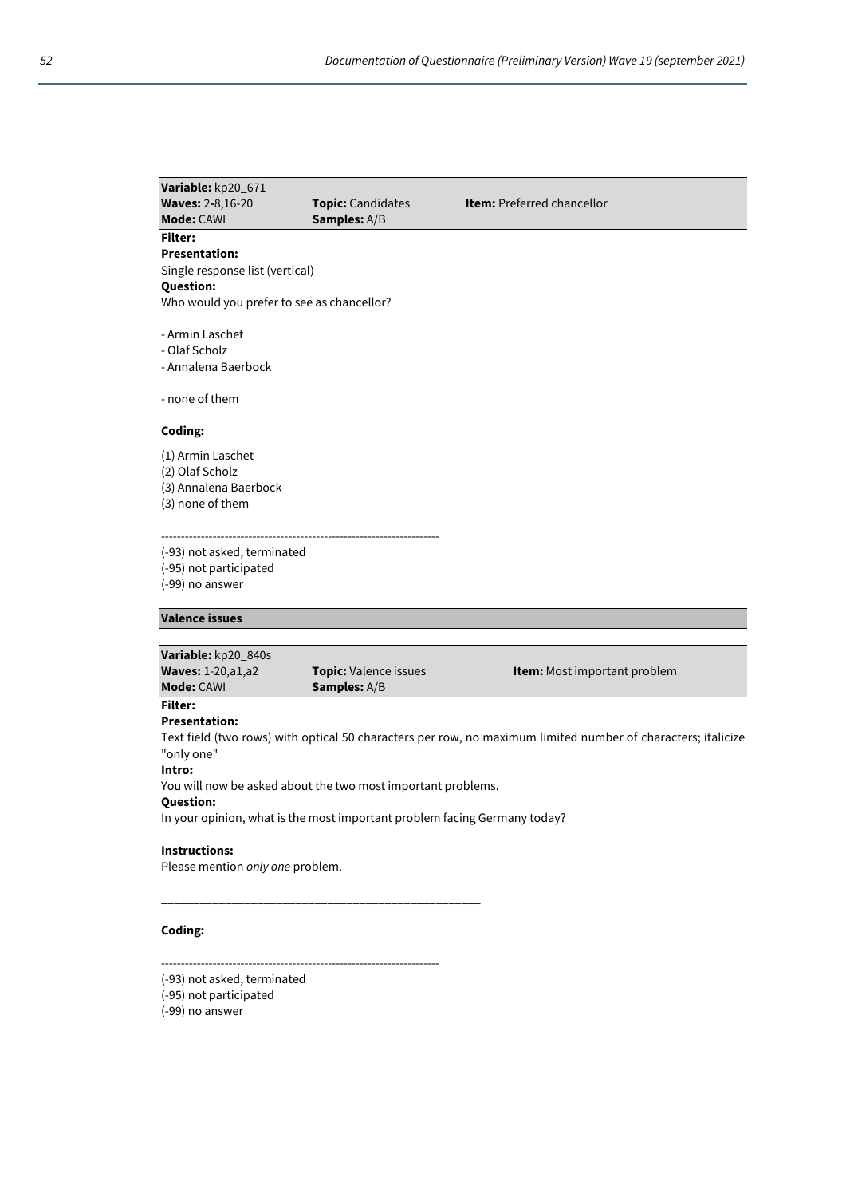| **Variable:** kp20_671 | | |
|---|---|---|
| **Waves:** 2-8,16-20 | **Topic:** Candidates | **Item:** Preferred chancellor |
| **Mode:** CAWI | **Samples:** A/B | |

**Filter:**

**Presentation:**

Single response list (vertical)

**Question:**

Who would you prefer to see as chancellor?

- Armin Laschet
- Olaf Scholz
- Annalena Baerbock

- none of them

**Coding:**

(1) Armin Laschet
(2) Olaf Scholz
(3) Annalena Baerbock
(3) none of them

----------------------------------------------------------------------

(-93) not asked, terminated
(-95) not participated
(-99) no answer

**Valence issues**

| **Variable:** kp20_840s | | |
|---|---|---|
| **Waves:** 1-20,a1,a2 | **Topic:** Valence issues | **Item:** Most important problem |
| **Mode:** CAWI | **Samples:** A/B | |

**Filter:**

**Presentation:**

Text field (two rows) with optical 50 characters per row, no maximum limited number of characters; italicize "only one"

**Intro:**

You will now be asked about the two most important problems.

**Question:**

In your opinion, what is the most important problem facing Germany today?

**Instructions:**

Please mention *only one* problem.

____________________________________________________

**Coding:**

----------------------------------------------------------------------

(-93) not asked, terminated
(-95) not participated
(-99) no answer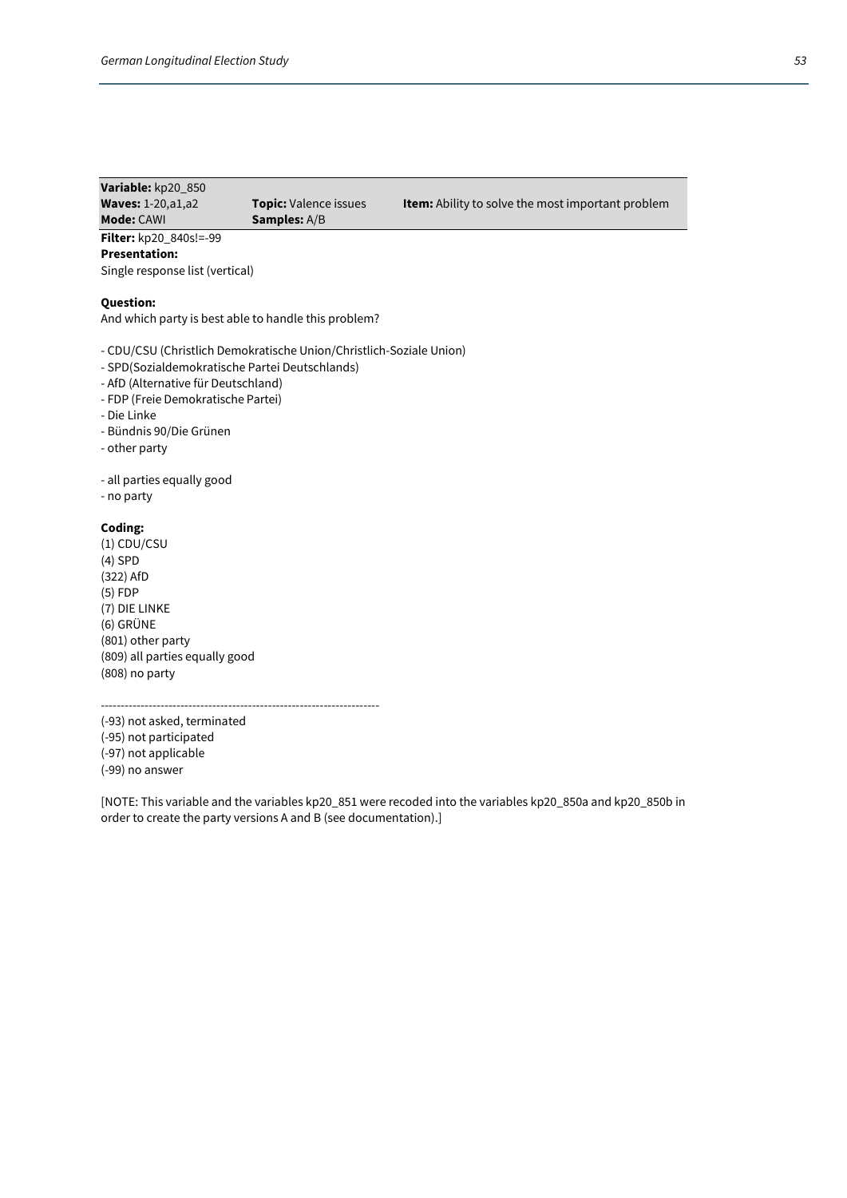| **Variable:** kp20_850 | | |
|---|---|---|
| **Waves:** 1-20,a1,a2 | **Topic:** Valence issues | **Item:** Ability to solve the most important problem |
| **Mode:** CAWI | **Samples:** A/B | |

**Filter:** kp20_840s!=-99

**Presentation:**

Single response list (vertical)

**Question:**

And which party is best able to handle this problem?

- CDU/CSU (Christlich Demokratische Union/Christlich-Soziale Union)
- SPD(Sozialdemokratische Partei Deutschlands)
- AfD (Alternative für Deutschland)
- FDP (Freie Demokratische Partei)
- Die Linke
- Bündnis 90/Die Grünen
- other party

- all parties equally good
- no party

**Coding:**

(1) CDU/CSU
(4) SPD
(322) AfD
(5) FDP
(7) DIE LINKE
(6) GRÜNE
(801) other party
(809) all parties equally good
(808) no party

----------------------------------------------------------------------

(-93) not asked, terminated
(-95) not participated
(-97) not applicable
(-99) no answer

[NOTE: This variable and the variables kp20_851 were recoded into the variables kp20_850a and kp20_850b in order to create the party versions A and B (see documentation).]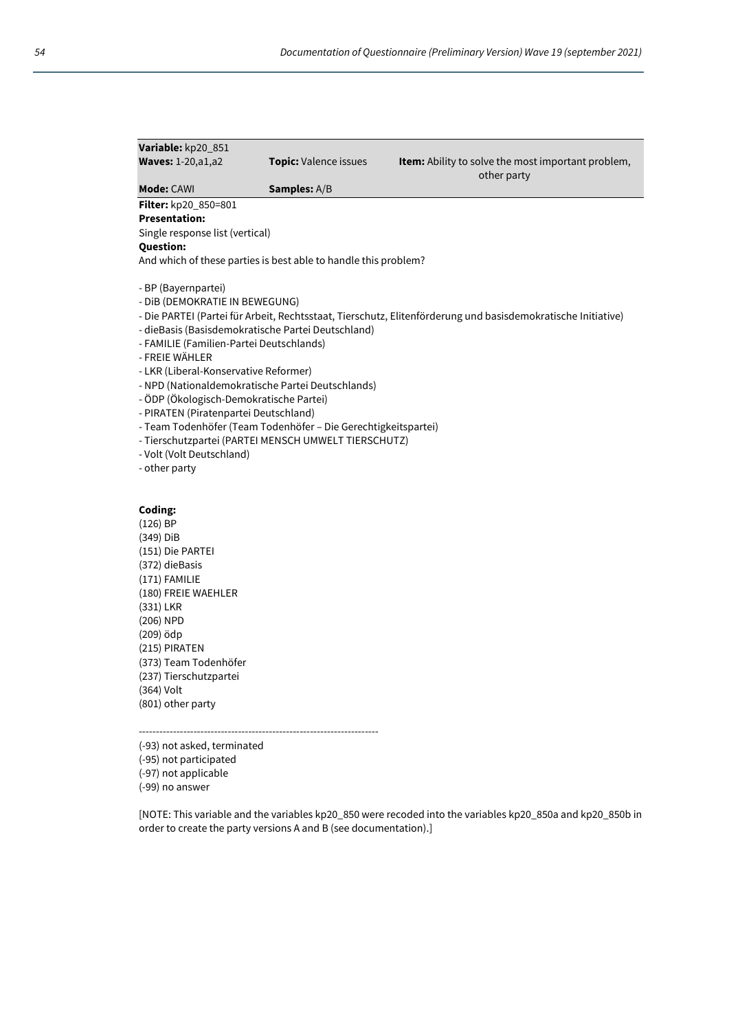**Variable:** kp20_851

**Waves:** 1-20,a1,a2 | **Topic:** Valence issues | **Item:** Ability to solve the most important problem, other party

**Mode:** CAWI | **Samples:** A/B

**Filter:** kp20_850=801

**Presentation:**

Single response list (vertical)

**Question:**

And which of these parties is best able to handle this problem?

- BP (Bayernpartei)
- DiB (DEMOKRATIE IN BEWEGUNG)
- Die PARTEI (Partei für Arbeit, Rechtsstaat, Tierschutz, Elitenförderung und basisdemokratische Initiative)
- dieBasis (Basisdemokratische Partei Deutschland)
- FAMILIE (Familien-Partei Deutschlands)
- FREIE WÄHLER
- LKR (Liberal-Konservative Reformer)
- NPD (Nationaldemokratische Partei Deutschlands)
- ÖDP (Ökologisch-Demokratische Partei)
- PIRATEN (Piratenpartei Deutschland)
- Team Todenhöfer (Team Todenhöfer – Die Gerechtigkeitspartei)
- Tierschutzpartei (PARTEI MENSCH UMWELT TIERSCHUTZ)
- Volt (Volt Deutschland)
- other party

**Coding:**

(126) BP
(349) DiB
(151) Die PARTEI
(372) dieBasis
(171) FAMILIE
(180) FREIE WAEHLER
(331) LKR
(206) NPD
(209) ödp
(215) PIRATEN
(373) Team Todenhöfer
(237) Tierschutzpartei
(364) Volt
(801) other party

----------------------------------------------------------------------

(-93) not asked, terminated
(-95) not participated
(-97) not applicable
(-99) no answer

[NOTE: This variable and the variables kp20_850 were recoded into the variables kp20_850a and kp20_850b in order to create the party versions A and B (see documentation).]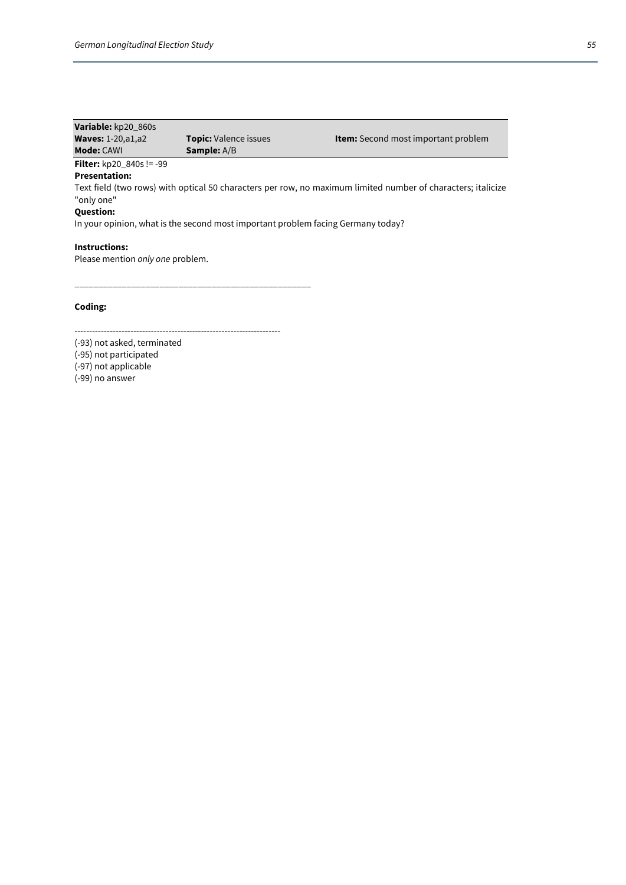| **Variable:** kp20_860s | | |
|---|---|---|
| **Waves:** 1-20,a1,a2 | **Topic:** Valence issues | **Item:** Second most important problem |
| **Mode:** CAWI | **Sample:** A/B | |

**Filter:** kp20_840s != -99

**Presentation:**

Text field (two rows) with optical 50 characters per row, no maximum limited number of characters; italicize "only one"

**Question:**

In your opinion, what is the second most important problem facing Germany today?

**Instructions:**

Please mention *only one* problem.

___________________________________________________

**Coding:**

---------------------------------------------------------------------

(-93) not asked, terminated
(-95) not participated
(-97) not applicable
(-99) no answer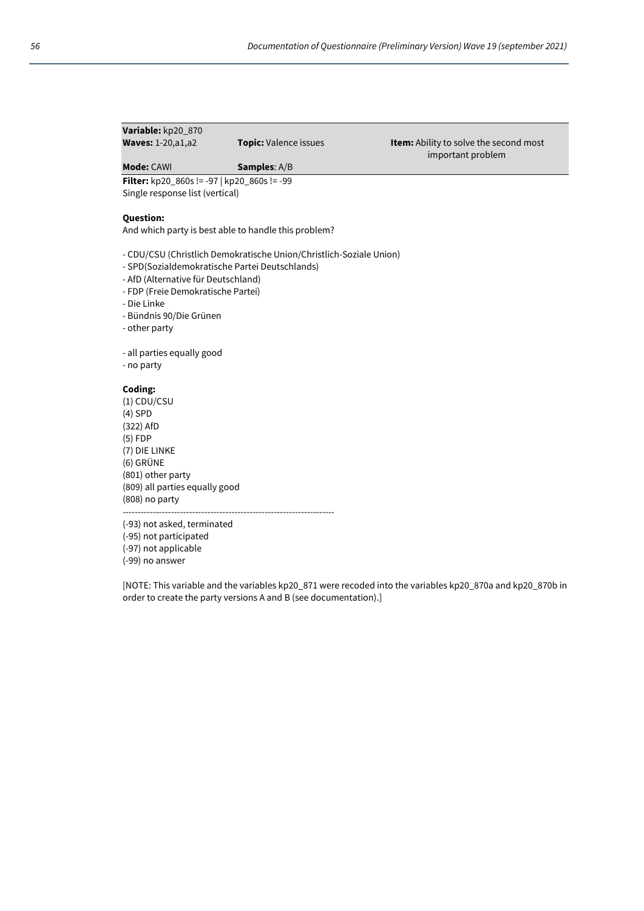| **Variable:** kp20_870 | | |
|---|---|---|
| **Waves:** 1-20,a1,a2 | **Topic:** Valence issues | **Item:** Ability to solve the second most important problem |
| **Mode:** CAWI | **Samples**: A/B | |

**Filter:** kp20_860s != -97 | kp20_860s != -99
Single response list (vertical)

**Question:**
And which party is best able to handle this problem?

- CDU/CSU (Christlich Demokratische Union/Christlich-Soziale Union)
- SPD(Sozialdemokratische Partei Deutschlands)
- AfD (Alternative für Deutschland)
- FDP (Freie Demokratische Partei)
- Die Linke
- Bündnis 90/Die Grünen
- other party

- all parties equally good
- no party

**Coding:**
(1) CDU/CSU
(4) SPD
(322) AfD
(5) FDP
(7) DIE LINKE
(6) GRÜNE
(801) other party
(809) all parties equally good
(808) no party
--------------------------------------------------------------------
(-93) not asked, terminated
(-95) not participated
(-97) not applicable
(-99) no answer

[NOTE: This variable and the variables kp20_871 were recoded into the variables kp20_870a and kp20_870b in order to create the party versions A and B (see documentation).]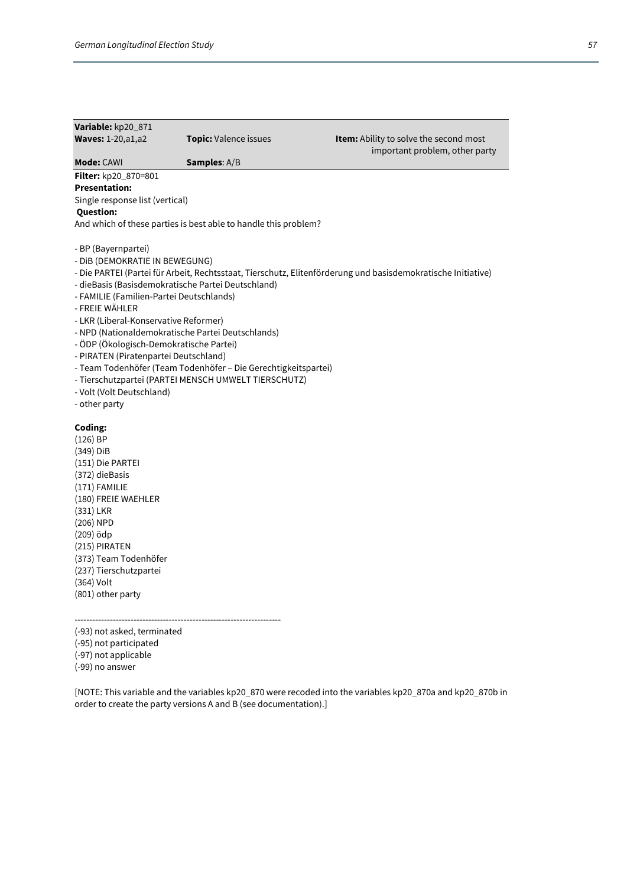| **Variable:** kp20_871 | | |
|---|---|---|
| **Waves:** 1-20,a1,a2 | **Topic:** Valence issues | **Item:** Ability to solve the second most important problem, other party |
| **Mode:** CAWI | **Samples**: A/B | |

**Filter:** kp20_870=801

**Presentation:**

Single response list (vertical)

**Question:**

And which of these parties is best able to handle this problem?

- BP (Bayernpartei)
- DiB (DEMOKRATIE IN BEWEGUNG)
- Die PARTEI (Partei für Arbeit, Rechtsstaat, Tierschutz, Elitenförderung und basisdemokratische Initiative)
- dieBasis (Basisdemokratische Partei Deutschland)
- FAMILIE (Familien-Partei Deutschlands)
- FREIE WÄHLER
- LKR (Liberal-Konservative Reformer)
- NPD (Nationaldemokratische Partei Deutschlands)
- ÖDP (Ökologisch-Demokratische Partei)
- PIRATEN (Piratenpartei Deutschland)
- Team Todenhöfer (Team Todenhöfer – Die Gerechtigkeitspartei)
- Tierschutzpartei (PARTEI MENSCH UMWELT TIERSCHUTZ)
- Volt (Volt Deutschland)
- other party

**Coding:**

(126) BP
(349) DiB
(151) Die PARTEI
(372) dieBasis
(171) FAMILIE
(180) FREIE WAEHLER
(331) LKR
(206) NPD
(209) ödp
(215) PIRATEN
(373) Team Todenhöfer
(237) Tierschutzpartei
(364) Volt
(801) other party

----------------------------------------------------------------------

(-93) not asked, terminated
(-95) not participated
(-97) not applicable
(-99) no answer

[NOTE: This variable and the variables kp20_870 were recoded into the variables kp20_870a and kp20_870b in order to create the party versions A and B (see documentation).]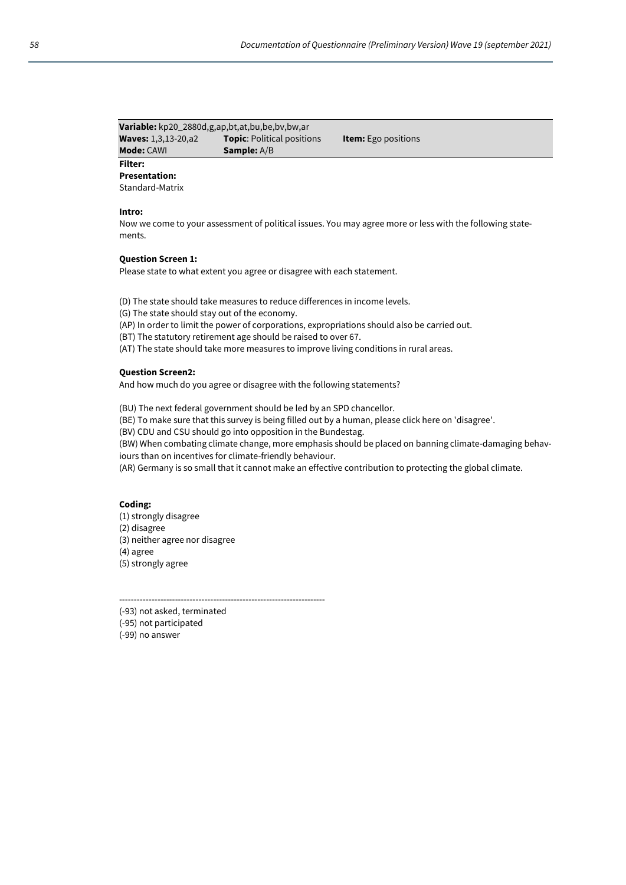**Variable:** kp20_2880d,g,ap,bt,at,bu,be,bv,bw,ar
**Waves:** 1,3,13-20,a2 **Topic**: Political positions **Item:** Ego positions
**Mode:** CAWI **Sample:** A/B

**Filter:**

**Presentation:**
Standard-Matrix

**Intro:**
Now we come to your assessment of political issues. You may agree more or less with the following statements.

**Question Screen 1:**
Please state to what extent you agree or disagree with each statement.

(D) The state should take measures to reduce differences in income levels.
(G) The state should stay out of the economy.
(AP) In order to limit the power of corporations, expropriations should also be carried out.
(BT) The statutory retirement age should be raised to over 67.
(AT) The state should take more measures to improve living conditions in rural areas.

**Question Screen2:**
And how much do you agree or disagree with the following statements?

(BU) The next federal government should be led by an SPD chancellor.
(BE) To make sure that this survey is being filled out by a human, please click here on 'disagree'.
(BV) CDU and CSU should go into opposition in the Bundestag.
(BW) When combating climate change, more emphasis should be placed on banning climate-damaging behaviours than on incentives for climate-friendly behaviour.
(AR) Germany is so small that it cannot make an effective contribution to protecting the global climate.

**Coding:**
(1) strongly disagree
(2) disagree
(3) neither agree nor disagree
(4) agree
(5) strongly agree

----------------------------------------------------------------------
(-93) not asked, terminated
(-95) not participated
(-99) no answer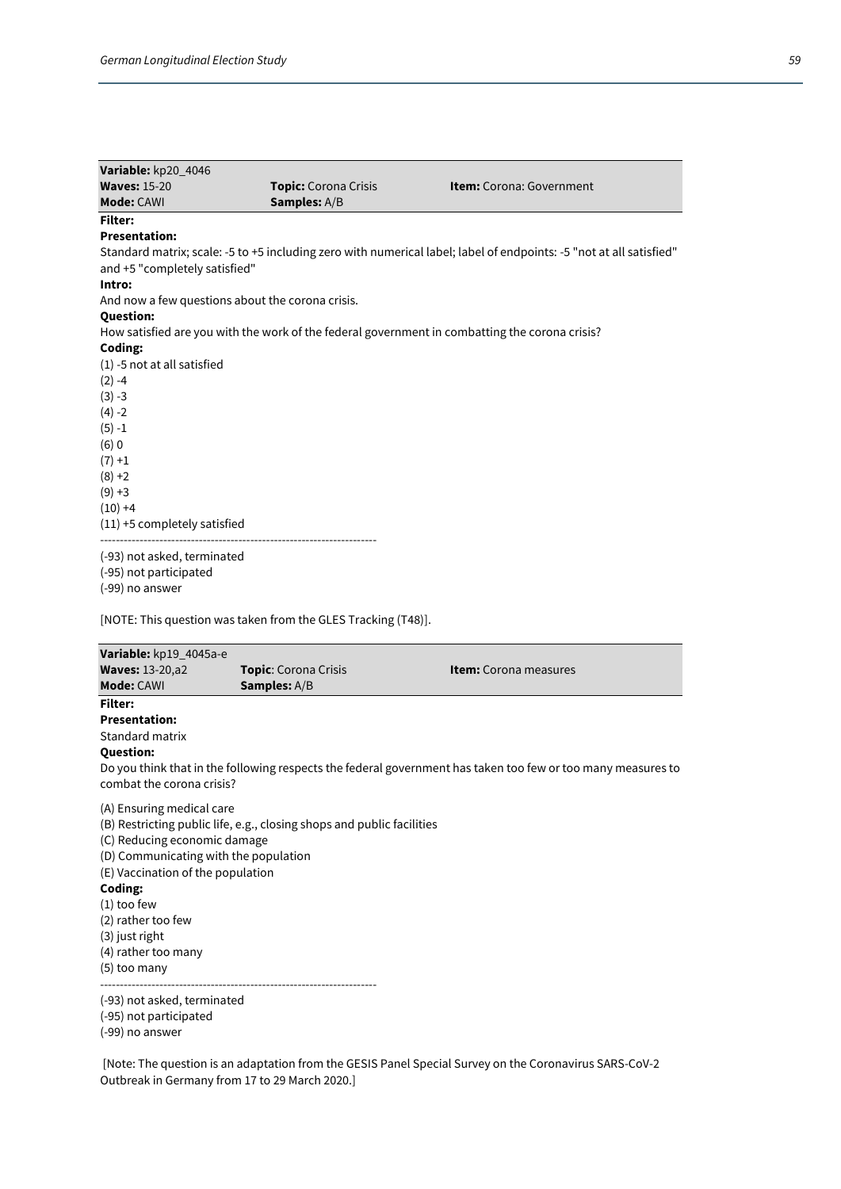| **Variable:** kp20_4046 | | |
|---|---|---|
| **Waves:** 15-20 | **Topic:** Corona Crisis | **Item:** Corona: Government |
| **Mode:** CAWI | **Samples:** A/B | |

**Filter:**

**Presentation:**

Standard matrix; scale: -5 to +5 including zero with numerical label; label of endpoints: -5 "not at all satisfied" and +5 "completely satisfied"

**Intro:**

And now a few questions about the corona crisis.

**Question:**

How satisfied are you with the work of the federal government in combatting the corona crisis?

**Coding:**

(1) -5 not at all satisfied
(2) -4
(3) -3
(4) -2
(5) -1
(6) 0
(7) +1
(8) +2
(9) +3
(10) +4
(11) +5 completely satisfied

---

(-93) not asked, terminated
(-95) not participated
(-99) no answer

[NOTE: This question was taken from the GLES Tracking (T48)].

| **Variable:** kp19_4045a-e | | |
|---|---|---|
| **Waves:** 13-20,a2 | **Topic:** Corona Crisis | **Item:** Corona measures |
| **Mode:** CAWI | **Samples:** A/B | |

**Filter:**

**Presentation:**

Standard matrix

**Question:**

Do you think that in the following respects the federal government has taken too few or too many measures to combat the corona crisis?

(A) Ensuring medical care
(B) Restricting public life, e.g., closing shops and public facilities
(C) Reducing economic damage
(D) Communicating with the population
(E) Vaccination of the population

**Coding:**

(1) too few
(2) rather too few
(3) just right
(4) rather too many
(5) too many

---

(-93) not asked, terminated
(-95) not participated
(-99) no answer

[Note: The question is an adaptation from the GESIS Panel Special Survey on the Coronavirus SARS-CoV-2 Outbreak in Germany from 17 to 29 March 2020.]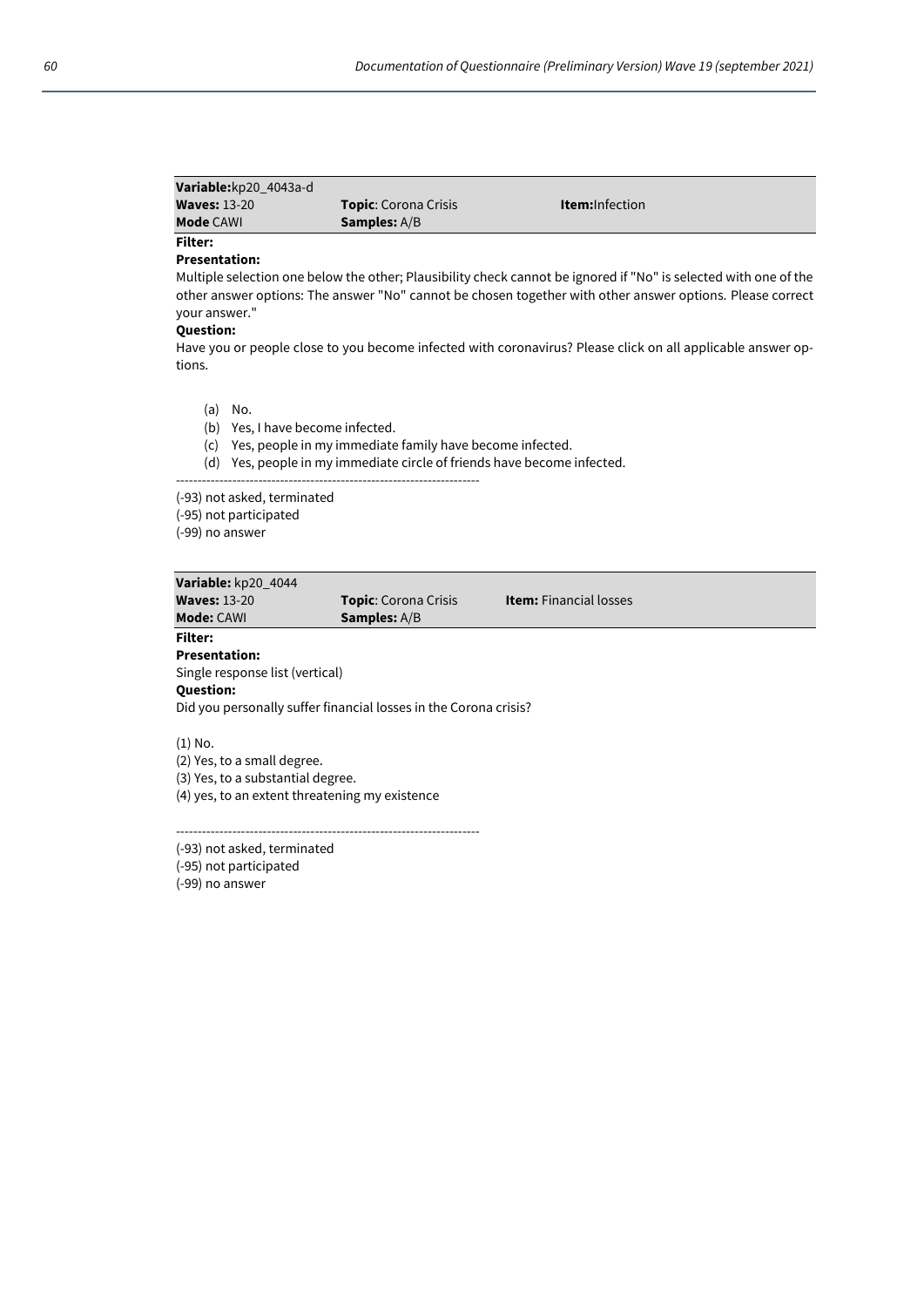| **Variable:** kp20_4043a-d | | |
|---|---|---|
| **Waves:** 13-20 | **Topic**: Corona Crisis | **Item:** Infection |
| **Mode** CAWI | **Samples:** A/B | |

**Filter:**

**Presentation:**

Multiple selection one below the other; Plausibility check cannot be ignored if "No" is selected with one of the other answer options: The answer "No" cannot be chosen together with other answer options. Please correct your answer."

**Question:**

Have you or people close to you become infected with coronavirus? Please click on all applicable answer options.

(a) No.
(b) Yes, I have become infected.
(c) Yes, people in my immediate family have become infected.
(d) Yes, people in my immediate circle of friends have become infected.

---------------------------------------------------------------------

(-93) not asked, terminated
(-95) not participated
(-99) no answer

| **Variable:** kp20_4044 | | |
|---|---|---|
| **Waves:** 13-20 | **Topic**: Corona Crisis | **Item:** Financial losses |
| **Mode:** CAWI | **Samples:** A/B | |

**Filter:**

**Presentation:**

Single response list (vertical)

**Question:**

Did you personally suffer financial losses in the Corona crisis?

(1) No.
(2) Yes, to a small degree.
(3) Yes, to a substantial degree.
(4) yes, to an extent threatening my existence

---------------------------------------------------------------------

(-93) not asked, terminated
(-95) not participated
(-99) no answer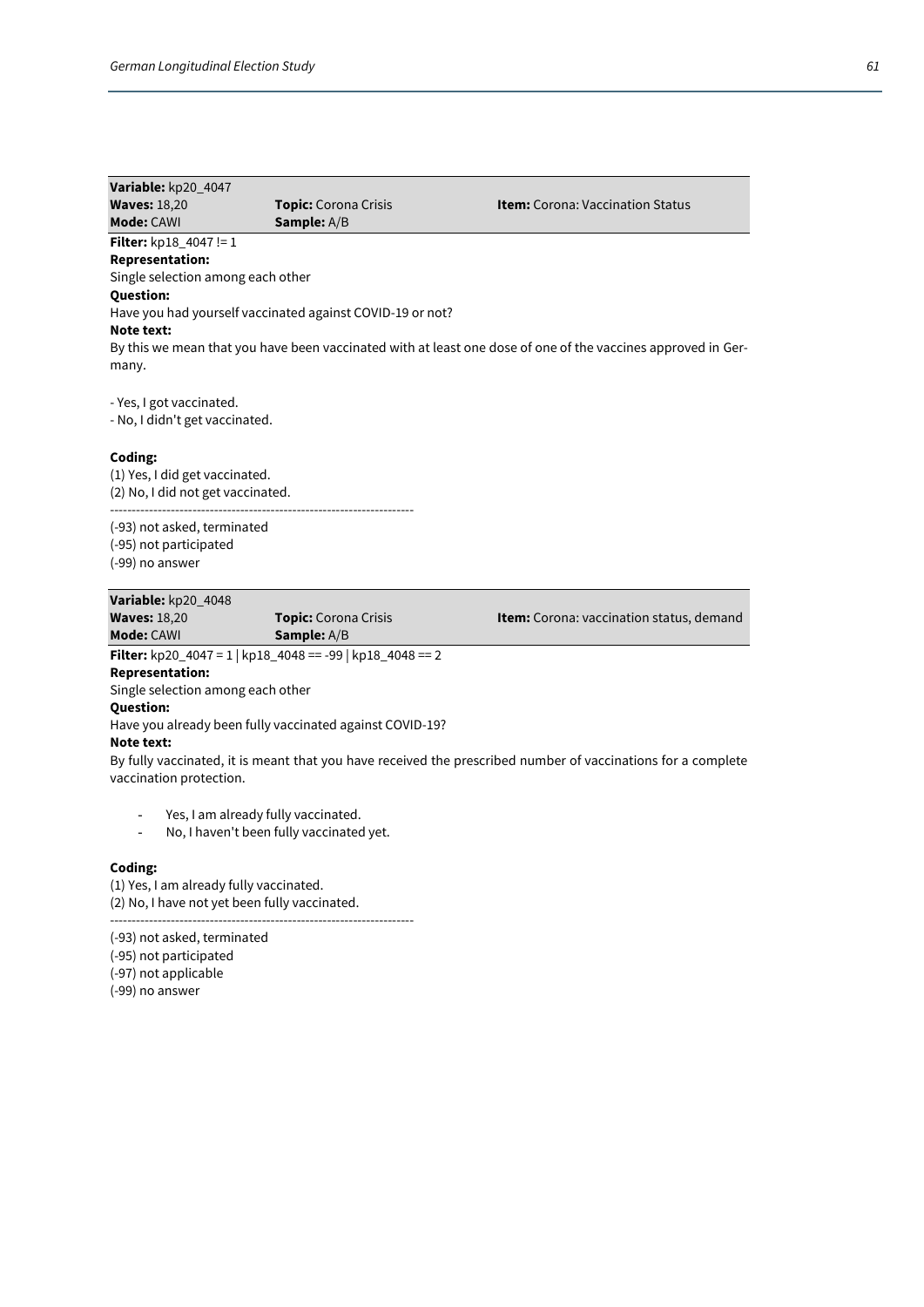| **Variable:** kp20_4047 | | |
|---|---|---|
| **Waves:** 18,20 | **Topic:** Corona Crisis | **Item:** Corona: Vaccination Status |
| **Mode:** CAWI | **Sample:** A/B | |

**Filter:** kp18_4047 != 1
**Representation:**
Single selection among each other
**Question:**
Have you had yourself vaccinated against COVID-19 or not?
**Note text:**
By this we mean that you have been vaccinated with at least one dose of one of the vaccines approved in Germany.

- Yes, I got vaccinated.
- No, I didn't get vaccinated.

**Coding:**
(1) Yes, I did get vaccinated.
(2) No, I did not get vaccinated.
---------------------------------------------------------------------
(-93) not asked, terminated
(-95) not participated
(-99) no answer

| **Variable:** kp20_4048 | | |
|---|---|---|
| **Waves:** 18,20 | **Topic:** Corona Crisis | **Item:** Corona: vaccination status, demand |
| **Mode:** CAWI | **Sample:** A/B | |

**Filter:** kp20_4047 = 1 | kp18_4048 == -99 | kp18_4048 == 2
**Representation:**
Single selection among each other
**Question:**
Have you already been fully vaccinated against COVID-19?
**Note text:**
By fully vaccinated, it is meant that you have received the prescribed number of vaccinations for a complete vaccination protection.

- Yes, I am already fully vaccinated.
- No, I haven't been fully vaccinated yet.

**Coding:**
(1) Yes, I am already fully vaccinated.
(2) No, I have not yet been fully vaccinated.
---------------------------------------------------------------------
(-93) not asked, terminated
(-95) not participated
(-97) not applicable
(-99) no answer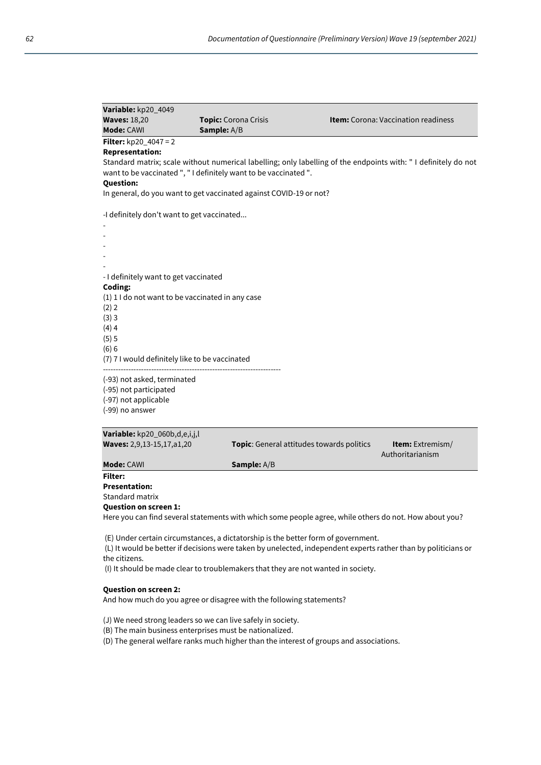**Variable:** kp20_4049
**Waves:** 18,20 **Topic:** Corona Crisis **Item:** Corona: Vaccination readiness
**Mode:** CAWI **Sample:** A/B

**Filter:** kp20_4047 = 2

**Representation:**

Standard matrix; scale without numerical labelling; only labelling of the endpoints with: " I definitely do not want to be vaccinated ", " I definitely want to be vaccinated ".

**Question:**

In general, do you want to get vaccinated against COVID-19 or not?

-I definitely don't want to get vaccinated...
-
-
-
-
-
- I definitely want to get vaccinated

**Coding:**

(1) 1 I do not want to be vaccinated in any case
(2) 2
(3) 3
(4) 4
(5) 5
(6) 6
(7) 7 I would definitely like to be vaccinated

----------------------------------------------------------------------

(-93) not asked, terminated
(-95) not participated
(-97) not applicable
(-99) no answer

**Variable:** kp20_060b,d,e,i,j,l
**Waves:** 2,9,13-15,17,a1,20 **Topic**: General attitudes towards politics **Item:** Extremism/ Authoritarianism
**Mode:** CAWI **Sample:** A/B

**Filter:**

**Presentation:**

Standard matrix

**Question on screen 1:**

Here you can find several statements with which some people agree, while others do not. How about you?

(E) Under certain circumstances, a dictatorship is the better form of government.
(L) It would be better if decisions were taken by unelected, independent experts rather than by politicians or the citizens.
(I) It should be made clear to troublemakers that they are not wanted in society.

**Question on screen 2:**

And how much do you agree or disagree with the following statements?

(J) We need strong leaders so we can live safely in society.
(B) The main business enterprises must be nationalized.
(D) The general welfare ranks much higher than the interest of groups and associations.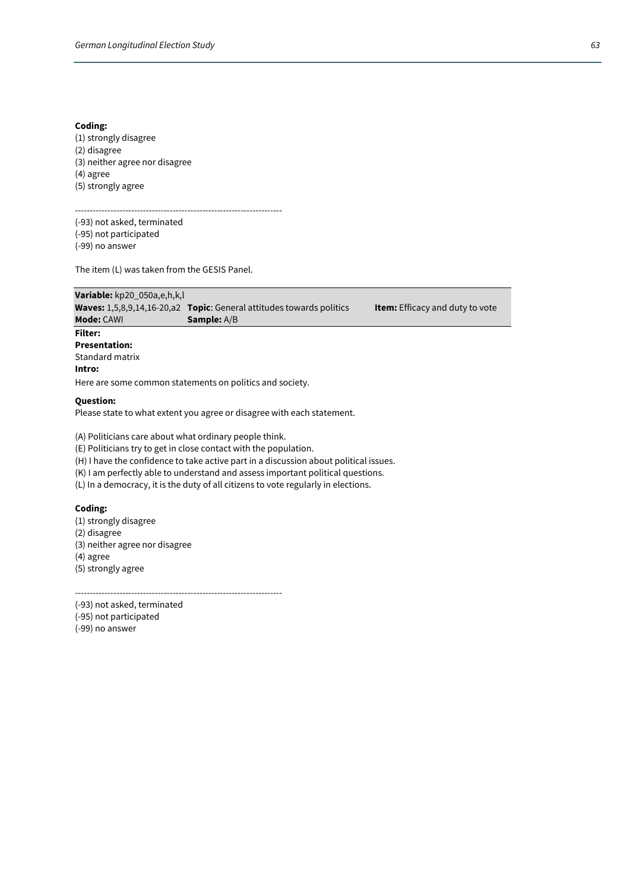**Coding:**
(1) strongly disagree
(2) disagree
(3) neither agree nor disagree
(4) agree
(5) strongly agree

---------------------------------------------------------------------

(-93) not asked, terminated
(-95) not participated
(-99) no answer

The item (L) was taken from the GESIS Panel.

| **Variable:** kp20_050a,e,h,k,l | | |
|---|---|---|
| **Waves:** 1,5,8,9,14,16-20,a2 | **Topic**: General attitudes towards politics | **Item:** Efficacy and duty to vote |
| **Mode:** CAWI | **Sample:** A/B | |

**Filter:**

**Presentation:**
Standard matrix

**Intro:**
Here are some common statements on politics and society.

**Question:**
Please state to what extent you agree or disagree with each statement.

(A) Politicians care about what ordinary people think.
(E) Politicians try to get in close contact with the population.
(H) I have the confidence to take active part in a discussion about political issues.
(K) I am perfectly able to understand and assess important political questions.
(L) In a democracy, it is the duty of all citizens to vote regularly in elections.

**Coding:**
(1) strongly disagree
(2) disagree
(3) neither agree nor disagree
(4) agree
(5) strongly agree

---------------------------------------------------------------------

(-93) not asked, terminated
(-95) not participated
(-99) no answer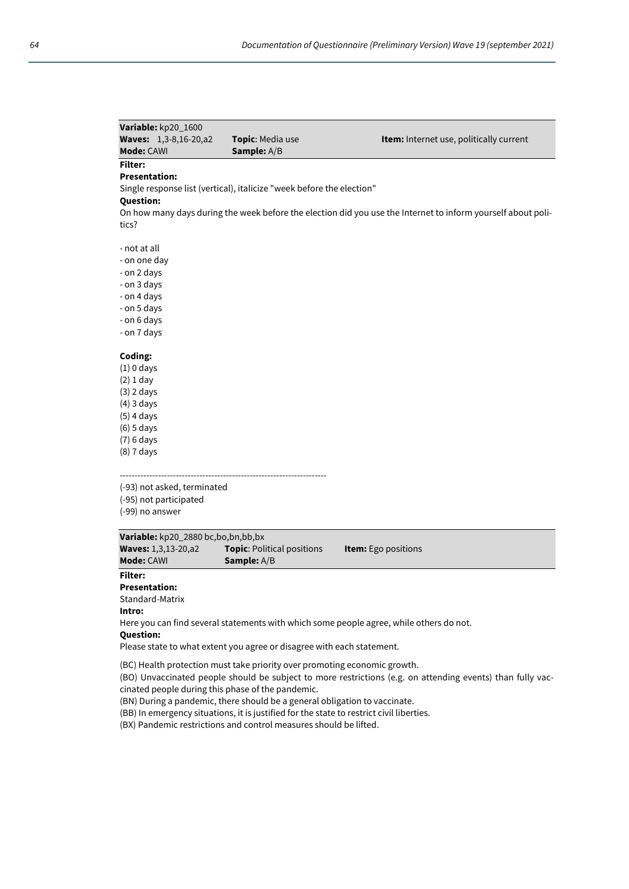**Variable:** kp20_1600
**Waves:** 1,3-8,16-20,a2 **Topic**: Media use **Item:** Internet use, politically current
**Mode:** CAWI **Sample:** A/B

**Filter:**

**Presentation:**

Single response list (vertical), italicize "week before the election"

**Question:**

On how many days during the week before the election did you use the Internet to inform yourself about politics?

- not at all
- on one day
- on 2 days
- on 3 days
- on 4 days
- on 5 days
- on 6 days
- on 7 days

**Coding:**

(1) 0 days
(2) 1 day
(3) 2 days
(4) 3 days
(5) 4 days
(6) 5 days
(7) 6 days
(8) 7 days

----------------------------------------------------------------------

(-93) not asked, terminated
(-95) not participated
(-99) no answer

**Variable:** kp20_2880 bc,bo,bn,bb,bx
**Waves:** 1,3,13-20,a2 **Topic**: Political positions **Item:** Ego positions
**Mode:** CAWI **Sample:** A/B

**Filter:**

**Presentation:**

Standard-Matrix

**Intro:**

Here you can find several statements with which some people agree, while others do not.

**Question:**

Please state to what extent you agree or disagree with each statement.

(BC) Health protection must take priority over promoting economic growth.
(BO) Unvaccinated people should be subject to more restrictions (e.g. on attending events) than fully vaccinated people during this phase of the pandemic.
(BN) During a pandemic, there should be a general obligation to vaccinate.
(BB) In emergency situations, it is justified for the state to restrict civil liberties.
(BX) Pandemic restrictions and control measures should be lifted.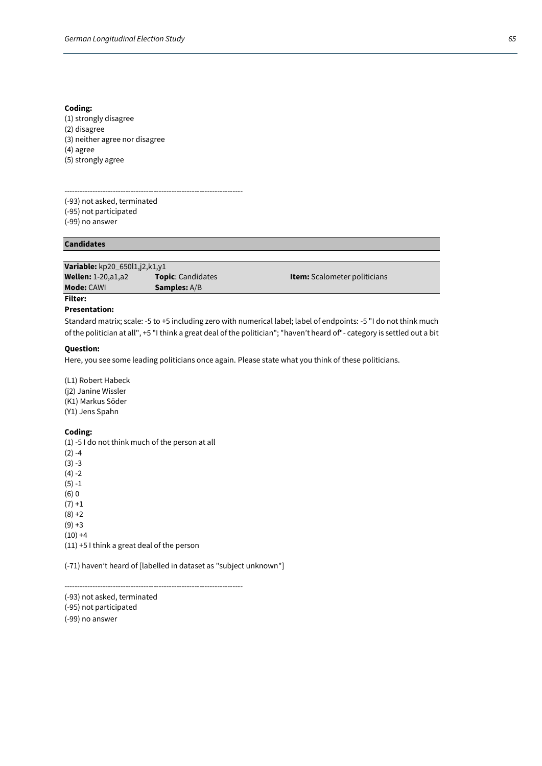**Coding:**
(1) strongly disagree
(2) disagree
(3) neither agree nor disagree
(4) agree
(5) strongly agree

---------------------------------------------------------------------
(-93) not asked, terminated
(-95) not participated
(-99) no answer

## Candidates

| **Variable:** kp20_650l1,j2,k1,y1 | | |
|---|---|---|
| **Wellen:** 1-20,a1,a2 | **Topic**: Candidates | **Item:** Scalometer politicians |
| **Mode:** CAWI | **Samples:** A/B | |

**Filter:**

**Presentation:**

Standard matrix; scale: -5 to +5 including zero with numerical label; label of endpoints: -5 "I do not think much of the politician at all", +5 "I think a great deal of the politician"; "haven't heard of"- category is settled out a bit

**Question:**

Here, you see some leading politicians once again. Please state what you think of these politicians.

(L1) Robert Habeck
(j2) Janine Wissler
(K1) Markus Söder
(Y1) Jens Spahn

**Coding:**
(1) -5 I do not think much of the person at all
(2) -4
(3) -3
(4) -2
(5) -1
(6) 0
(7) +1
(8) +2
(9) +3
(10) +4
(11) +5 I think a great deal of the person

(-71) haven't heard of [labelled in dataset as "subject unknown"]

---------------------------------------------------------------------
(-93) not asked, terminated
(-95) not participated
(-99) no answer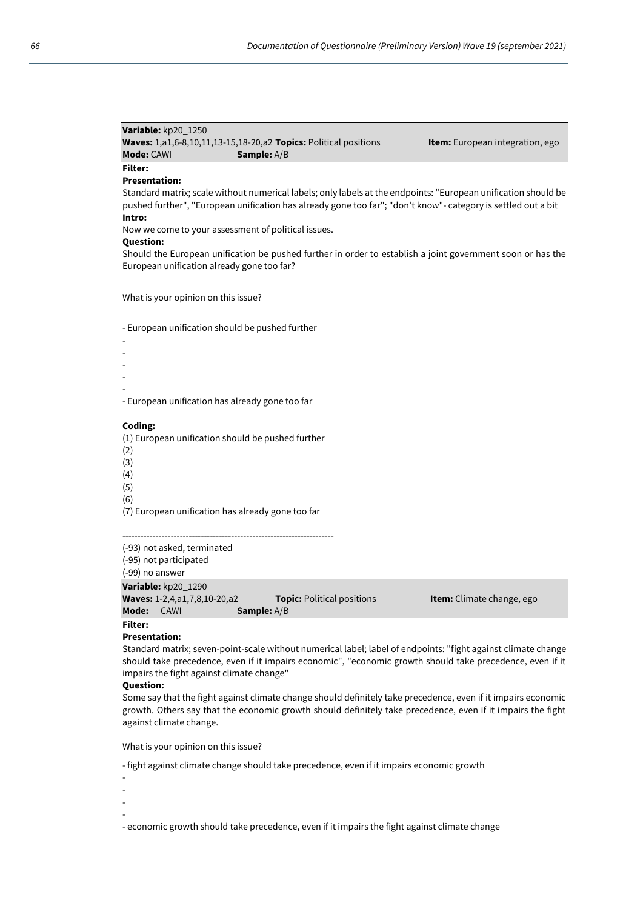**Variable:** kp20_1250
**Waves:** 1,a1,6-8,10,11,13-15,18-20,a2 **Topics:** Political positions **Item:** European integration, ego
**Mode:** CAWI **Sample:** A/B

**Filter:**

**Presentation:**

Standard matrix; scale without numerical labels; only labels at the endpoints: "European unification should be pushed further", "European unification has already gone too far"; "don't know"- category is settled out a bit

**Intro:**

Now we come to your assessment of political issues.

**Question:**

Should the European unification be pushed further in order to establish a joint government soon or has the European unification already gone too far?

What is your opinion on this issue?

- European unification should be pushed further
-
-
-
-
-
- European unification has already gone too far

**Coding:**

(1) European unification should be pushed further
(2)
(3)
(4)
(5)
(6)
(7) European unification has already gone too far

---------------------------------------------------------------------

(-93) not asked, terminated
(-95) not participated
(-99) no answer

**Variable:** kp20_1290
**Waves:** 1-2,4,a1,7,8,10-20,a2 **Topic:** Political positions **Item:** Climate change, ego
**Mode:** CAWI **Sample:** A/B

**Filter:**

**Presentation:**

Standard matrix; seven-point-scale without numerical label; label of endpoints: "fight against climate change should take precedence, even if it impairs economic", "economic growth should take precedence, even if it impairs the fight against climate change"

**Question:**

Some say that the fight against climate change should definitely take precedence, even if it impairs economic growth. Others say that the economic growth should definitely take precedence, even if it impairs the fight against climate change.

What is your opinion on this issue?

- fight against climate change should take precedence, even if it impairs economic growth
-
-
-
-
- economic growth should take precedence, even if it impairs the fight against climate change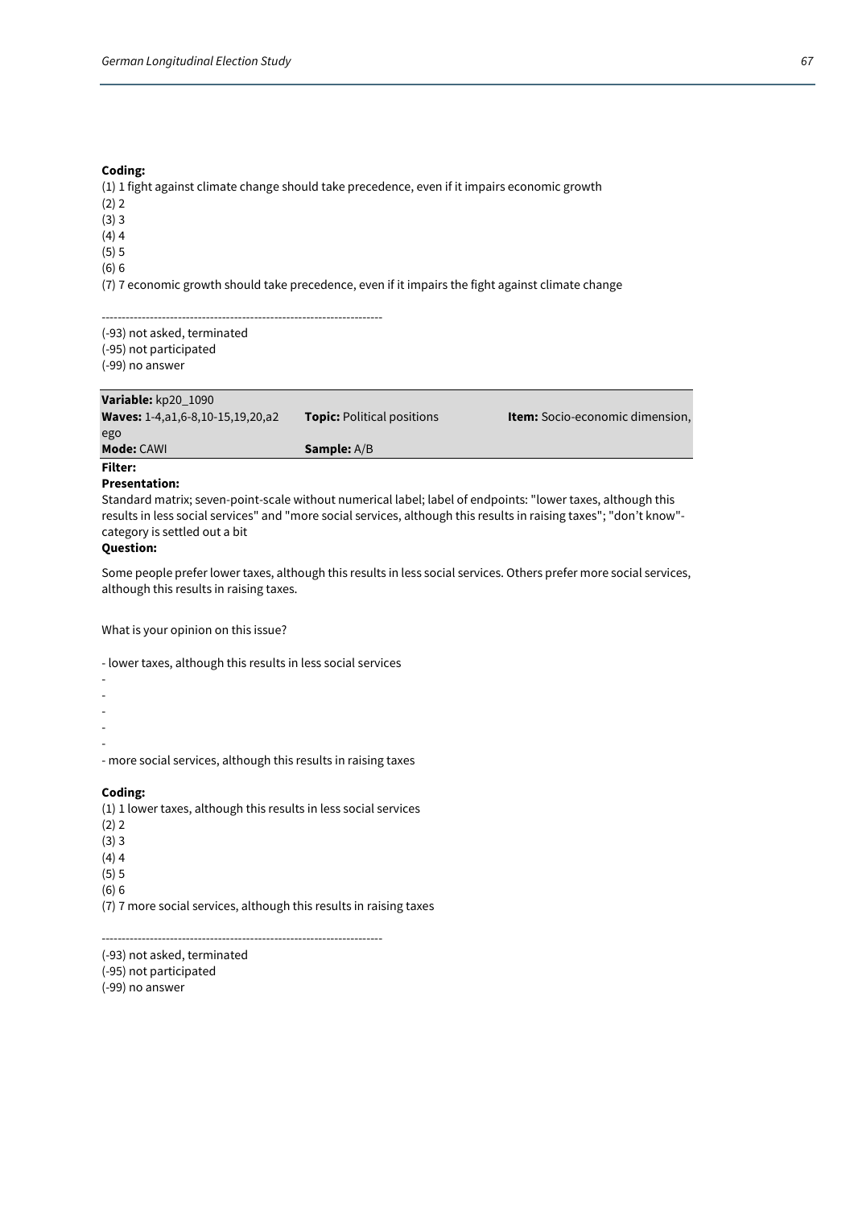**Coding:**
(1) 1 fight against climate change should take precedence, even if it impairs economic growth
(2) 2
(3) 3
(4) 4
(5) 5
(6) 6
(7) 7 economic growth should take precedence, even if it impairs the fight against climate change

----------------------------------------------------------------------
(-93) not asked, terminated
(-95) not participated
(-99) no answer

| **Variable:** kp20_1090 | | |
|---|---|---|
| **Waves:** 1-4,a1,6-8,10-15,19,20,a2 | **Topic:** Political positions | **Item:** Socio-economic dimension, ego |
| **Mode:** CAWI | **Sample:** A/B | |

**Filter:**
**Presentation:**
Standard matrix; seven-point-scale without numerical label; label of endpoints: "lower taxes, although this results in less social services" and "more social services, although this results in raising taxes"; "don't know"-category is settled out a bit
**Question:**

Some people prefer lower taxes, although this results in less social services. Others prefer more social services, although this results in raising taxes.

What is your opinion on this issue?

- lower taxes, although this results in less social services
-
-
-
-
-
- more social services, although this results in raising taxes

**Coding:**
(1) 1 lower taxes, although this results in less social services
(2) 2
(3) 3
(4) 4
(5) 5
(6) 6
(7) 7 more social services, although this results in raising taxes

----------------------------------------------------------------------
(-93) not asked, terminated
(-95) not participated
(-99) no answer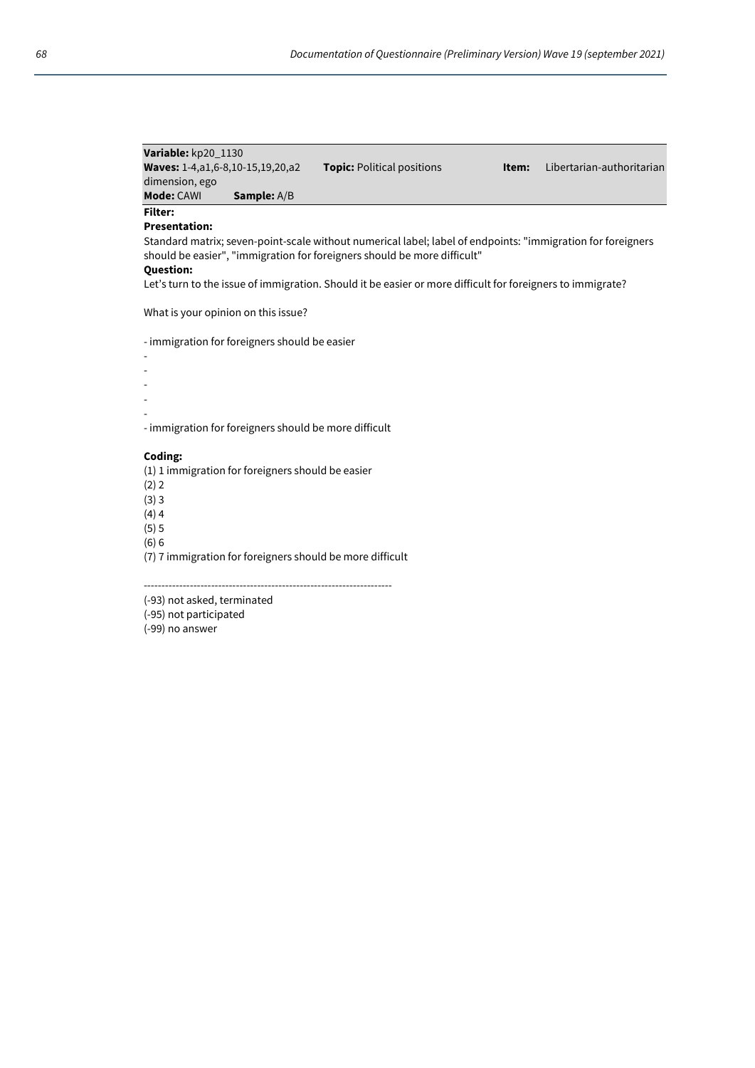**Variable:** kp20_1130
**Waves:** 1-4,a1,6-8,10-15,19,20,a2 **Topic:** Political positions **Item:** Libertarian-authoritarian dimension, ego
**Mode:** CAWI **Sample:** A/B

**Filter:**

**Presentation:**

Standard matrix; seven-point-scale without numerical label; label of endpoints: "immigration for foreigners should be easier", "immigration for foreigners should be more difficult"

**Question:**

Let's turn to the issue of immigration. Should it be easier or more difficult for foreigners to immigrate?

What is your opinion on this issue?

- immigration for foreigners should be easier
-
-
-
-
-
- immigration for foreigners should be more difficult

**Coding:**

(1) 1 immigration for foreigners should be easier
(2) 2
(3) 3
(4) 4
(5) 5
(6) 6
(7) 7 immigration for foreigners should be more difficult

----------------------------------------------------------------------

(-93) not asked, terminated
(-95) not participated
(-99) no answer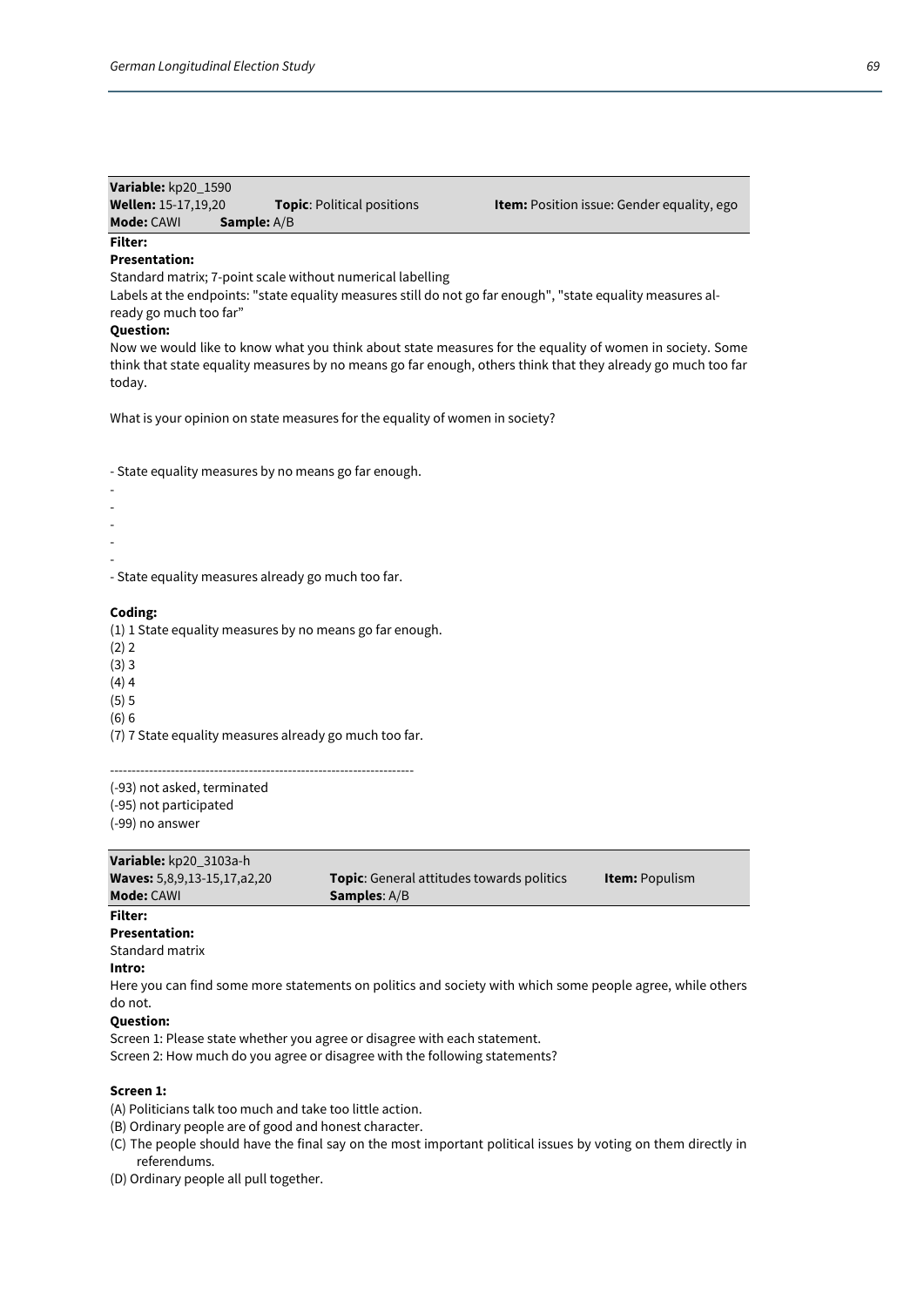**Variable:** kp20_1590
**Wellen:** 15-17,19,20 **Topic**: Political positions **Item:** Position issue: Gender equality, ego
**Mode:** CAWI **Sample:** A/B

**Filter:**

**Presentation:**

Standard matrix; 7-point scale without numerical labelling

Labels at the endpoints: "state equality measures still do not go far enough", "state equality measures already go much too far"

**Question:**

Now we would like to know what you think about state measures for the equality of women in society. Some think that state equality measures by no means go far enough, others think that they already go much too far today.

What is your opinion on state measures for the equality of women in society?

- State equality measures by no means go far enough.
-
-
-
-
-
- State equality measures already go much too far.

**Coding:**

(1) 1 State equality measures by no means go far enough.
(2) 2
(3) 3
(4) 4
(5) 5
(6) 6
(7) 7 State equality measures already go much too far.

---------------------------------------------------------------------

(-93) not asked, terminated
(-95) not participated
(-99) no answer

**Variable:** kp20_3103a-h
**Waves:** 5,8,9,13-15,17,a2,20 **Topic**: General attitudes towards politics **Item:** Populism
**Mode:** CAWI **Samples**: A/B

**Filter:**

**Presentation:**

Standard matrix

**Intro:**

Here you can find some more statements on politics and society with which some people agree, while others do not.

**Question:**

Screen 1: Please state whether you agree or disagree with each statement.
Screen 2: How much do you agree or disagree with the following statements?

**Screen 1:**

(A) Politicians talk too much and take too little action.
(B) Ordinary people are of good and honest character.
(C) The people should have the final say on the most important political issues by voting on them directly in referendums.
(D) Ordinary people all pull together.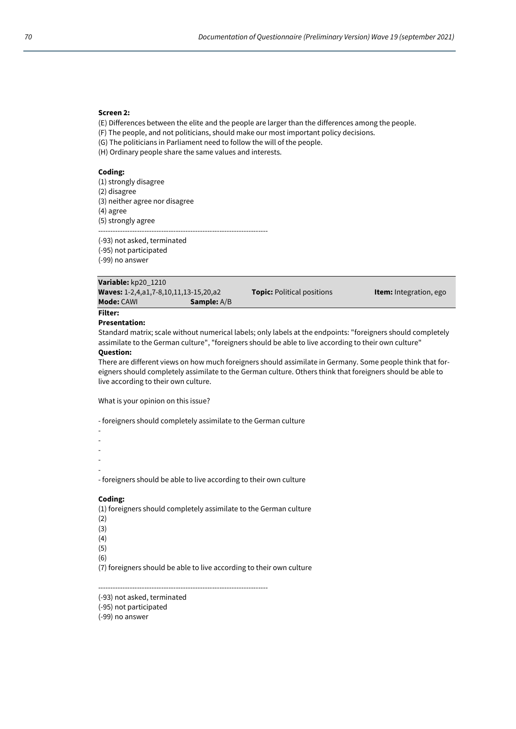**Screen 2:**

(E) Differences between the elite and the people are larger than the differences among the people.
(F) The people, and not politicians, should make our most important policy decisions.
(G) The politicians in Parliament need to follow the will of the people.
(H) Ordinary people share the same values and interests.

**Coding:**

(1) strongly disagree
(2) disagree
(3) neither agree nor disagree
(4) agree
(5) strongly agree

----------------------------------------------------------------------

(-93) not asked, terminated
(-95) not participated
(-99) no answer

| **Variable:** kp20_1210 | | | |
|---|---|---|---|
| **Waves:** 1-2,4,a1,7-8,10,11,13-15,20,a2 | | **Topic:** Political positions | **Item:** Integration, ego |
| **Mode:** CAWI | **Sample:** A/B | | |

**Filter:**

**Presentation:**

Standard matrix; scale without numerical labels; only labels at the endpoints: "foreigners should completely assimilate to the German culture", "foreigners should be able to live according to their own culture"

**Question:**

There are different views on how much foreigners should assimilate in Germany. Some people think that foreigners should completely assimilate to the German culture. Others think that foreigners should be able to live according to their own culture.

What is your opinion on this issue?

- foreigners should completely assimilate to the German culture
-
-
-
-
-
- foreigners should be able to live according to their own culture

**Coding:**

(1) foreigners should completely assimilate to the German culture
(2)
(3)
(4)
(5)
(6)
(7) foreigners should be able to live according to their own culture

----------------------------------------------------------------------

(-93) not asked, terminated
(-95) not participated
(-99) no answer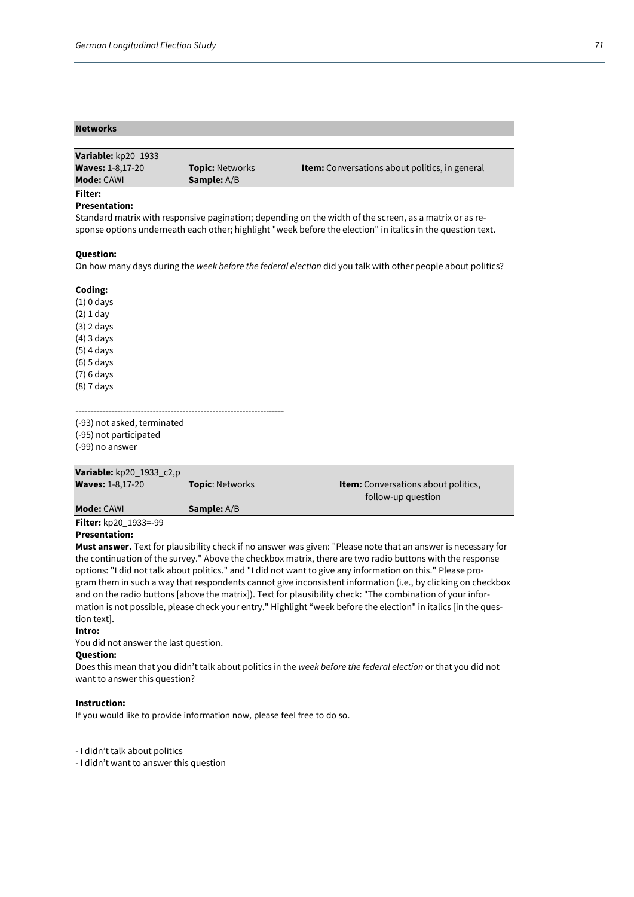## Networks

**Variable:** kp20_1933
**Waves:** 1-8,17-20 **Topic:** Networks **Item:** Conversations about politics, in general
**Mode:** CAWI **Sample:** A/B

**Filter:**

**Presentation:**
Standard matrix with responsive pagination; depending on the width of the screen, as a matrix or as response options underneath each other; highlight "week before the election" in italics in the question text.

**Question:**
On how many days during the *week before the federal election* did you talk with other people about politics?

**Coding:**
(1) 0 days
(2) 1 day
(3) 2 days
(4) 3 days
(5) 4 days
(6) 5 days
(7) 6 days
(8) 7 days

----------------------------------------------------------------------

(-93) not asked, terminated
(-95) not participated
(-99) no answer

**Variable:** kp20_1933_c2,p
**Waves:** 1-8,17-20 **Topic**: Networks **Item:** Conversations about politics, follow-up question
**Mode:** CAWI **Sample:** A/B

**Filter:** kp20_1933=-99

**Presentation:**
**Must answer.** Text for plausibility check if no answer was given: "Please note that an answer is necessary for the continuation of the survey." Above the checkbox matrix, there are two radio buttons with the response options: "I did not talk about politics." and "I did not want to give any information on this." Please program them in such a way that respondents cannot give inconsistent information (i.e., by clicking on checkbox and on the radio buttons [above the matrix]). Text for plausibility check: "The combination of your information is not possible, please check your entry." Highlight "week before the election" in italics [in the question text].

**Intro:**
You did not answer the last question.

**Question:**
Does this mean that you didn't talk about politics in the *week before the federal election* or that you did not want to answer this question?

**Instruction:**
If you would like to provide information now, please feel free to do so.

- I didn't talk about politics
- I didn't want to answer this question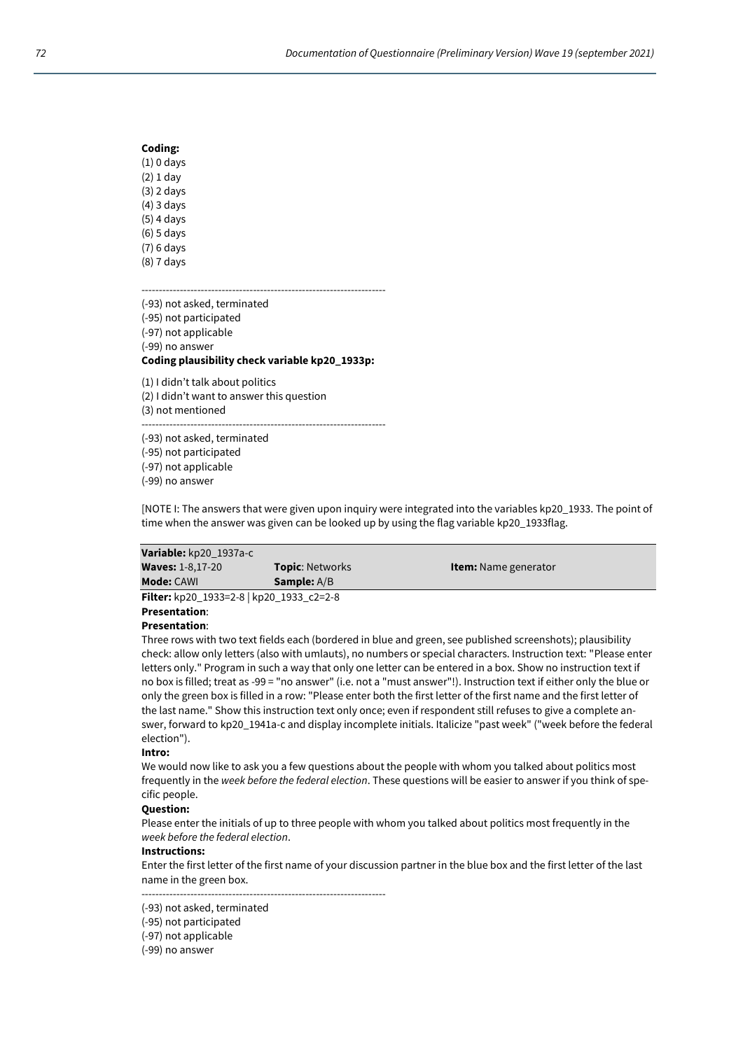**Coding:**

(1) 0 days
(2) 1 day
(3) 2 days
(4) 3 days
(5) 4 days
(6) 5 days
(7) 6 days
(8) 7 days

---------------------------------------------------------------------

(-93) not asked, terminated
(-95) not participated
(-97) not applicable
(-99) no answer

**Coding plausibility check variable kp20_1933p:**

(1) I didn't talk about politics
(2) I didn't want to answer this question
(3) not mentioned

---------------------------------------------------------------------

(-93) not asked, terminated
(-95) not participated
(-97) not applicable
(-99) no answer

[NOTE I: The answers that were given upon inquiry were integrated into the variables kp20_1933. The point of time when the answer was given can be looked up by using the flag variable kp20_1933flag.

| **Variable:** kp20_1937a-c | | |
|---|---|---|
| **Waves:** 1-8,17-20 | **Topic**: Networks | **Item:** Name generator |
| **Mode:** CAWI | **Sample:** A/B | |

**Filter:** kp20_1933=2-8 | kp20_1933_c2=2-8

**Presentation**:

**Presentation**:

Three rows with two text fields each (bordered in blue and green, see published screenshots); plausibility check: allow only letters (also with umlauts), no numbers or special characters. Instruction text: "Please enter letters only." Program in such a way that only one letter can be entered in a box. Show no instruction text if no box is filled; treat as -99 = "no answer" (i.e. not a "must answer"!). Instruction text if either only the blue or only the green box is filled in a row: "Please enter both the first letter of the first name and the first letter of the last name." Show this instruction text only once; even if respondent still refuses to give a complete answer, forward to kp20_1941a-c and display incomplete initials. Italicize "past week" ("week before the federal election").

**Intro:**

We would now like to ask you a few questions about the people with whom you talked about politics most frequently in the *week before the federal election*. These questions will be easier to answer if you think of specific people.

**Question:**

Please enter the initials of up to three people with whom you talked about politics most frequently in the *week before the federal election*.

**Instructions:**

Enter the first letter of the first name of your discussion partner in the blue box and the first letter of the last name in the green box.

---------------------------------------------------------------------

(-93) not asked, terminated
(-95) not participated
(-97) not applicable
(-99) no answer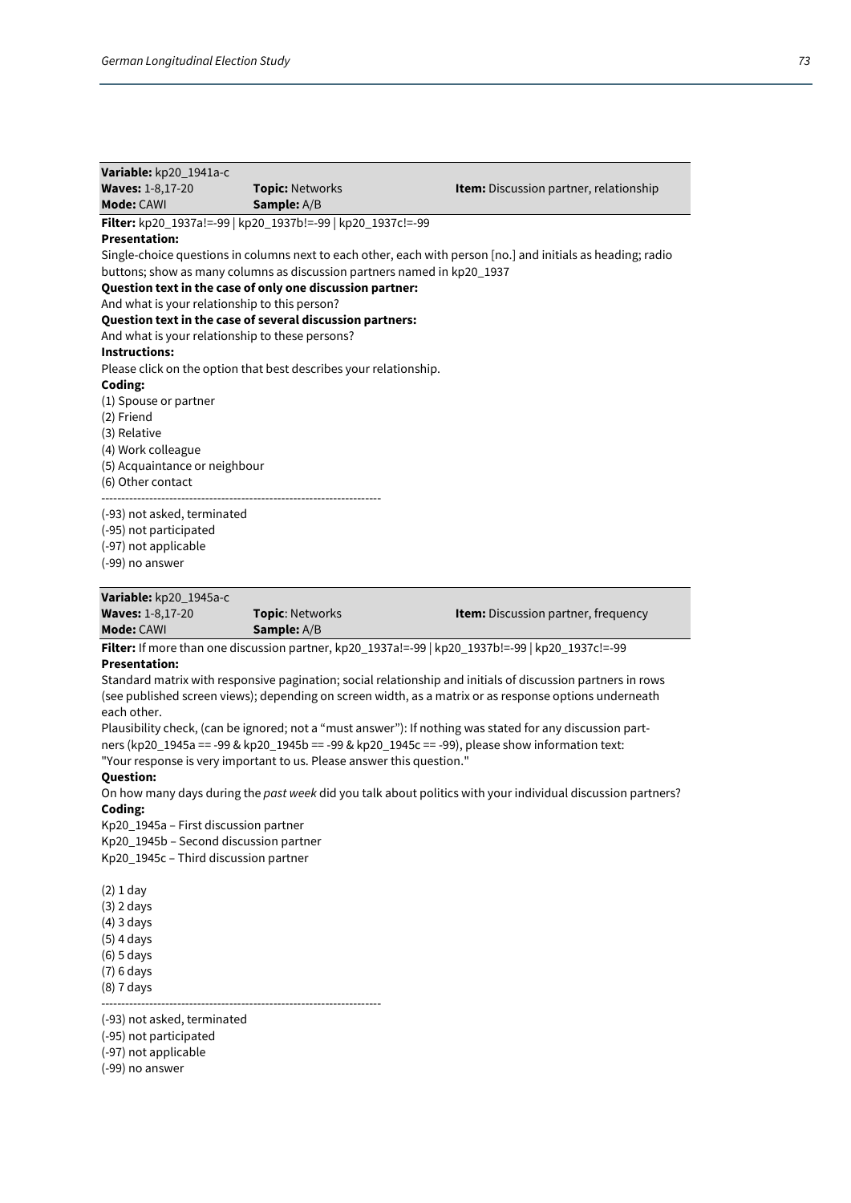**Variable:** kp20_1941a-c

| **Waves:** 1-8,17-20 | **Topic:** Networks | **Item:** Discussion partner, relationship |
|---|---|---|
| **Mode:** CAWI | **Sample:** A/B | |

**Filter:** kp20_1937a!=-99 | kp20_1937b!=-99 | kp20_1937c!=-99

**Presentation:**

Single-choice questions in columns next to each other, each with person [no.] and initials as heading; radio buttons; show as many columns as discussion partners named in kp20_1937

**Question text in the case of only one discussion partner:**

And what is your relationship to this person?

**Question text in the case of several discussion partners:**

And what is your relationship to these persons?

**Instructions:**

Please click on the option that best describes your relationship.

**Coding:**

(1) Spouse or partner
(2) Friend
(3) Relative
(4) Work colleague
(5) Acquaintance or neighbour
(6) Other contact

---------------------------------------------------------------------

(-93) not asked, terminated
(-95) not participated
(-97) not applicable
(-99) no answer

**Variable:** kp20_1945a-c

| **Waves:** 1-8,17-20 | **Topic**: Networks | **Item:** Discussion partner, frequency |
|---|---|---|
| **Mode:** CAWI | **Sample:** A/B | |

**Filter:** If more than one discussion partner, kp20_1937a!=-99 | kp20_1937b!=-99 | kp20_1937c!=-99

**Presentation:**

Standard matrix with responsive pagination; social relationship and initials of discussion partners in rows (see published screen views); depending on screen width, as a matrix or as response options underneath each other.

Plausibility check, (can be ignored; not a "must answer"): If nothing was stated for any discussion partners (kp20_1945a == -99 & kp20_1945b == -99 & kp20_1945c == -99), please show information text: "Your response is very important to us. Please answer this question."

**Question:**

On how many days during the *past week* did you talk about politics with your individual discussion partners?

**Coding:**

Kp20_1945a – First discussion partner
Kp20_1945b – Second discussion partner
Kp20_1945c – Third discussion partner

(2) 1 day
(3) 2 days
(4) 3 days
(5) 4 days
(6) 5 days
(7) 6 days
(8) 7 days

---------------------------------------------------------------------

(-93) not asked, terminated
(-95) not participated
(-97) not applicable
(-99) no answer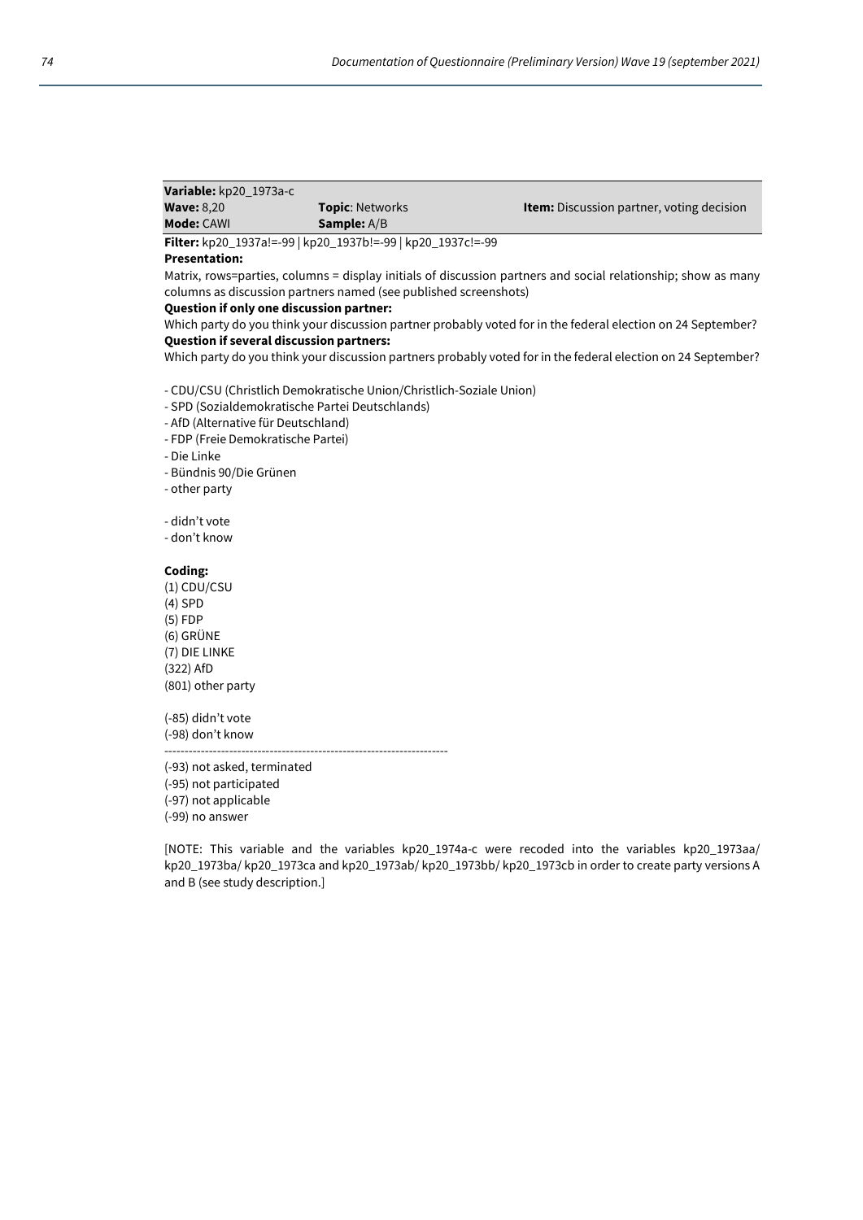| **Variable:** kp20_1973a-c | | |
|---|---|---|
| **Wave:** 8,20 | **Topic**: Networks | **Item:** Discussion partner, voting decision |
| **Mode:** CAWI | **Sample:** A/B | |

**Filter:** kp20_1937a!=-99 | kp20_1937b!=-99 | kp20_1937c!=-99

**Presentation:**

Matrix, rows=parties, columns = display initials of discussion partners and social relationship; show as many columns as discussion partners named (see published screenshots)

**Question if only one discussion partner:**

Which party do you think your discussion partner probably voted for in the federal election on 24 September?

**Question if several discussion partners:**

Which party do you think your discussion partners probably voted for in the federal election on 24 September?

- CDU/CSU (Christlich Demokratische Union/Christlich-Soziale Union)
- SPD (Sozialdemokratische Partei Deutschlands)
- AfD (Alternative für Deutschland)
- FDP (Freie Demokratische Partei)
- Die Linke
- Bündnis 90/Die Grünen
- other party

- didn't vote
- don't know

**Coding:**

(1) CDU/CSU
(4) SPD
(5) FDP
(6) GRÜNE
(7) DIE LINKE
(322) AfD
(801) other party

(-85) didn't vote
(-98) don't know

-----------------------------------------------------------------------

(-93) not asked, terminated
(-95) not participated
(-97) not applicable
(-99) no answer

[NOTE: This variable and the variables kp20_1974a-c were recoded into the variables kp20_1973aa/ kp20_1973ba/ kp20_1973ca and kp20_1973ab/ kp20_1973bb/ kp20_1973cb in order to create party versions A and B (see study description.]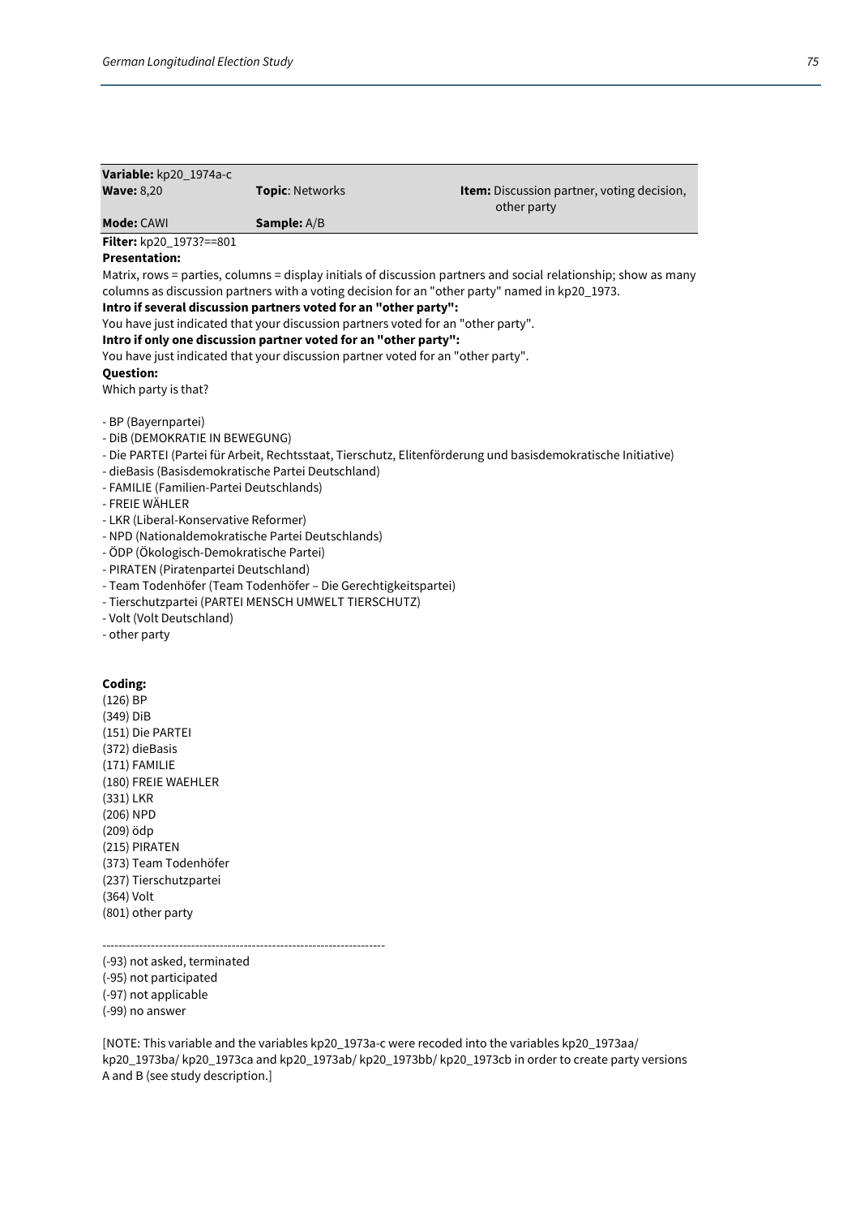| **Variable:** kp20_1974a-c | | |
|---|---|---|
| **Wave:** 8,20 | **Topic**: Networks | **Item:** Discussion partner, voting decision, other party |
| **Mode:** CAWI | **Sample:** A/B | |

**Filter:** kp20_1973?==801

**Presentation:**

Matrix, rows = parties, columns = display initials of discussion partners and social relationship; show as many columns as discussion partners with a voting decision for an "other party" named in kp20_1973.

**Intro if several discussion partners voted for an "other party":**

You have just indicated that your discussion partners voted for an "other party".

**Intro if only one discussion partner voted for an "other party":**

You have just indicated that your discussion partner voted for an "other party".

**Question:**

Which party is that?

- BP (Bayernpartei)
- DiB (DEMOKRATIE IN BEWEGUNG)
- Die PARTEI (Partei für Arbeit, Rechtsstaat, Tierschutz, Elitenförderung und basisdemokratische Initiative)
- dieBasis (Basisdemokratische Partei Deutschland)
- FAMILIE (Familien-Partei Deutschlands)
- FREIE WÄHLER
- LKR (Liberal-Konservative Reformer)
- NPD (Nationaldemokratische Partei Deutschlands)
- ÖDP (Ökologisch-Demokratische Partei)
- PIRATEN (Piratenpartei Deutschland)
- Team Todenhöfer (Team Todenhöfer – Die Gerechtigkeitspartei)
- Tierschutzpartei (PARTEI MENSCH UMWELT TIERSCHUTZ)
- Volt (Volt Deutschland)
- other party

**Coding:**

(126) BP
(349) DiB
(151) Die PARTEI
(372) dieBasis
(171) FAMILIE
(180) FREIE WAEHLER
(331) LKR
(206) NPD
(209) ödp
(215) PIRATEN
(373) Team Todenhöfer
(237) Tierschutzpartei
(364) Volt
(801) other party

----------------------------------------------------------------------

(-93) not asked, terminated
(-95) not participated
(-97) not applicable
(-99) no answer

[NOTE: This variable and the variables kp20_1973a-c were recoded into the variables kp20_1973aa/ kp20_1973ba/ kp20_1973ca and kp20_1973ab/ kp20_1973bb/ kp20_1973cb in order to create party versions A and B (see study description).]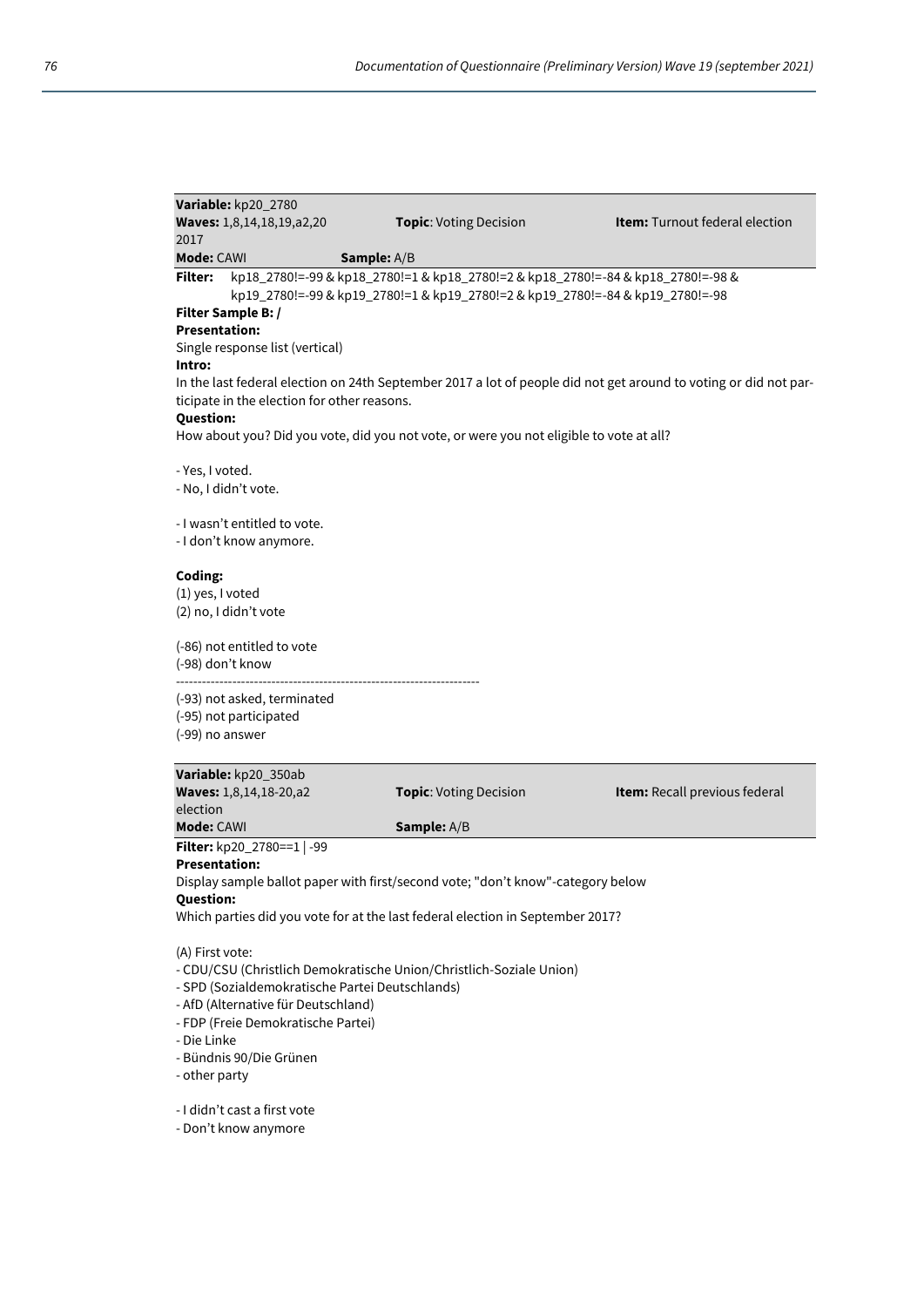**Variable:** kp20_2780
**Waves:** 1,8,14,18,19,a2,20 **Topic**: Voting Decision **Item:** Turnout federal election 2017
**Mode:** CAWI **Sample:** A/B

**Filter:** kp18_2780!=-99 & kp18_2780!=1 & kp18_2780!=2 & kp18_2780!=-84 & kp18_2780!=-98 & kp19_2780!=-99 & kp19_2780!=1 & kp19_2780!=2 & kp19_2780!=-84 & kp19_2780!=-98

**Filter Sample B: /**

**Presentation:**

Single response list (vertical)

**Intro:**

In the last federal election on 24th September 2017 a lot of people did not get around to voting or did not participate in the election for other reasons.

**Question:**

How about you? Did you vote, did you not vote, or were you not eligible to vote at all?

- Yes, I voted.
- No, I didn't vote.

- I wasn't entitled to vote.
- I don't know anymore.

**Coding:**

(1) yes, I voted
(2) no, I didn't vote

(-86) not entitled to vote
(-98) don't know

----------------------------------------------------------------------

(-93) not asked, terminated
(-95) not participated
(-99) no answer

**Variable:** kp20_350ab
**Waves:** 1,8,14,18-20,a2 **Topic**: Voting Decision **Item:** Recall previous federal election
**Mode:** CAWI **Sample:** A/B

**Filter:** kp20_2780==1 | -99

**Presentation:**

Display sample ballot paper with first/second vote; "don't know"-category below

**Question:**

Which parties did you vote for at the last federal election in September 2017?

(A) First vote:

- CDU/CSU (Christlich Demokratische Union/Christlich-Soziale Union)
- SPD (Sozialdemokratische Partei Deutschlands)
- AfD (Alternative für Deutschland)
- FDP (Freie Demokratische Partei)
- Die Linke
- Bündnis 90/Die Grünen
- other party

- I didn't cast a first vote
- Don't know anymore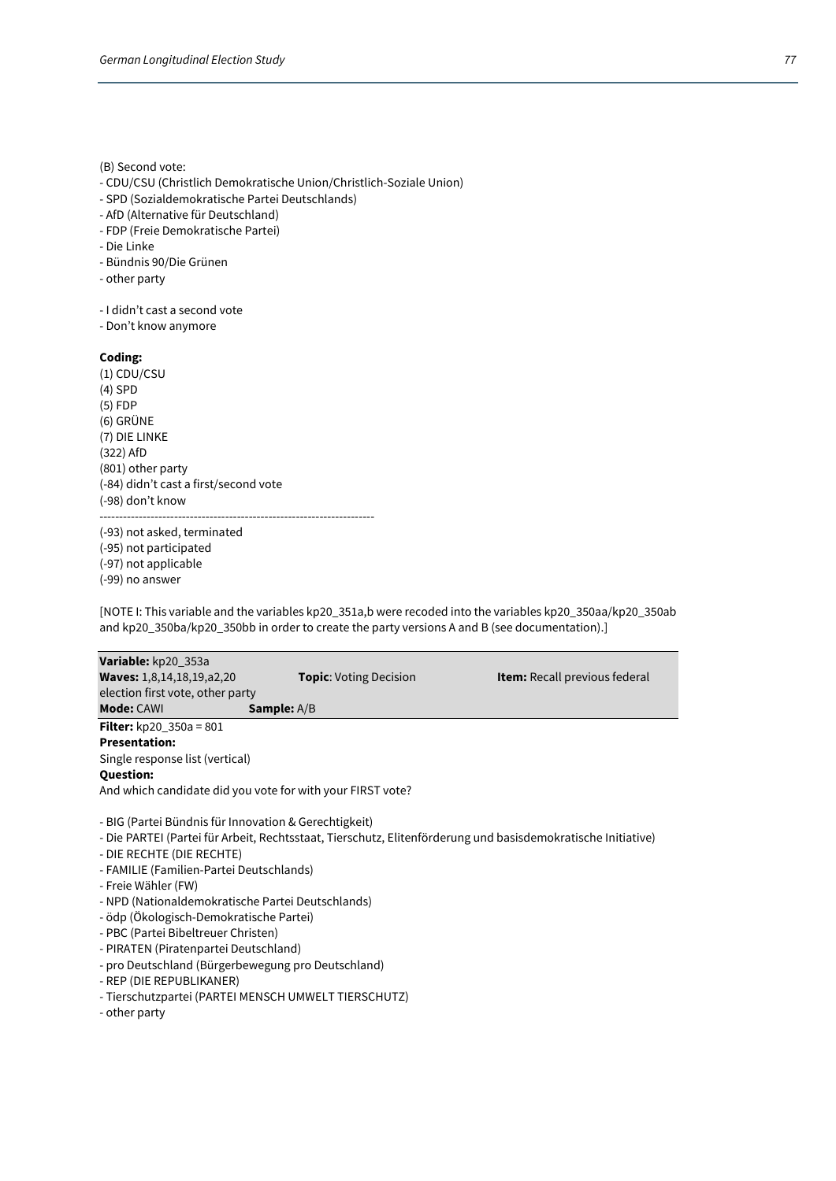(B) Second vote:
- CDU/CSU (Christlich Demokratische Union/Christlich-Soziale Union)
- SPD (Sozialdemokratische Partei Deutschlands)
- AfD (Alternative für Deutschland)
- FDP (Freie Demokratische Partei)
- Die Linke
- Bündnis 90/Die Grünen
- other party

- I didn't cast a second vote
- Don't know anymore

**Coding:**
(1) CDU/CSU
(4) SPD
(5) FDP
(6) GRÜNE
(7) DIE LINKE
(322) AfD
(801) other party
(-84) didn't cast a first/second vote
(-98) don't know
------------------------------------------------------------------------
(-93) not asked, terminated
(-95) not participated
(-97) not applicable
(-99) no answer

[NOTE I: This variable and the variables kp20_351a,b were recoded into the variables kp20_350aa/kp20_350ab and kp20_350ba/kp20_350bb in order to create the party versions A and B (see documentation).]

**Variable:** kp20_353a
**Waves:** 1,8,14,18,19,a2,20 **Topic**: Voting Decision **Item:** Recall previous federal election first vote, other party
**Mode:** CAWI **Sample:** A/B

**Filter:** kp20_350a = 801
**Presentation:**
Single response list (vertical)
**Question:**
And which candidate did you vote for with your FIRST vote?

- BIG (Partei Bündnis für Innovation & Gerechtigkeit)
- Die PARTEI (Partei für Arbeit, Rechtsstaat, Tierschutz, Elitenförderung und basisdemokratische Initiative)
- DIE RECHTE (DIE RECHTE)
- FAMILIE (Familien-Partei Deutschlands)
- Freie Wähler (FW)
- NPD (Nationaldemokratische Partei Deutschlands)
- ödp (Ökologisch-Demokratische Partei)
- PBC (Partei Bibeltreuer Christen)
- PIRATEN (Piratenpartei Deutschland)
- pro Deutschland (Bürgerbewegung pro Deutschland)
- REP (DIE REPUBLIKANER)
- Tierschutzpartei (PARTEI MENSCH UMWELT TIERSCHUTZ)
- other party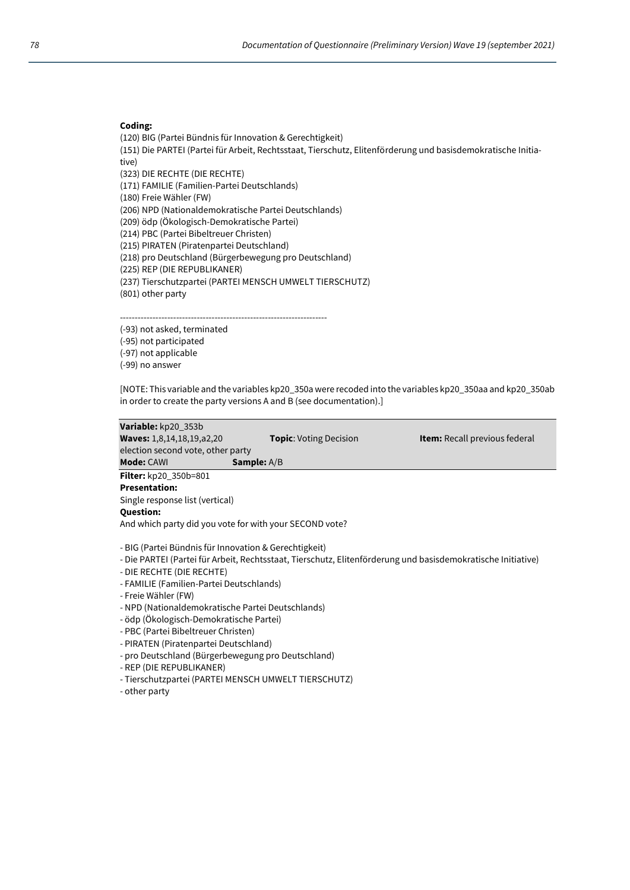**Coding:**

(120) BIG (Partei Bündnis für Innovation & Gerechtigkeit)
(151) Die PARTEI (Partei für Arbeit, Rechtsstaat, Tierschutz, Elitenförderung und basisdemokratische Initiative)
(323) DIE RECHTE (DIE RECHTE)
(171) FAMILIE (Familien-Partei Deutschlands)
(180) Freie Wähler (FW)
(206) NPD (Nationaldemokratische Partei Deutschlands)
(209) ödp (Ökologisch-Demokratische Partei)
(214) PBC (Partei Bibeltreuer Christen)
(215) PIRATEN (Piratenpartei Deutschland)
(218) pro Deutschland (Bürgerbewegung pro Deutschland)
(225) REP (DIE REPUBLIKANER)
(237) Tierschutzpartei (PARTEI MENSCH UMWELT TIERSCHUTZ)
(801) other party

----------------------------------------------------------------------

(-93) not asked, terminated
(-95) not participated
(-97) not applicable
(-99) no answer

[NOTE: This variable and the variables kp20_350a were recoded into the variables kp20_350aa and kp20_350ab in order to create the party versions A and B (see documentation).]

**Variable:** kp20_353b
**Waves:** 1,8,14,18,19,a2,20 **Topic**: Voting Decision **Item:** Recall previous federal election second vote, other party
**Mode:** CAWI **Sample:** A/B

**Filter:** kp20_350b=801
**Presentation:**
Single response list (vertical)
**Question:**
And which party did you vote for with your SECOND vote?

- BIG (Partei Bündnis für Innovation & Gerechtigkeit)
- Die PARTEI (Partei für Arbeit, Rechtsstaat, Tierschutz, Elitenförderung und basisdemokratische Initiative)
- DIE RECHTE (DIE RECHTE)
- FAMILIE (Familien-Partei Deutschlands)
- Freie Wähler (FW)
- NPD (Nationaldemokratische Partei Deutschlands)
- ödp (Ökologisch-Demokratische Partei)
- PBC (Partei Bibeltreuer Christen)
- PIRATEN (Piratenpartei Deutschland)
- pro Deutschland (Bürgerbewegung pro Deutschland)
- REP (DIE REPUBLIKANER)
- Tierschutzpartei (PARTEI MENSCH UMWELT TIERSCHUTZ)
- other party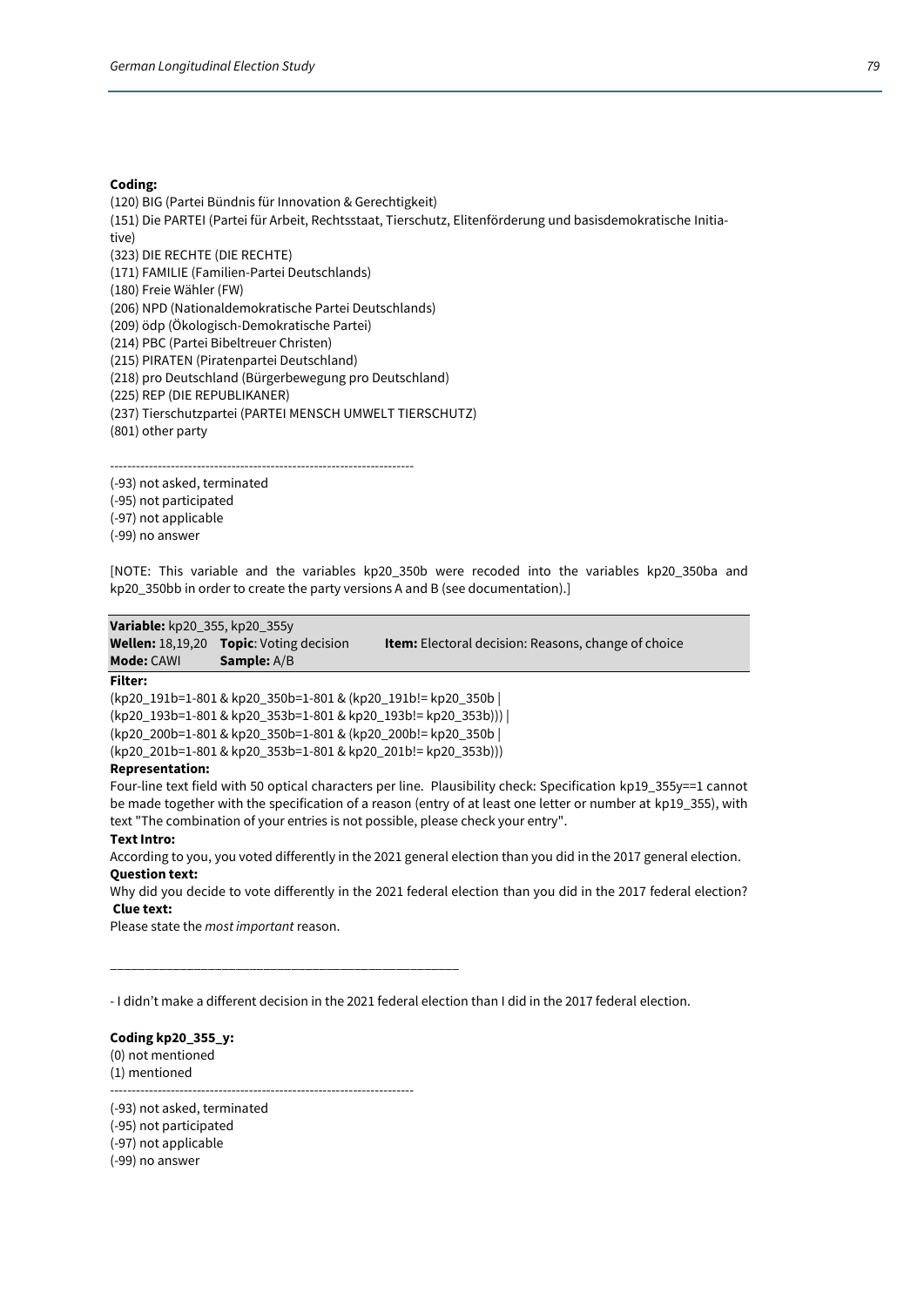**Coding:**

(120) BIG (Partei Bündnis für Innovation & Gerechtigkeit)
(151) Die PARTEI (Partei für Arbeit, Rechtsstaat, Tierschutz, Elitenförderung und basisdemokratische Initiative)
(323) DIE RECHTE (DIE RECHTE)
(171) FAMILIE (Familien-Partei Deutschlands)
(180) Freie Wähler (FW)
(206) NPD (Nationaldemokratische Partei Deutschlands)
(209) ödp (Ökologisch-Demokratische Partei)
(214) PBC (Partei Bibeltreuer Christen)
(215) PIRATEN (Piratenpartei Deutschland)
(218) pro Deutschland (Bürgerbewegung pro Deutschland)
(225) REP (DIE REPUBLIKANER)
(237) Tierschutzpartei (PARTEI MENSCH UMWELT TIERSCHUTZ)
(801) other party

---------------------------------------------------------------------

(-93) not asked, terminated
(-95) not participated
(-97) not applicable
(-99) no answer

[NOTE: This variable and the variables kp20_350b were recoded into the variables kp20_350ba and kp20_350bb in order to create the party versions A and B (see documentation).]

**Variable:** kp20_355, kp20_355y
**Wellen:** 18,19,20 **Topic**: Voting decision **Item:** Electoral decision: Reasons, change of choice
**Mode:** CAWI **Sample:** A/B

**Filter:**
(kp20_191b=1-801 & kp20_350b=1-801 & (kp20_191b!= kp20_350b |
(kp20_193b=1-801 & kp20_353b=1-801 & kp20_193b!= kp20_353b))) |
(kp20_200b=1-801 & kp20_350b=1-801 & (kp20_200b!= kp20_350b |
(kp20_201b=1-801 & kp20_353b=1-801 & kp20_201b!= kp20_353b)))

**Representation:**
Four-line text field with 50 optical characters per line. Plausibility check: Specification kp19_355y==1 cannot be made together with the specification of a reason (entry of at least one letter or number at kp19_355), with text "The combination of your entries is not possible, please check your entry".

**Text Intro:**
According to you, you voted differently in the 2021 general election than you did in the 2017 general election.

**Question text:**
Why did you decide to vote differently in the 2021 federal election than you did in the 2017 federal election?

**Clue text:**
Please state the *most important* reason.

\_\_\_\_\_\_\_\_\_\_\_\_\_\_\_\_\_\_\_\_\_\_\_\_\_\_\_\_\_\_\_\_\_\_\_\_\_\_\_\_\_\_\_\_\_\_\_\_

- I didn't make a different decision in the 2021 federal election than I did in the 2017 federal election.

**Coding kp20_355_y:**

(0) not mentioned
(1) mentioned

---------------------------------------------------------------------

(-93) not asked, terminated
(-95) not participated
(-97) not applicable
(-99) no answer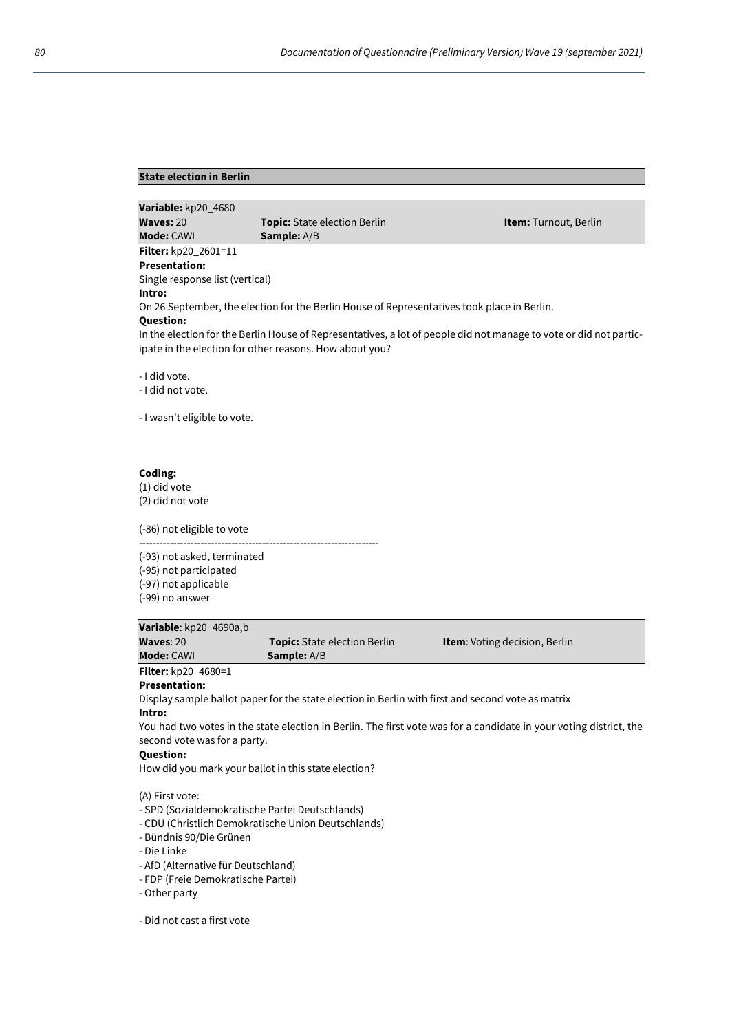## State election in Berlin

| **Variable:** kp20_4680 | | |
|---|---|---|
| **Waves:** 20 | **Topic:** State election Berlin | **Item:** Turnout, Berlin |
| **Mode:** CAWI | **Sample:** A/B | |

**Filter:** kp20_2601=11

**Presentation:**

Single response list (vertical)

**Intro:**

On 26 September, the election for the Berlin House of Representatives took place in Berlin.

**Question:**

In the election for the Berlin House of Representatives, a lot of people did not manage to vote or did not participate in the election for other reasons. How about you?

- I did vote.
- I did not vote.

- I wasn't eligible to vote.

**Coding:**

(1) did vote
(2) did not vote

(-86) not eligible to vote

----------------------------------------------------------------------

(-93) not asked, terminated
(-95) not participated
(-97) not applicable
(-99) no answer

| **Variable**: kp20_4690a,b | | |
|---|---|---|
| **Waves**: 20 | **Topic:** State election Berlin | **Item**: Voting decision, Berlin |
| **Mode:** CAWI | **Sample:** A/B | |

**Filter:** kp20_4680=1

**Presentation:**

Display sample ballot paper for the state election in Berlin with first and second vote as matrix

**Intro:**

You had two votes in the state election in Berlin. The first vote was for a candidate in your voting district, the second vote was for a party.

**Question:**

How did you mark your ballot in this state election?

(A) First vote:
- SPD (Sozialdemokratische Partei Deutschlands)
- CDU (Christlich Demokratische Union Deutschlands)
- Bündnis 90/Die Grünen
- Die Linke
- AfD (Alternative für Deutschland)
- FDP (Freie Demokratische Partei)
- Other party

- Did not cast a first vote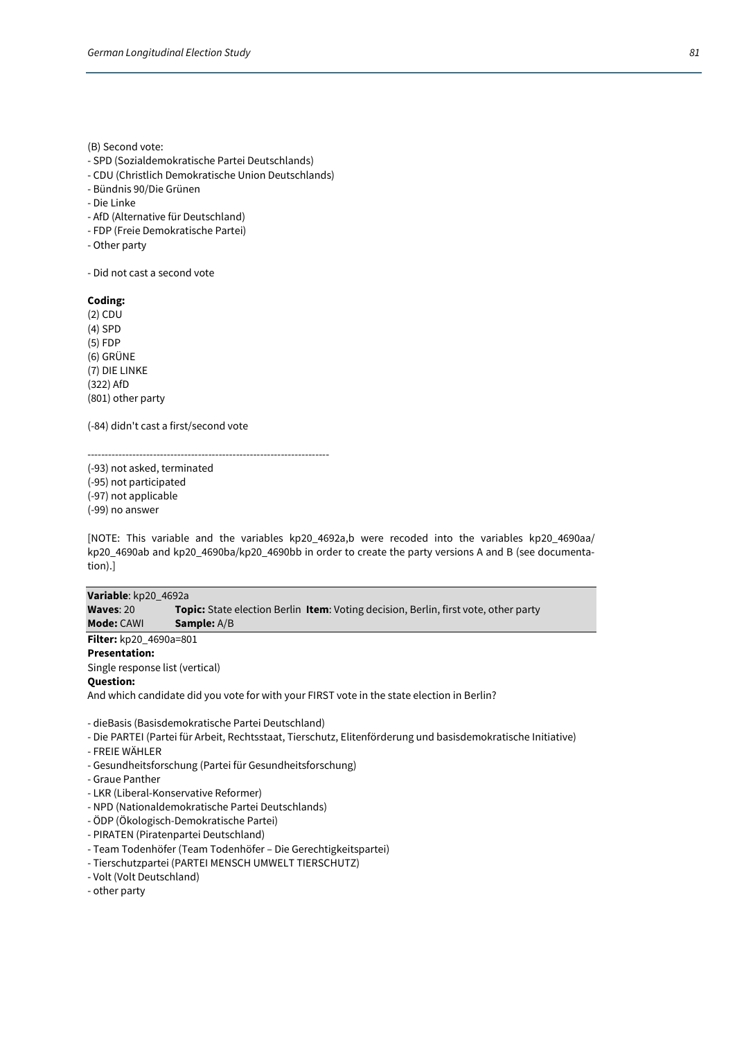(B) Second vote:
- SPD (Sozialdemokratische Partei Deutschlands)
- CDU (Christlich Demokratische Union Deutschlands)
- Bündnis 90/Die Grünen
- Die Linke
- AfD (Alternative für Deutschland)
- FDP (Freie Demokratische Partei)
- Other party

- Did not cast a second vote

**Coding:**
(2) CDU
(4) SPD
(5) FDP
(6) GRÜNE
(7) DIE LINKE
(322) AfD
(801) other party

(-84) didn't cast a first/second vote

----------------------------------------------------------------------
(-93) not asked, terminated
(-95) not participated
(-97) not applicable
(-99) no answer

[NOTE: This variable and the variables kp20_4692a,b were recoded into the variables kp20_4690aa/kp20_4690ab and kp20_4690ba/kp20_4690bb in order to create the party versions A and B (see documentation).]

| **Variable**: kp20_4692a | |
|---|---|
| **Waves**: 20 | **Topic:** State election Berlin **Item**: Voting decision, Berlin, first vote, other party |
| **Mode:** CAWI | **Sample:** A/B |

**Filter:** kp20_4690a=801
**Presentation:**
Single response list (vertical)
**Question:**
And which candidate did you vote for with your FIRST vote in the state election in Berlin?

- dieBasis (Basisdemokratische Partei Deutschland)
- Die PARTEI (Partei für Arbeit, Rechtsstaat, Tierschutz, Elitenförderung und basisdemokratische Initiative)
- FREIE WÄHLER
- Gesundheitsforschung (Partei für Gesundheitsforschung)
- Graue Panther
- LKR (Liberal-Konservative Reformer)
- NPD (Nationaldemokratische Partei Deutschlands)
- ÖDP (Ökologisch-Demokratische Partei)
- PIRATEN (Piratenpartei Deutschland)
- Team Todenhöfer (Team Todenhöfer – Die Gerechtigkeitspartei)
- Tierschutzpartei (PARTEI MENSCH UMWELT TIERSCHUTZ)
- Volt (Volt Deutschland)
- other party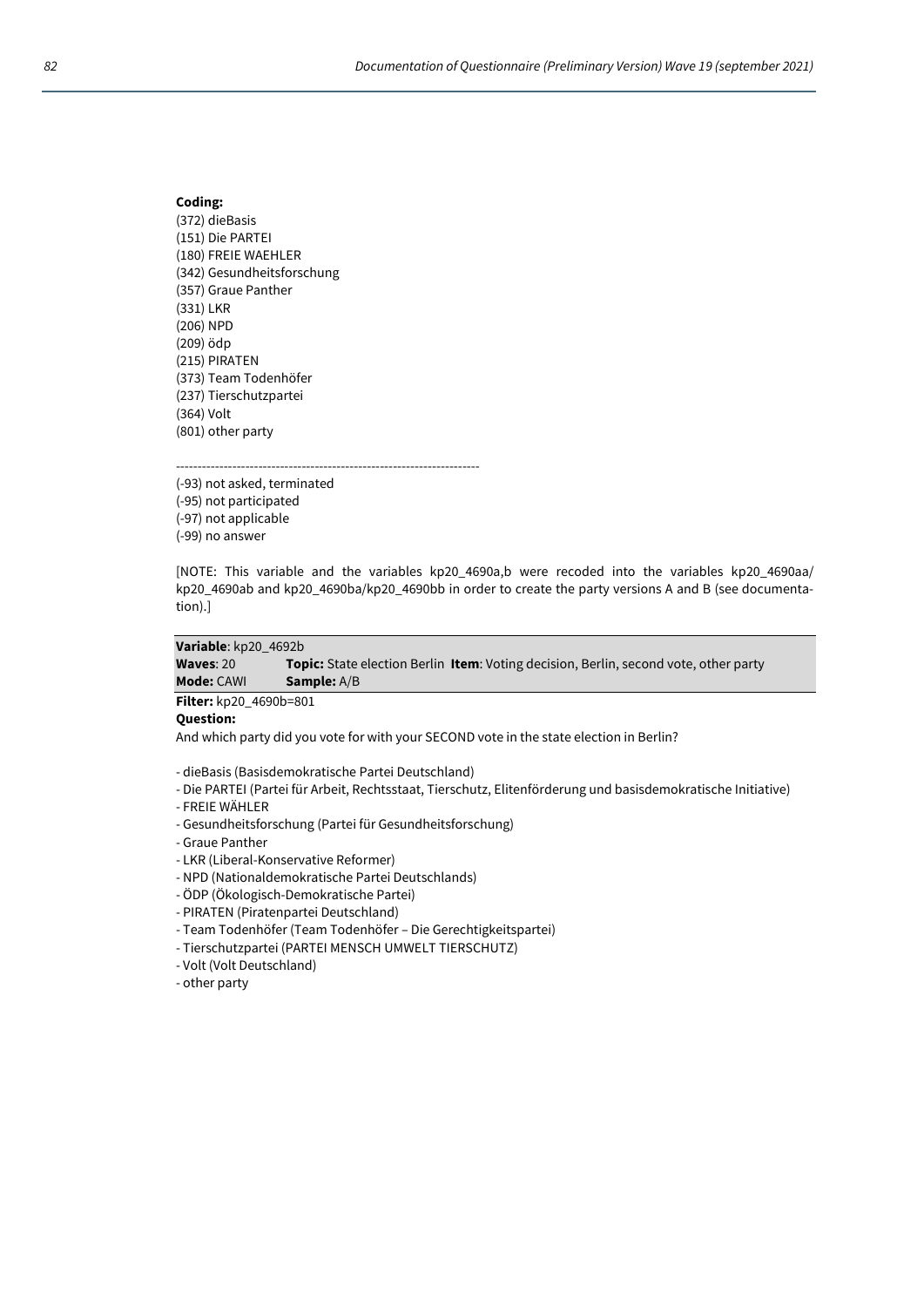**Coding:**
(372) dieBasis
(151) Die PARTEI
(180) FREIE WAEHLER
(342) Gesundheitsforschung
(357) Graue Panther
(331) LKR
(206) NPD
(209) ödp
(215) PIRATEN
(373) Team Todenhöfer
(237) Tierschutzpartei
(364) Volt
(801) other party

----------------------------------------------------------------------

(-93) not asked, terminated
(-95) not participated
(-97) not applicable
(-99) no answer

[NOTE: This variable and the variables kp20_4690a,b were recoded into the variables kp20_4690aa/ kp20_4690ab and kp20_4690ba/kp20_4690bb in order to create the party versions A and B (see documentation).]

| **Variable**: kp20_4692b | |
|---|---|
| **Waves**: 20 | **Topic:** State election Berlin **Item**: Voting decision, Berlin, second vote, other party |
| **Mode:** CAWI | **Sample:** A/B |

**Filter:** kp20_4690b=801

**Question:**

And which party did you vote for with your SECOND vote in the state election in Berlin?

- dieBasis (Basisdemokratische Partei Deutschland)
- Die PARTEI (Partei für Arbeit, Rechtsstaat, Tierschutz, Elitenförderung und basisdemokratische Initiative)
- FREIE WÄHLER
- Gesundheitsforschung (Partei für Gesundheitsforschung)
- Graue Panther
- LKR (Liberal-Konservative Reformer)
- NPD (Nationaldemokratische Partei Deutschlands)
- ÖDP (Ökologisch-Demokratische Partei)
- PIRATEN (Piratenpartei Deutschland)
- Team Todenhöfer (Team Todenhöfer – Die Gerechtigkeitspartei)
- Tierschutzpartei (PARTEI MENSCH UMWELT TIERSCHUTZ)
- Volt (Volt Deutschland)
- other party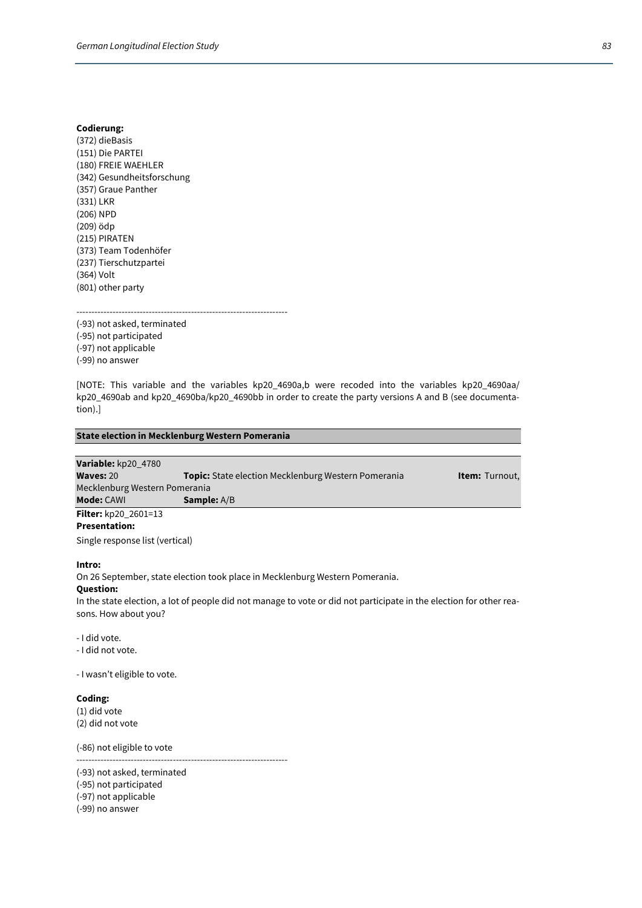**Codierung:**
(372) dieBasis
(151) Die PARTEI
(180) FREIE WAEHLER
(342) Gesundheitsforschung
(357) Graue Panther
(331) LKR
(206) NPD
(209) ödp
(215) PIRATEN
(373) Team Todenhöfer
(237) Tierschutzpartei
(364) Volt
(801) other party

----------------------------------------------------------------------
(-93) not asked, terminated
(-95) not participated
(-97) not applicable
(-99) no answer

[NOTE: This variable and the variables kp20_4690a,b were recoded into the variables kp20_4690aa/ kp20_4690ab and kp20_4690ba/kp20_4690bb in order to create the party versions A and B (see documentation).]

## State election in Mecklenburg Western Pomerania

**Variable:** kp20_4780
**Waves:** 20 **Topic:** State election Mecklenburg Western Pomerania **Item:** Turnout, Mecklenburg Western Pomerania
**Mode:** CAWI **Sample:** A/B

**Filter:** kp20_2601=13
**Presentation:**

Single response list (vertical)

**Intro:**
On 26 September, state election took place in Mecklenburg Western Pomerania.
**Question:**
In the state election, a lot of people did not manage to vote or did not participate in the election for other reasons. How about you?

- I did vote.
- I did not vote.

- I wasn't eligible to vote.

**Coding:**
(1) did vote
(2) did not vote

(-86) not eligible to vote
----------------------------------------------------------------------
(-93) not asked, terminated
(-95) not participated
(-97) not applicable
(-99) no answer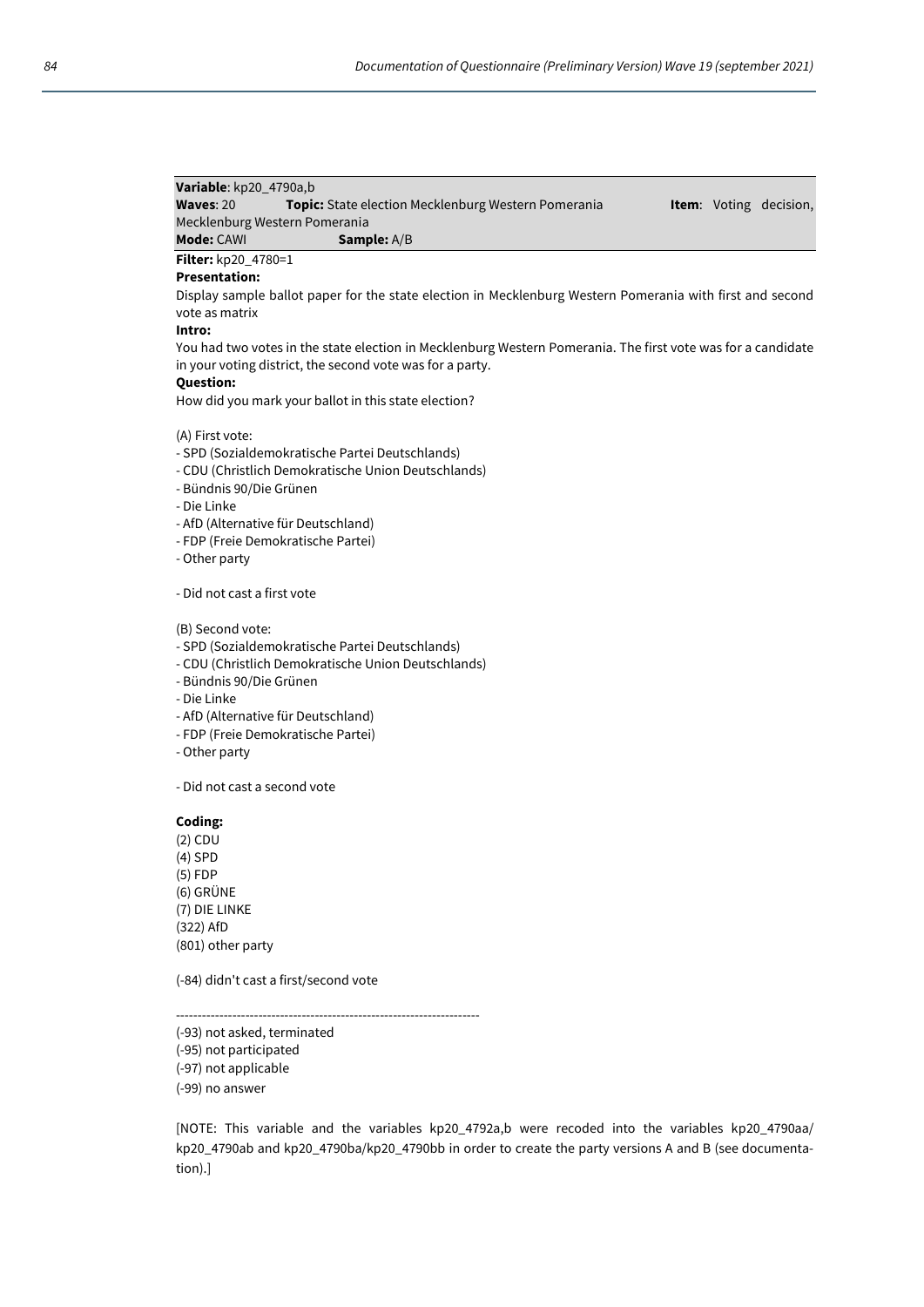**Variable**: kp20_4790a,b
**Waves**: 20 **Topic:** State election Mecklenburg Western Pomerania **Item**: Voting decision, Mecklenburg Western Pomerania
**Mode:** CAWI **Sample:** A/B

**Filter:** kp20_4780=1

**Presentation:**

Display sample ballot paper for the state election in Mecklenburg Western Pomerania with first and second vote as matrix

**Intro:**

You had two votes in the state election in Mecklenburg Western Pomerania. The first vote was for a candidate in your voting district, the second vote was for a party.

**Question:**

How did you mark your ballot in this state election?

(A) First vote:
- SPD (Sozialdemokratische Partei Deutschlands)
- CDU (Christlich Demokratische Union Deutschlands)
- Bündnis 90/Die Grünen
- Die Linke
- AfD (Alternative für Deutschland)
- FDP (Freie Demokratische Partei)
- Other party

- Did not cast a first vote

(B) Second vote:
- SPD (Sozialdemokratische Partei Deutschlands)
- CDU (Christlich Demokratische Union Deutschlands)
- Bündnis 90/Die Grünen
- Die Linke
- AfD (Alternative für Deutschland)
- FDP (Freie Demokratische Partei)
- Other party

- Did not cast a second vote

**Coding:**

(2) CDU
(4) SPD
(5) FDP
(6) GRÜNE
(7) DIE LINKE
(322) AfD
(801) other party

(-84) didn't cast a first/second vote

---

(-93) not asked, terminated
(-95) not participated
(-97) not applicable
(-99) no answer

[NOTE: This variable and the variables kp20_4792a,b were recoded into the variables kp20_4790aa/ kp20_4790ab and kp20_4790ba/kp20_4790bb in order to create the party versions A and B (see documentation).]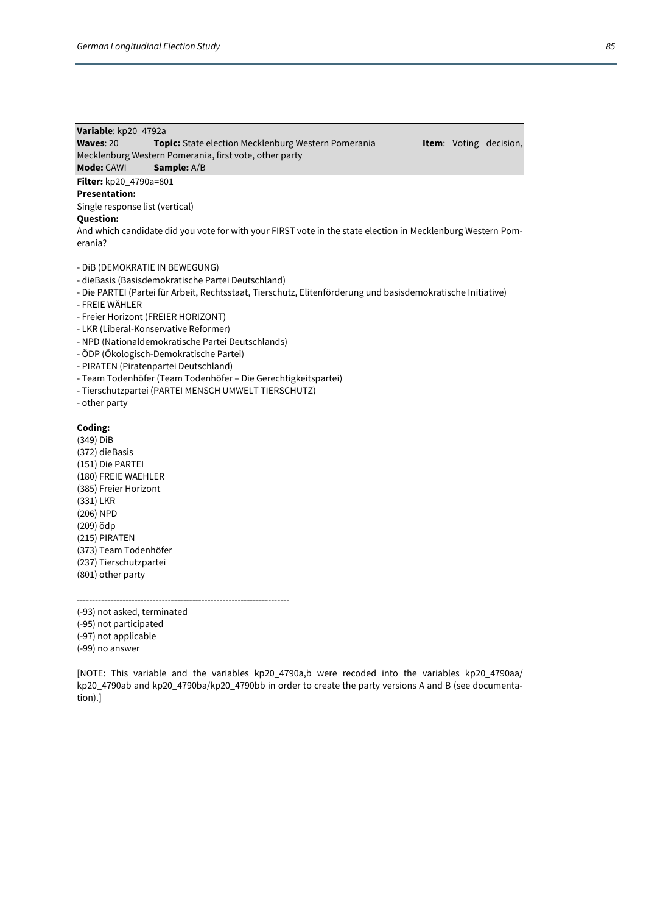**Variable**: kp20_4792a
**Waves**: 20 **Topic:** State election Mecklenburg Western Pomerania **Item**: Voting decision, Mecklenburg Western Pomerania, first vote, other party
**Mode:** CAWI **Sample:** A/B

**Filter:** kp20_4790a=801
**Presentation:**
Single response list (vertical)
**Question:**
And which candidate did you vote for with your FIRST vote in the state election in Mecklenburg Western Pomerania?

- DiB (DEMOKRATIE IN BEWEGUNG)
- dieBasis (Basisdemokratische Partei Deutschland)
- Die PARTEI (Partei für Arbeit, Rechtsstaat, Tierschutz, Elitenförderung und basisdemokratische Initiative)
- FREIE WÄHLER
- Freier Horizont (FREIER HORIZONT)
- LKR (Liberal-Konservative Reformer)
- NPD (Nationaldemokratische Partei Deutschlands)
- ÖDP (Ökologisch-Demokratische Partei)
- PIRATEN (Piratenpartei Deutschland)
- Team Todenhöfer (Team Todenhöfer – Die Gerechtigkeitspartei)
- Tierschutzpartei (PARTEI MENSCH UMWELT TIERSCHUTZ)
- other party

**Coding:**
(349) DiB
(372) dieBasis
(151) Die PARTEI
(180) FREIE WAEHLER
(385) Freier Horizont
(331) LKR
(206) NPD
(209) ödp
(215) PIRATEN
(373) Team Todenhöfer
(237) Tierschutzpartei
(801) other party

----------------------------------------------------------------------
(-93) not asked, terminated
(-95) not participated
(-97) not applicable
(-99) no answer

[NOTE: This variable and the variables kp20_4790a,b were recoded into the variables kp20_4790aa/ kp20_4790ab and kp20_4790ba/kp20_4790bb in order to create the party versions A and B (see documentation).]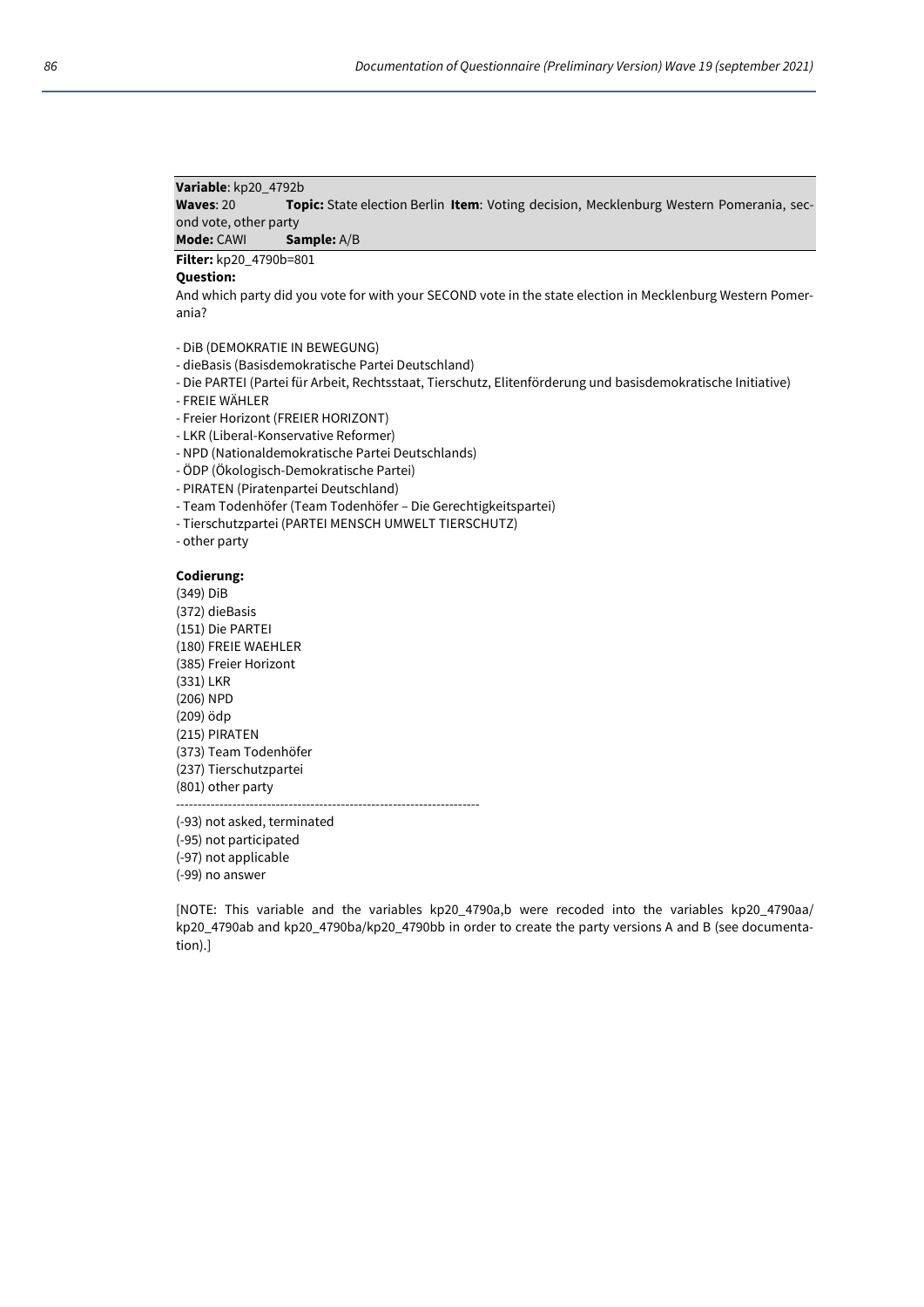**Variable**: kp20_4792b
**Waves**: 20 **Topic:** State election Berlin **Item**: Voting decision, Mecklenburg Western Pomerania, second vote, other party
**Mode:** CAWI **Sample:** A/B

**Filter:** kp20_4790b=801

**Question:**

And which party did you vote for with your SECOND vote in the state election in Mecklenburg Western Pomerania?

- DiB (DEMOKRATIE IN BEWEGUNG)
- dieBasis (Basisdemokratische Partei Deutschland)
- Die PARTEI (Partei für Arbeit, Rechtsstaat, Tierschutz, Elitenförderung und basisdemokratische Initiative)
- FREIE WÄHLER
- Freier Horizont (FREIER HORIZONT)
- LKR (Liberal-Konservative Reformer)
- NPD (Nationaldemokratische Partei Deutschlands)
- ÖDP (Ökologisch-Demokratische Partei)
- PIRATEN (Piratenpartei Deutschland)
- Team Todenhöfer (Team Todenhöfer – Die Gerechtigkeitspartei)
- Tierschutzpartei (PARTEI MENSCH UMWELT TIERSCHUTZ)
- other party

**Codierung:**

(349) DiB
(372) dieBasis
(151) Die PARTEI
(180) FREIE WAEHLER
(385) Freier Horizont
(331) LKR
(206) NPD
(209) ödp
(215) PIRATEN
(373) Team Todenhöfer
(237) Tierschutzpartei
(801) other party

---

(-93) not asked, terminated
(-95) not participated
(-97) not applicable
(-99) no answer

[NOTE: This variable and the variables kp20_4790a,b were recoded into the variables kp20_4790aa/kp20_4790ab and kp20_4790ba/kp20_4790bb in order to create the party versions A and B (see documentation).]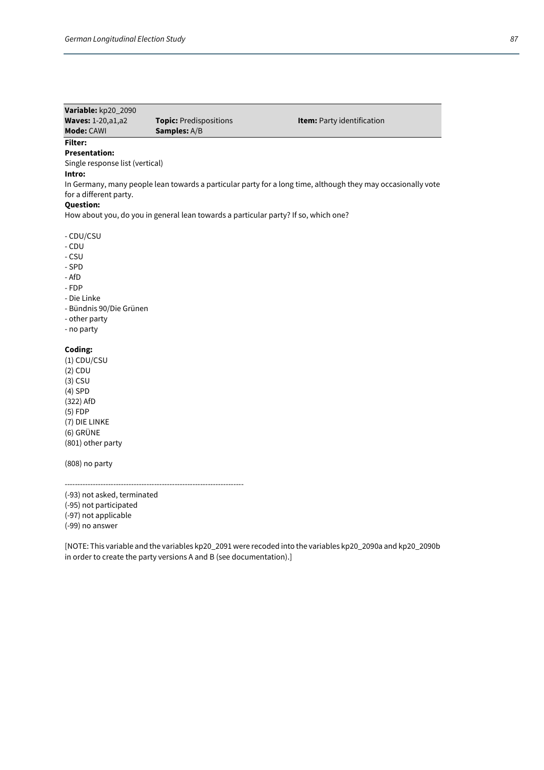| **Variable:** kp20_2090 | | |
|---|---|---|
| **Waves:** 1-20,a1,a2 | **Topic:** Predispositions | **Item:** Party identification |
| **Mode:** CAWI | **Samples:** A/B | |

**Filter:**

**Presentation:**

Single response list (vertical)

**Intro:**

In Germany, many people lean towards a particular party for a long time, although they may occasionally vote for a different party.

**Question:**

How about you, do you in general lean towards a particular party? If so, which one?

- CDU/CSU
- CDU
- CSU
- SPD
- AfD
- FDP
- Die Linke
- Bündnis 90/Die Grünen
- other party
- no party

**Coding:**

(1) CDU/CSU
(2) CDU
(3) CSU
(4) SPD
(322) AfD
(5) FDP
(7) DIE LINKE
(6) GRÜNE
(801) other party

(808) no party

----------------------------------------------------------------------

(-93) not asked, terminated
(-95) not participated
(-97) not applicable
(-99) no answer

[NOTE: This variable and the variables kp20_2091 were recoded into the variables kp20_2090a and kp20_2090b in order to create the party versions A and B (see documentation).]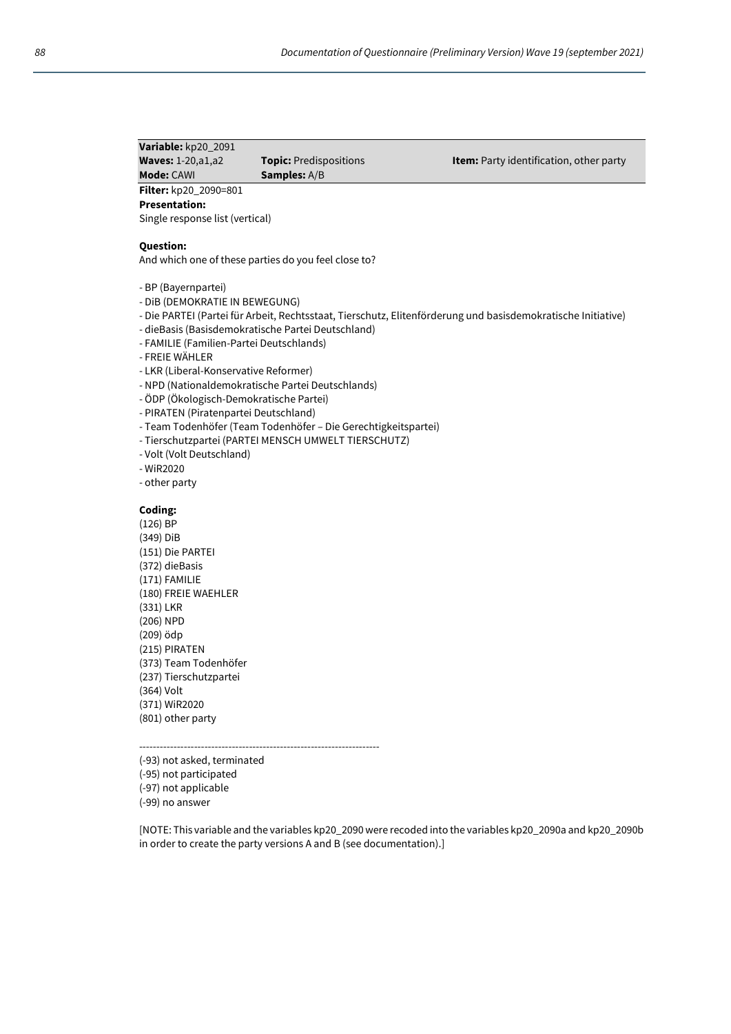**Variable:** kp20_2091
**Waves:** 1-20,a1,a2 **Topic:** Predispositions **Item:** Party identification, other party
**Mode:** CAWI **Samples:** A/B

**Filter:** kp20_2090=801

**Presentation:**
Single response list (vertical)

**Question:**
And which one of these parties do you feel close to?

- BP (Bayernpartei)
- DiB (DEMOKRATIE IN BEWEGUNG)
- Die PARTEI (Partei für Arbeit, Rechtsstaat, Tierschutz, Elitenförderung und basisdemokratische Initiative)
- dieBasis (Basisdemokratische Partei Deutschland)
- FAMILIE (Familien-Partei Deutschlands)
- FREIE WÄHLER
- LKR (Liberal-Konservative Reformer)
- NPD (Nationaldemokratische Partei Deutschlands)
- ÖDP (Ökologisch-Demokratische Partei)
- PIRATEN (Piratenpartei Deutschland)
- Team Todenhöfer (Team Todenhöfer – Die Gerechtigkeitspartei)
- Tierschutzpartei (PARTEI MENSCH UMWELT TIERSCHUTZ)
- Volt (Volt Deutschland)
- WiR2020
- other party

**Coding:**
(126) BP
(349) DiB
(151) Die PARTEI
(372) dieBasis
(171) FAMILIE
(180) FREIE WAEHLER
(331) LKR
(206) NPD
(209) ödp
(215) PIRATEN
(373) Team Todenhöfer
(237) Tierschutzpartei
(364) Volt
(371) WiR2020
(801) other party

----------------------------------------------------------------------

(-93) not asked, terminated
(-95) not participated
(-97) not applicable
(-99) no answer

[NOTE: This variable and the variables kp20_2090 were recoded into the variables kp20_2090a and kp20_2090b in order to create the party versions A and B (see documentation).]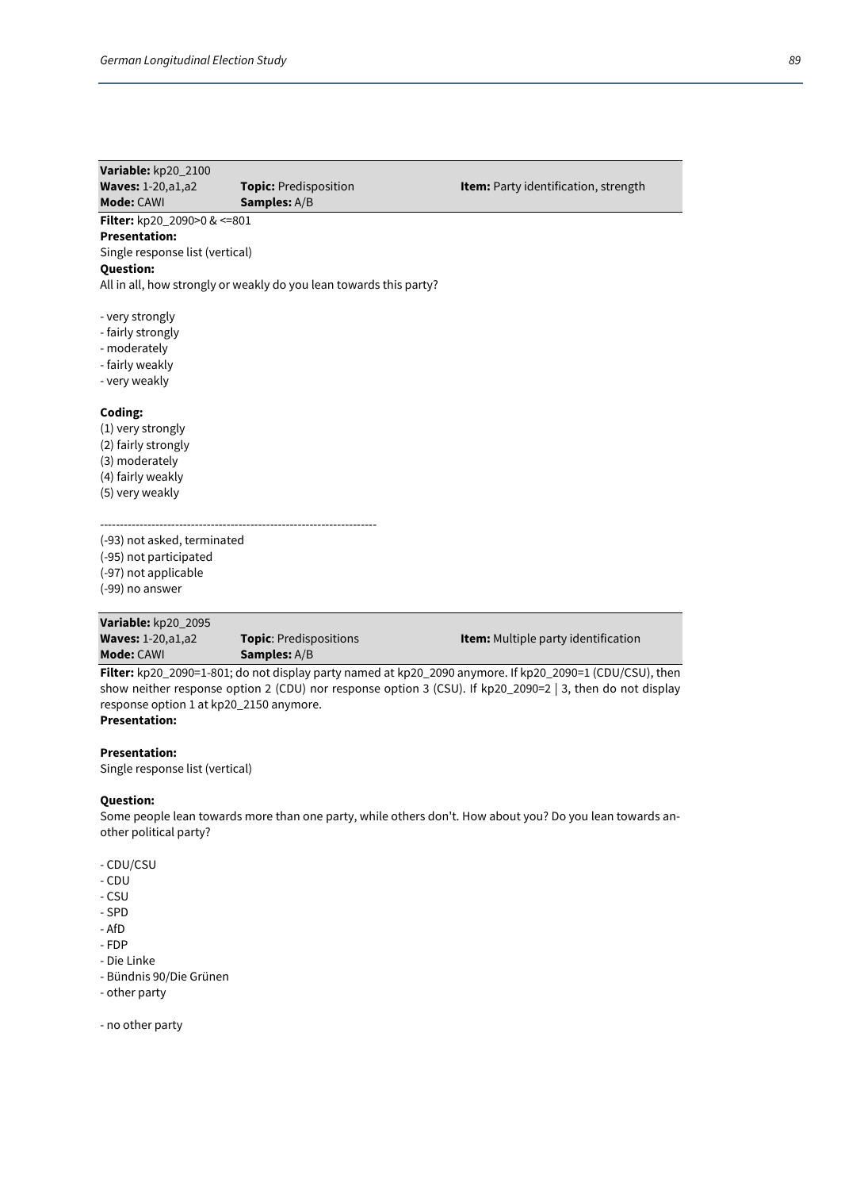**Variable:** kp20_2100
**Waves:** 1-20,a1,a2 **Topic:** Predisposition **Item:** Party identification, strength
**Mode:** CAWI **Samples:** A/B

**Filter:** kp20_2090>0 & <=801
**Presentation:**
Single response list (vertical)
**Question:**
All in all, how strongly or weakly do you lean towards this party?

- very strongly
- fairly strongly
- moderately
- fairly weakly
- very weakly

**Coding:**
(1) very strongly
(2) fairly strongly
(3) moderately
(4) fairly weakly
(5) very weakly

---------------------------------------------------------------------
(-93) not asked, terminated
(-95) not participated
(-97) not applicable
(-99) no answer

**Variable:** kp20_2095
**Waves:** 1-20,a1,a2 **Topic**: Predispositions **Item:** Multiple party identification
**Mode:** CAWI **Samples:** A/B

**Filter:** kp20_2090=1-801; do not display party named at kp20_2090 anymore. If kp20_2090=1 (CDU/CSU), then show neither response option 2 (CDU) nor response option 3 (CSU). If kp20_2090=2 | 3, then do not display response option 1 at kp20_2150 anymore.
**Presentation:**

**Presentation:**
Single response list (vertical)

**Question:**
Some people lean towards more than one party, while others don't. How about you? Do you lean towards another political party?

- CDU/CSU
- CDU
- CSU
- SPD
- AfD
- FDP
- Die Linke
- Bündnis 90/Die Grünen
- other party

- no other party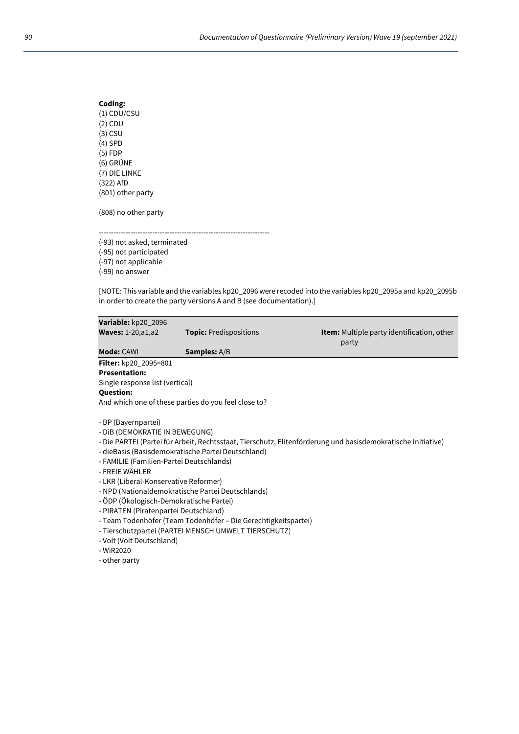**Coding:**
(1) CDU/CSU
(2) CDU
(3) CSU
(4) SPD
(5) FDP
(6) GRÜNE
(7) DIE LINKE
(322) AfD
(801) other party

(808) no other party

----------------------------------------------------------------------
(-93) not asked, terminated
(-95) not participated
(-97) not applicable
(-99) no answer

[NOTE: This variable and the variables kp20_2096 were recoded into the variables kp20_2095a and kp20_2095b in order to create the party versions A and B (see documentation).]

| **Variable:** kp20_2096 | | |
|---|---|---|
| **Waves:** 1-20,a1,a2 | **Topic:** Predispositions | **Item:** Multiple party identification, other party |
| **Mode:** CAWI | **Samples:** A/B | |

**Filter:** kp20_2095=801
**Presentation:**
Single response list (vertical)
**Question:**
And which one of these parties do you feel close to?

- BP (Bayernpartei)
- DiB (DEMOKRATIE IN BEWEGUNG)
- Die PARTEI (Partei für Arbeit, Rechtsstaat, Tierschutz, Elitenförderung und basisdemokratische Initiative)
- dieBasis (Basisdemokratische Partei Deutschland)
- FAMILIE (Familien-Partei Deutschlands)
- FREIE WÄHLER
- LKR (Liberal-Konservative Reformer)
- NPD (Nationaldemokratische Partei Deutschlands)
- ÖDP (Ökologisch-Demokratische Partei)
- PIRATEN (Piratenpartei Deutschland)
- Team Todenhöfer (Team Todenhöfer – Die Gerechtigkeitspartei)
- Tierschutzpartei (PARTEI MENSCH UMWELT TIERSCHUTZ)
- Volt (Volt Deutschland)
- WiR2020
- other party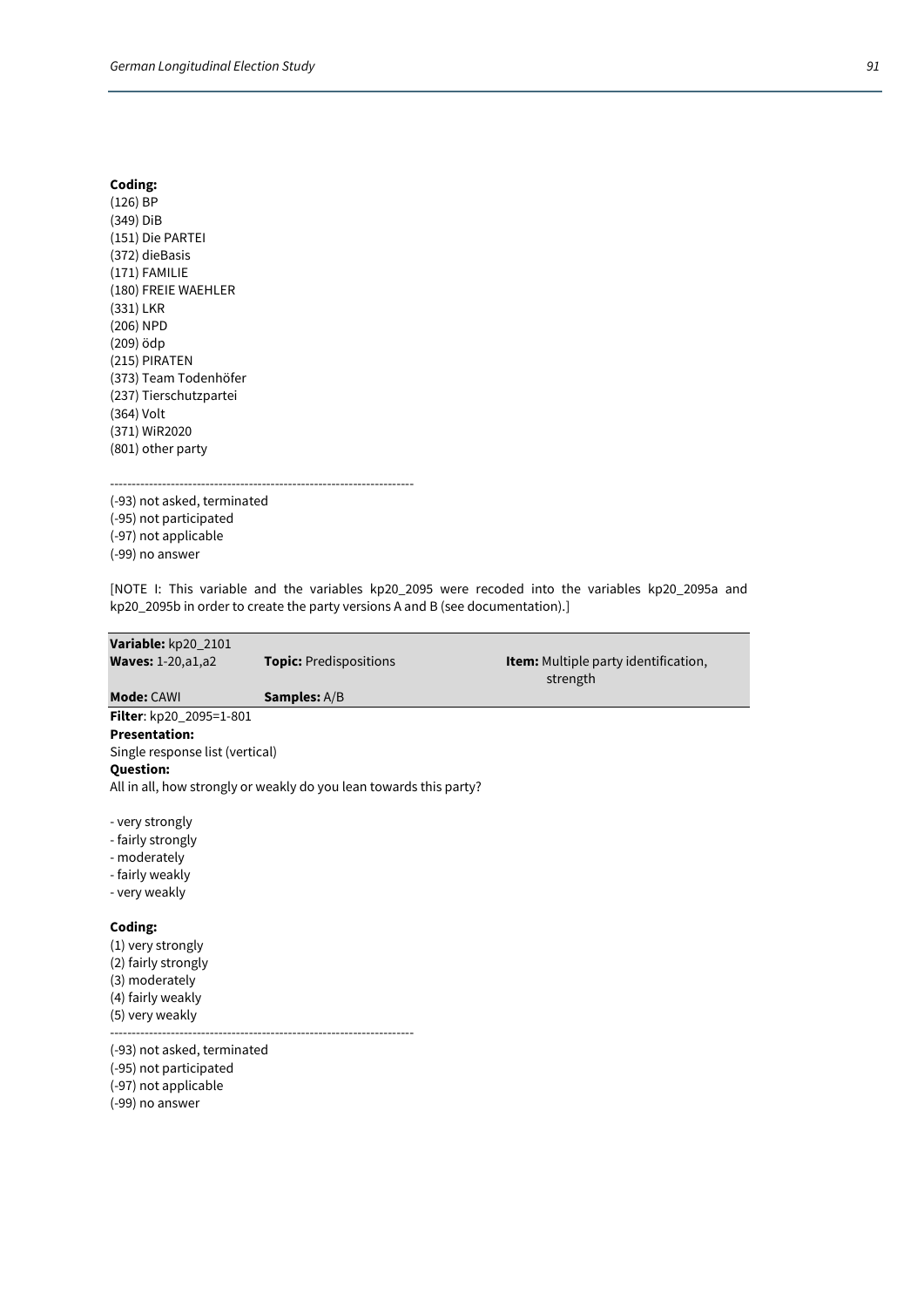**Coding:**
(126) BP
(349) DiB
(151) Die PARTEI
(372) dieBasis
(171) FAMILIE
(180) FREIE WAEHLER
(331) LKR
(206) NPD
(209) ödp
(215) PIRATEN
(373) Team Todenhöfer
(237) Tierschutzpartei
(364) Volt
(371) WiR2020
(801) other party

---------------------------------------------------------------------
(-93) not asked, terminated
(-95) not participated
(-97) not applicable
(-99) no answer

[NOTE I: This variable and the variables kp20_2095 were recoded into the variables kp20_2095a and kp20_2095b in order to create the party versions A and B (see documentation).]

| **Variable:** kp20_2101 | | |
|---|---|---|
| **Waves:** 1-20,a1,a2 | **Topic:** Predispositions | **Item:** Multiple party identification, strength |
| **Mode:** CAWI | **Samples:** A/B | |

**Filter**: kp20_2095=1-801
**Presentation:**
Single response list (vertical)
**Question:**
All in all, how strongly or weakly do you lean towards this party?

- very strongly
- fairly strongly
- moderately
- fairly weakly
- very weakly

**Coding:**
(1) very strongly
(2) fairly strongly
(3) moderately
(4) fairly weakly
(5) very weakly

---------------------------------------------------------------------
(-93) not asked, terminated
(-95) not participated
(-97) not applicable
(-99) no answer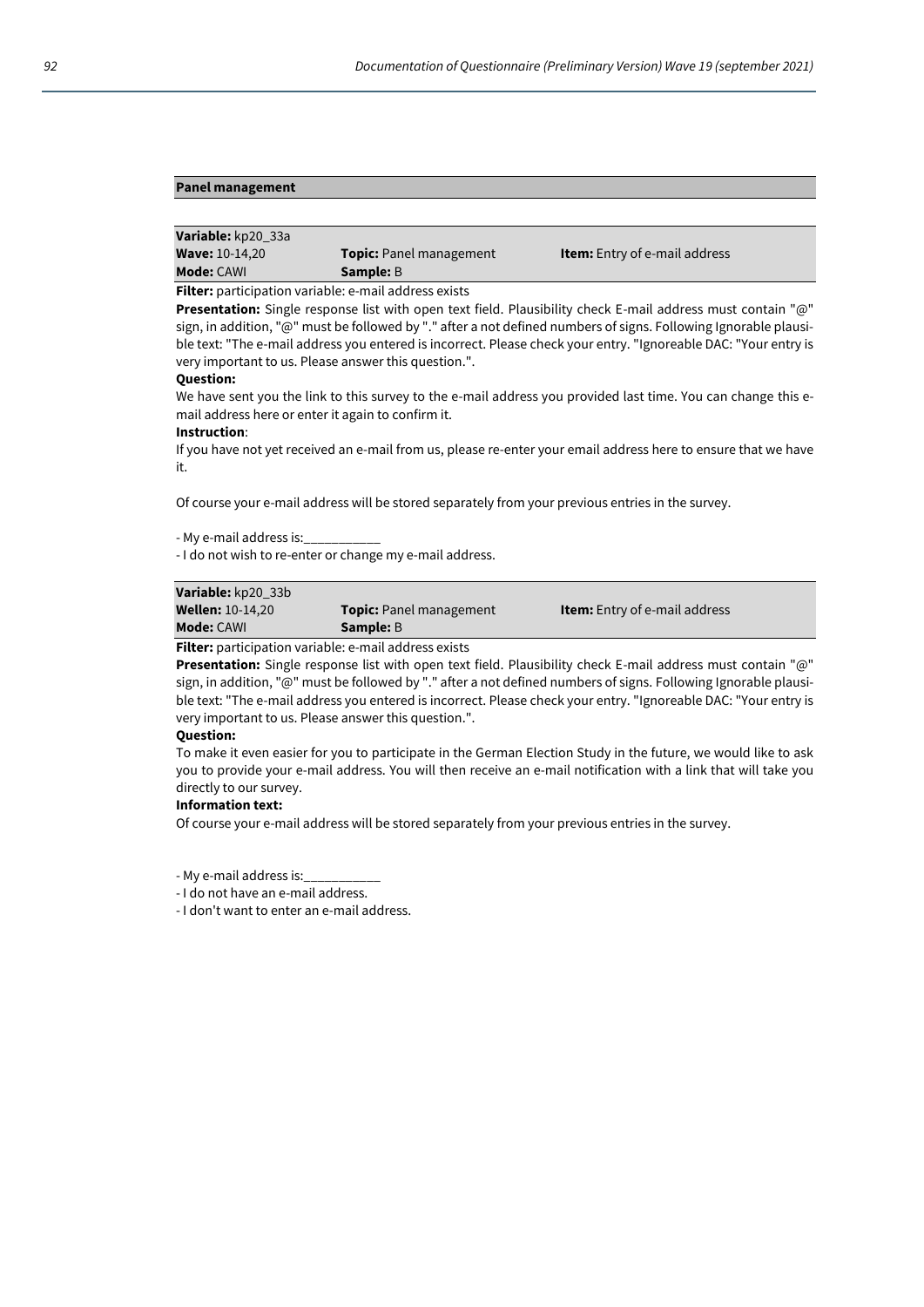## Panel management

| **Variable:** kp20_33a | | |
|---|---|---|
| **Wave:** 10-14,20 | **Topic:** Panel management | **Item:** Entry of e-mail address |
| **Mode:** CAWI | **Sample:** B | |

**Filter:** participation variable: e-mail address exists

**Presentation:** Single response list with open text field. Plausibility check E-mail address must contain "@" sign, in addition, "@" must be followed by "." after a not defined numbers of signs. Following Ignorable plausible text: "The e-mail address you entered is incorrect. Please check your entry. "Ignoreable DAC: "Your entry is very important to us. Please answer this question.".

**Question:**

We have sent you the link to this survey to the e-mail address you provided last time. You can change this e-mail address here or enter it again to confirm it.

**Instruction**:

If you have not yet received an e-mail from us, please re-enter your email address here to ensure that we have it.

Of course your e-mail address will be stored separately from your previous entries in the survey.

- My e-mail address is:___________
- I do not wish to re-enter or change my e-mail address.

| **Variable:** kp20_33b | | |
|---|---|---|
| **Wellen:** 10-14,20 | **Topic:** Panel management | **Item:** Entry of e-mail address |
| **Mode:** CAWI | **Sample:** B | |

**Filter:** participation variable: e-mail address exists

**Presentation:** Single response list with open text field. Plausibility check E-mail address must contain "@" sign, in addition, "@" must be followed by "." after a not defined numbers of signs. Following Ignorable plausible text: "The e-mail address you entered is incorrect. Please check your entry. "Ignoreable DAC: "Your entry is very important to us. Please answer this question.".

**Question:**

To make it even easier for you to participate in the German Election Study in the future, we would like to ask you to provide your e-mail address. You will then receive an e-mail notification with a link that will take you directly to our survey.

**Information text:**

Of course your e-mail address will be stored separately from your previous entries in the survey.

- My e-mail address is:___________
- I do not have an e-mail address.
- I don't want to enter an e-mail address.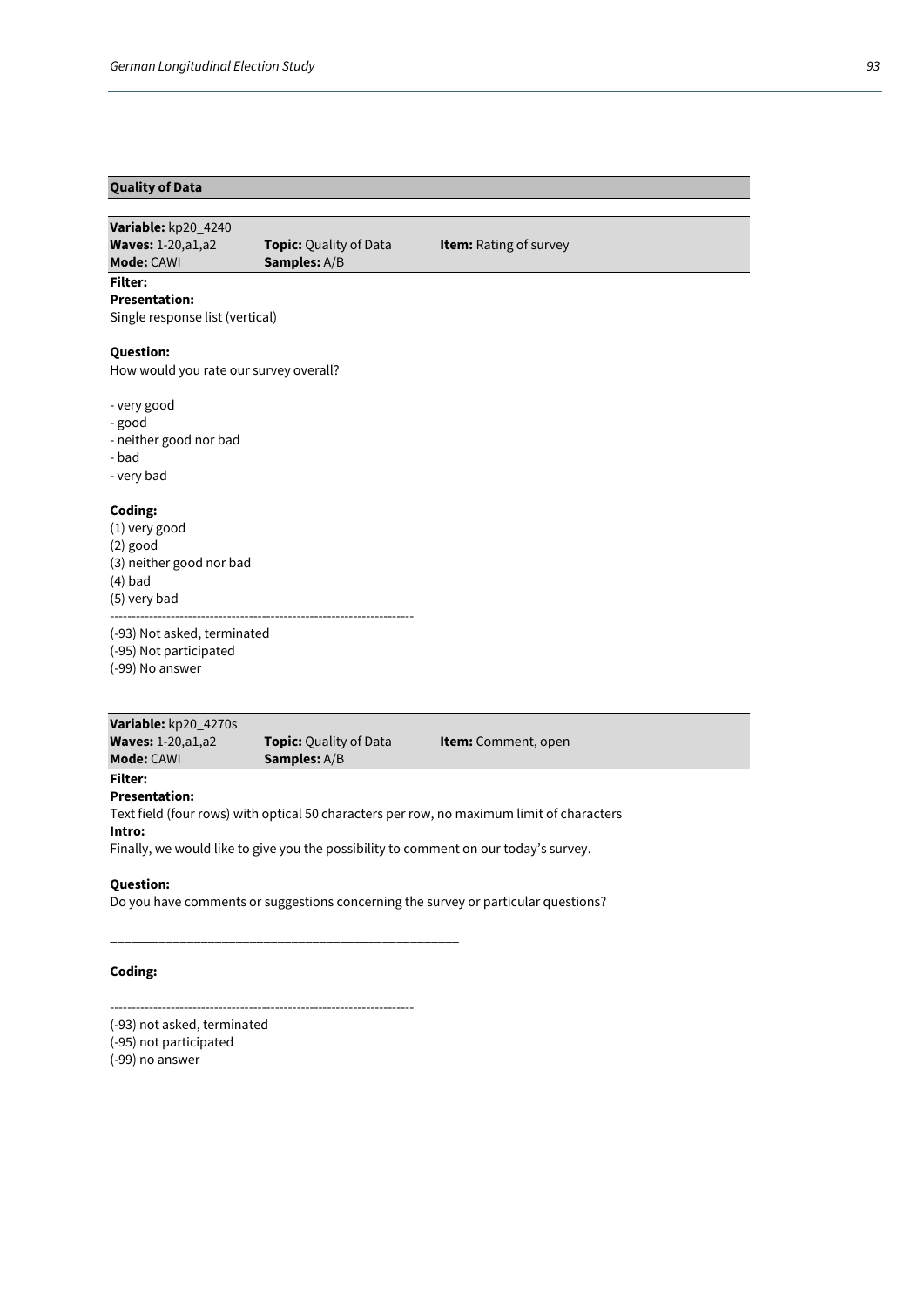## Quality of Data

**Variable:** kp20_4240
**Waves:** 1-20,a1,a2 **Topic:** Quality of Data **Item:** Rating of survey
**Mode:** CAWI **Samples:** A/B

**Filter:**
**Presentation:**
Single response list (vertical)

**Question:**
How would you rate our survey overall?

- very good
- good
- neither good nor bad
- bad
- very bad

**Coding:**
(1) very good
(2) good
(3) neither good nor bad
(4) bad
(5) very bad

---------------------------------------------------------------------
(-93) Not asked, terminated
(-95) Not participated
(-99) No answer

**Variable:** kp20_4270s
**Waves:** 1-20,a1,a2 **Topic:** Quality of Data **Item:** Comment, open
**Mode:** CAWI **Samples:** A/B

**Filter:**
**Presentation:**
Text field (four rows) with optical 50 characters per row, no maximum limit of characters
**Intro:**
Finally, we would like to give you the possibility to comment on our today's survey.

**Question:**
Do you have comments or suggestions concerning the survey or particular questions?

_______________________________________________

**Coding:**

---------------------------------------------------------------------
(-93) not asked, terminated
(-95) not participated
(-99) no answer